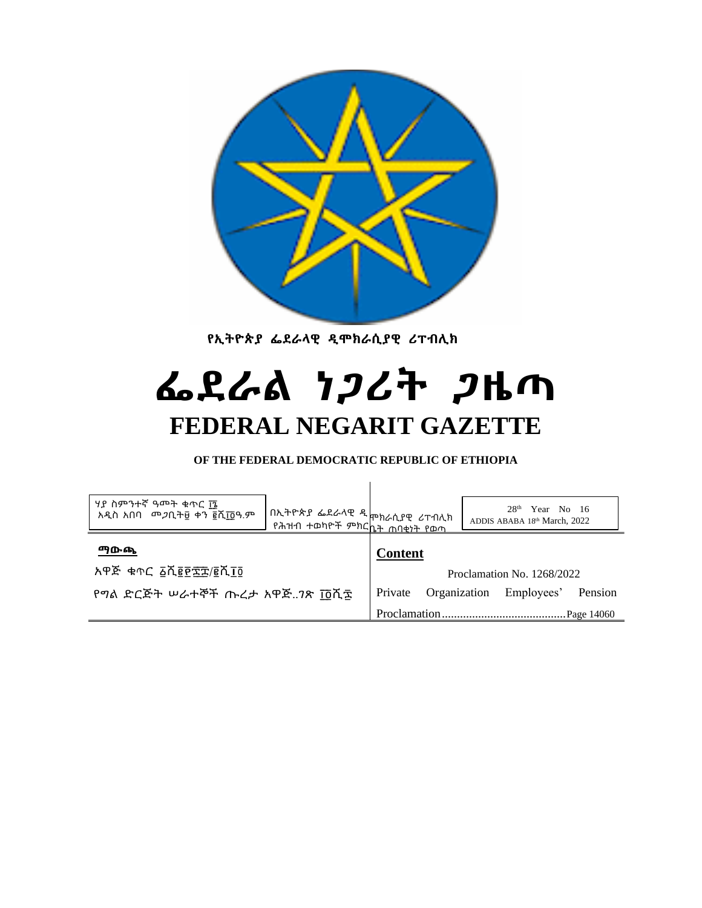የኢትዮጵያ ፌደራላዊ ዲሞክራሲያዊ ሪፐብሊክ

# ፌደራል ነጋሪት ጋዜጣ

# FEDERAL NEGARIT GAZETTE

**OF THE FEDERAL DEMOCRATIC REPUBLIC OF ETHIOPIA**

ሃያ ስምንተኛ ዓመት ቁጥር ፲፮
አዲስ አበባ መጋቢት ፱ ቀን ፪ሺ፲፬ ዓ.ም

በኢትዮጵያ ፌደራላዊ ዲሞክራሲያዊ ሪፐብሊክ
የሕዝብ ተወካዮች ምክርቤት ጠባቂነት የወጣ

28th Year No 16
ADDIS ABABA 18th March, 2022

**ማውጫ**

አዋጅ ቁጥር ፩ሺ፪፻፷፰/፪ሺ፲፬

የግል ድርጅት ሠራተኞች ጡረታ አዋጅ..ገጽ ፲፬ሺ፷

**Content**

Proclamation No. 1268/2022

Private Organization Employees' Pension Proclamation..........................................Page 14060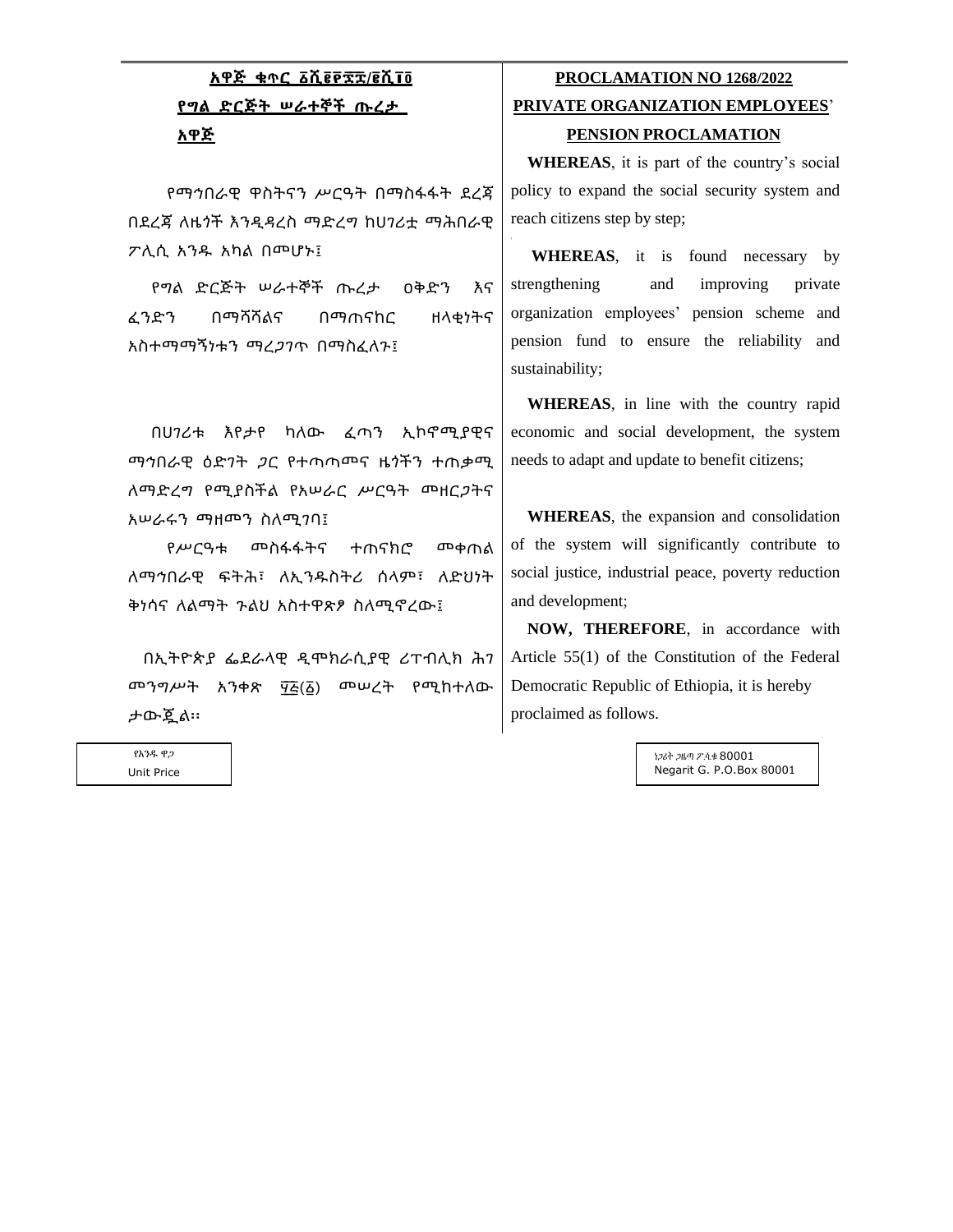# አዋጅ ቁጥር ፩ሺ፪፻፷፰/፪ሺ፲፬

## የግል ድርጅት ሠራተኞች ጡረታ አዋጅ

የማኅበራዊ ዋስትናን ሥርዓት በማስፋፋት ደረጃ በደረጃ ለዜጎች እንዲዳረስ ማድረግ ከሀገሪቷ ማሕበራዊ ፖሊሲ አንዱ አካል በመሆኑ፤

የግል ድርጅት ሠራተኞች ጡረታ ዐቅድን እና ፈንድን በማሻሻልና በማጠናከር ዘላቂነትና አስተማማኝነቱን ማረጋገጥ በማስፈለጉ፤

በሀገሪቱ እየታየ ካለው ፈጣን ኢኮኖሚያዊና ማኅበራዊ ዕድገት ጋር የተጣጣመና ዜጎችን ተጠቃሚ ለማድረግ የሚያስችል የአሠራር ሥርዓት መዘርጋትና አሠራሩን ማዘመን ስለሚገባ፤

የሥርዓቱ መስፋፋትና ተጠናክሮ መቀጠል ለማኅበራዊ ፍትሕ፣ ለኢንዱስትሪ ሰላም፣ ለድህነት ቅነሳና ለልማት ጉልህ አስተዋጽዖ ስለሚኖረው፤

በኢትዮጵያ ፌደራላዊ ዲሞክራሲያዊ ሪፐብሊክ ሕገ መንግሥት አንቀጽ ፶፭(፩) መሠረት የሚከተለው ታውጇል፡፡

# PROCLAMATION NO 1268/2022

## PRIVATE ORGANIZATION EMPLOYEES' PENSION PROCLAMATION

**WHEREAS**, it is part of the country's social policy to expand the social security system and reach citizens step by step;

**WHEREAS**, it is found necessary by strengthening and improving private organization employees' pension scheme and pension fund to ensure the reliability and sustainability;

**WHEREAS**, in line with the country rapid economic and social development, the system needs to adapt and update to benefit citizens;

**WHEREAS**, the expansion and consolidation of the system will significantly contribute to social justice, industrial peace, poverty reduction and development;

**NOW, THEREFORE**, in accordance with Article 55(1) of the Constitution of the Federal Democratic Republic of Ethiopia, it is hereby proclaimed as follows.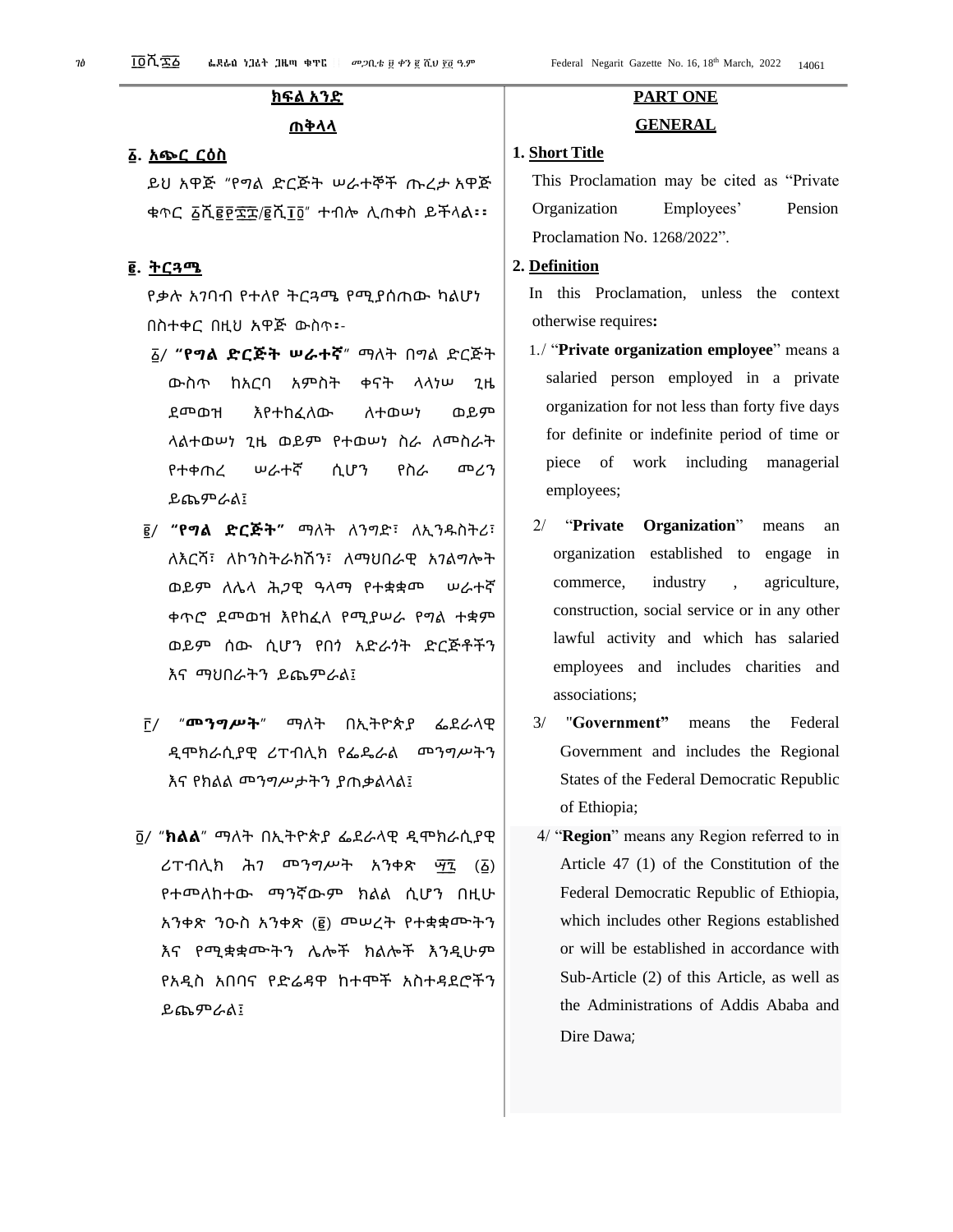## ክፍል አንድ

## ጠቅላላ

**፩. አጭር ርዕስ**

ይህ አዋጅ "የግል ድርጅት ሠራተኞች ጡረታ አዋጅ ቁጥር ፩ሺ፪፻፷፰/፪ሺ፲፬" ተብሎ ሊጠቀስ ይችላል፡፡

**፪. ትርጓሜ**

የቃሉ አገባብ የተለየ ትርጓሜ የሚያሰጠው ካልሆነ በስተቀር በዚህ አዋጅ ውስጥ፦

፩/ **"የግል ድርጅት ሠራተኛ"** ማለት በግል ድርጅት ውስጥ ከአርባ አምስት ቀናት ላላነሠ ጊዜ ደመወዝ እየተከፈለው ለተወሠነ ወይም ላልተወሠነ ጊዜ ወይም የተወሠነ ስራ ለመስራት የተቀጠረ ሠራተኛ ሲሆን የስራ መሪን ይጨምራል፤

፪/ **"የግል ድርጅት"** ማለት ለንግድ፣ ለኢንዱስትሪ፣ ለእርሻ፣ ለኮንስትራክሽን፣ ለማህበራዊ አገልግሎት ወይም ለሌላ ሕጋዊ ዓላማ የተቋቋመ ሠራተኛ ቀጥሮ ደመወዝ እየከፈለ የሚያሠራ የግል ተቋም ወይም ሰው ሲሆን የበጎ አድራጎት ድርጅቶችን እና ማህበራትን ይጨምራል፤

፫/ "**መንግሥት**" ማለት በኢትዮጵያ ፌደራላዊ ዲሞክራሲያዊ ሪፐብሊክ የፌዴራል መንግሥትን እና የክልል መንግሥታትን ያጠቃልላል፤

፬/ "**ክልል**" ማለት በኢትዮጵያ ፌደራላዊ ዲሞክራሲያዊ ሪፐብሊክ ሕገ መንግሥት አንቀጽ ፵፯ (፩) የተመለከተው ማንኛውም ክልል ሲሆን በዚሁ አንቀጽ ንዑስ አንቀጽ (፪) መሠረት የተቋቋሙትን እና የሚቋቋሙትን ሌሎች ክልሎች እንዲሁም የአዲስ አበባና የድሬዳዋ ከተሞች አስተዳደሮችን ይጨምራል፤

## PART ONE

## GENERAL

**1. Short Title**

This Proclamation may be cited as "Private Organization Employees' Pension Proclamation No. 1268/2022".

**2. Definition**

In this Proclamation, unless the context otherwise requires**:**

1./ "**Private organization employee**" means a salaried person employed in a private organization for not less than forty five days for definite or indefinite period of time or piece of work including managerial employees;

2/ "**Private Organization**" means an organization established to engage in commerce, industry , agriculture, construction, social service or in any other lawful activity and which has salaried employees and includes charities and associations;

3/ "**Government"** means the Federal Government and includes the Regional States of the Federal Democratic Republic of Ethiopia;

4/ "**Region**" means any Region referred to in Article 47 (1) of the Constitution of the Federal Democratic Republic of Ethiopia, which includes other Regions established or will be established in accordance with Sub-Article (2) of this Article, as well as the Administrations of Addis Ababa and Dire Dawa;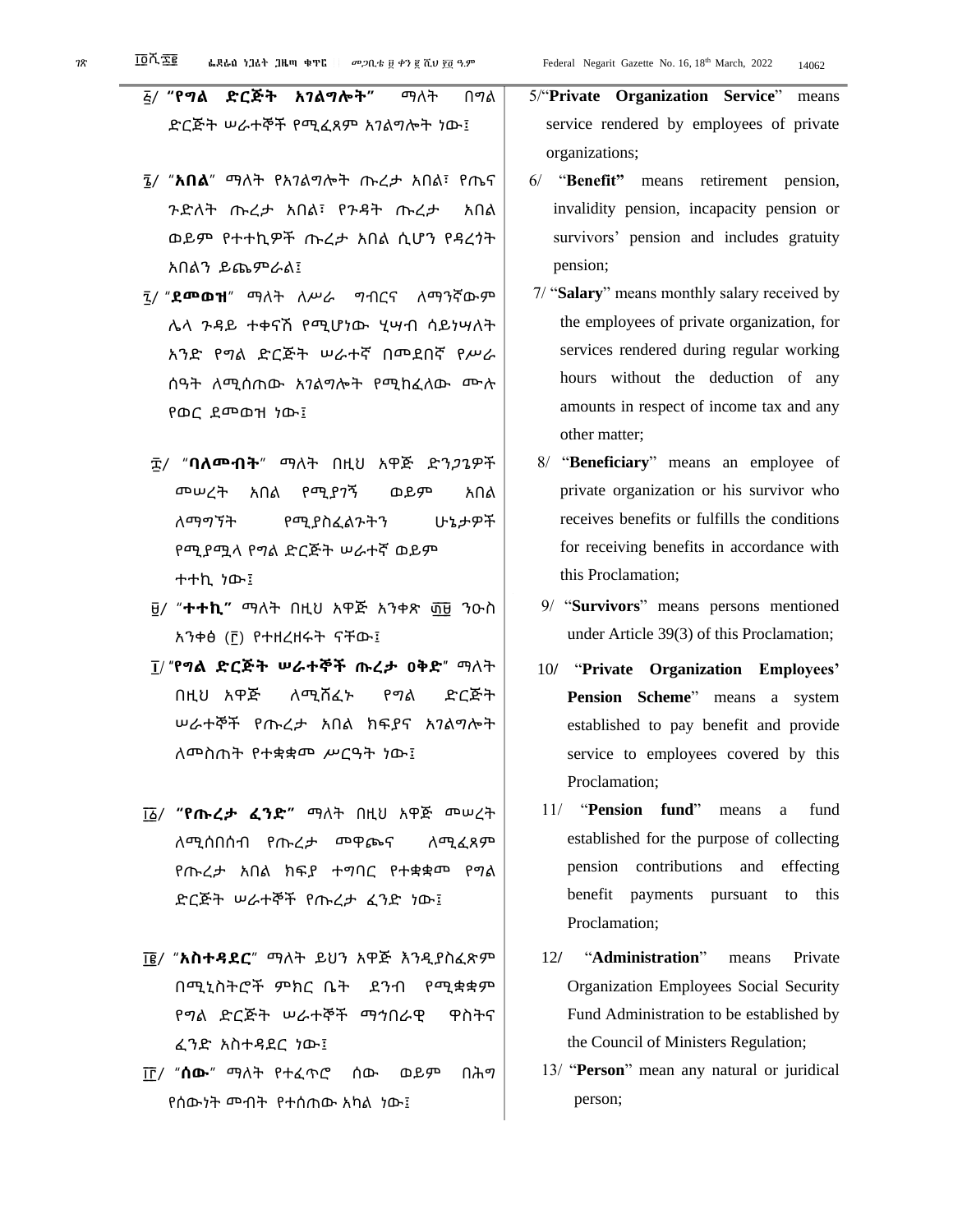፭/ **"የግል ድርጅት አገልግሎት"** ማለት በግል ድርጅት ሠራተኞች የሚፈጸም አገልግሎት ነው፤

፮/ "**አበል**" ማለት የአገልግሎት ጡረታ አበል፣ የጤና ጉድለት ጡረታ አበል፣ የጉዳት ጡረታ አበል ወይም የተተኪዎች ጡረታ አበል ሲሆን የዳረጎት አበልን ይጨምራል፤

፯/ "**ደመወዝ**" ማለት ለሥራ ግብርና ለማንኛውም ሌላ ጉዳይ ተቀናሽ የሚሆነው ሂሣብ ሳይነሣለት አንድ የግል ድርጅት ሠራተኛ በመደበኛ የሥራ ሰዓት ለሚሰጠው አገልግሎት የሚከፈለው ሙሉ የወር ደመወዝ ነው፤

፰/ "**ባለመብት**" ማለት በዚህ አዋጅ ድንጋጌዎች መሠረት አበል የሚያገኝ ወይም አበል ለማግኘት የሚያስፈልጉትን ሁኔታዎች የሚያሟላ የግል ድርጅት ሠራተኛ ወይም ተተኪ ነው፤

፱/ "**ተተኪ"** ማለት በዚህ አዋጅ አንቀጽ ፴፱ ንዑስ አንቀፅ (፫) የተዘረዘሩት ናቸው፤

፲/ "**የግል ድርጅት ሠራተኞች ጡረታ ዐቅድ**" ማለት በዚህ አዋጅ ለሚሸፈኑ የግል ድርጅት ሠራተኞች የጡረታ አበል ክፍያና አገልግሎት ለመስጠት የተቋቋመ ሥርዓት ነው፤

፲፩/ **"የጡረታ ፈንድ"** ማለት በዚህ አዋጅ መሠረት ለሚሰበሰብ የጡረታ መዋጮና ለሚፈጸም የጡረታ አበል ክፍያ ተግባር የተቋቋመ የግል ድርጅት ሠራተኞች የጡረታ ፈንድ ነው፤

፲፪/ "**አስተዳደር**" ማለት ይህን አዋጅ እንዲያስፈጽም በሚኒስትሮች ምክር ቤት ደንብ የሚቋቋም የግል ድርጅት ሠራተኞች ማኅበራዊ ዋስትና ፈንድ አስተዳደር ነው፤

፲፫/ "**ሰው**" ማለት የተፈጥሮ ሰው ወይም በሕግ የሰውነት መብት የተሰጠው አካል ነው፤

5/"**Private Organization Service**" means service rendered by employees of private organizations;

6/ "**Benefit"** means retirement pension, invalidity pension, incapacity pension or survivors' pension and includes gratuity pension;

7/ "**Salary**" means monthly salary received by the employees of private organization, for services rendered during regular working hours without the deduction of any amounts in respect of income tax and any other matter;

8/ "**Beneficiary**" means an employee of private organization or his survivor who receives benefits or fulfills the conditions for receiving benefits in accordance with this Proclamation;

9/ "**Survivors**" means persons mentioned under Article 39(3) of this Proclamation;

10/ "**Private Organization Employees' Pension Scheme**" means a system established to pay benefit and provide service to employees covered by this Proclamation;

11/ "**Pension fund**" means a fund established for the purpose of collecting pension contributions and effecting benefit payments pursuant to this Proclamation;

12/ "**Administration**" means Private Organization Employees Social Security Fund Administration to be established by the Council of Ministers Regulation;

13/ "**Person**" mean any natural or juridical person;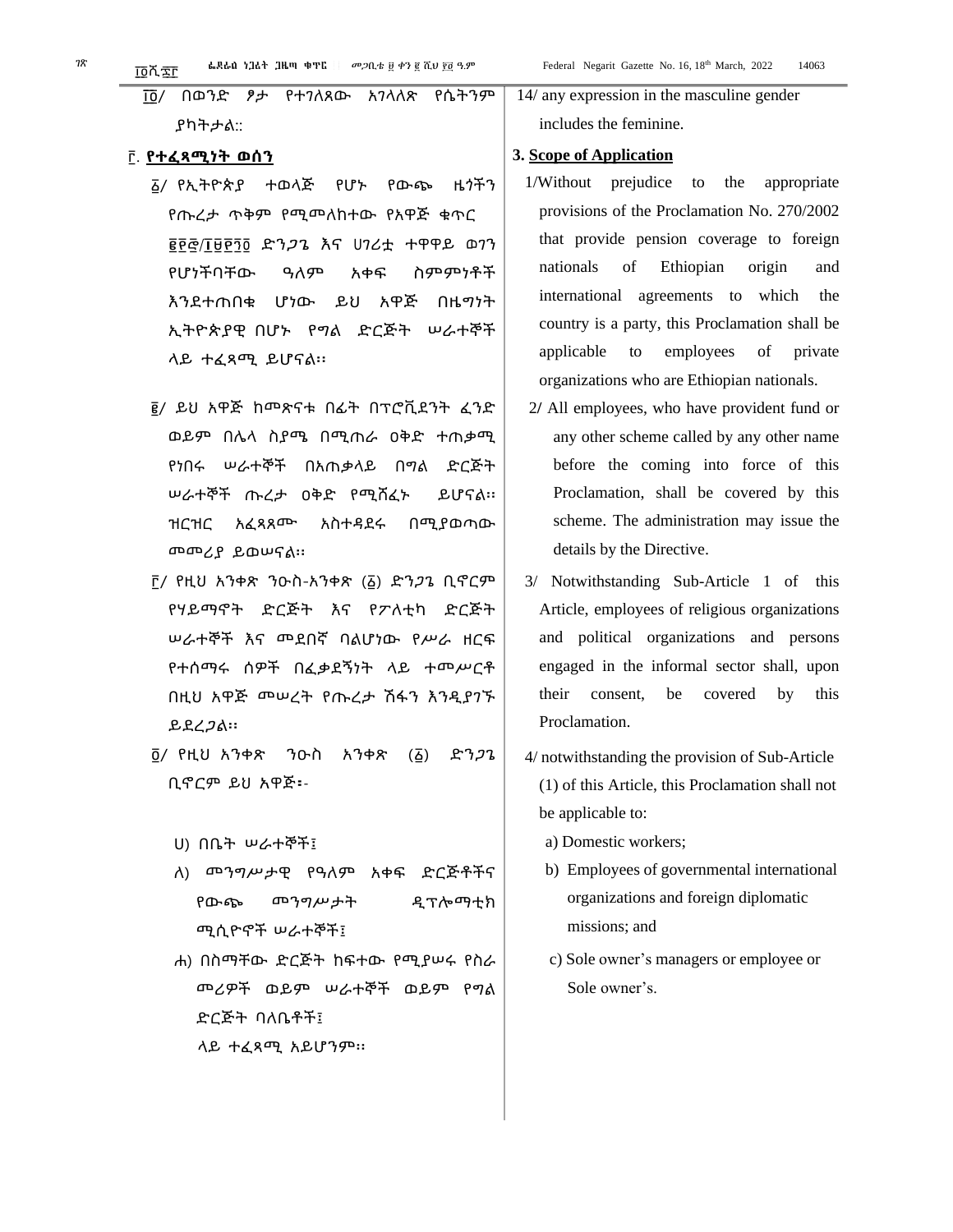፲፬/ በወንድ ፆታ የተገለጸው አገላለጽ የሴትንም ያካትታል፡፡

## ፫. የተፈጻሚነት ወሰን

፩/ የኢትዮጵያ ተወላጅ የሆኑ የውጭ ዜጎችን የጡረታ ጥቅም የሚመለከተው የአዋጅ ቁጥር ፪፻፸/፲፱፻፺፬ ድንጋጌ እና ሀገሪቷ ተዋዋይ ወገን የሆነችባቸው ዓለም አቀፍ ስምምነቶች እንደተጠበቁ ሆነው ይህ አዋጅ በዜግነት ኢትዮጵያዊ በሆኑ የግል ድርጅት ሠራተኞች ላይ ተፈጻሚ ይሆናል፡፡

፪/ ይህ አዋጅ ከመጽናቱ በፊት በፕሮቪደንት ፈንድ ወይም በሌላ ስያሜ በሚጠራ ዐቅድ ተጠቃሚ የነበሩ ሠራተኞች በአጠቃላይ በግል ድርጅት ሠራተኞች ጡረታ ዐቅድ የሚሸፈኑ ይሆናል፡፡ ዝርዝር አፈጻጸሙ አስተዳደሩ በሚያወጣው መመሪያ ይወሠናል፡፡

፫/ የዚህ አንቀጽ ንዑስ-አንቀጽ (፩) ድንጋጌ ቢኖርም የሃይማኖት ድርጅቶች እና የፖለቲካ ድርጅት ሠራተኞች እና መደበኛ ባልሆነው የሥራ ዘርፍ የተሰማሩ ሰዎች በፈቃደኝነት ላይ ተመሥርቶ በዚህ አዋጅ መሠረት የጡረታ ሽፋን እንዲያገኙ ይደረጋል፡፡

፬/ የዚህ አንቀጽ ንዑስ አንቀጽ (፩) ድንጋጌ ቢኖርም ይህ አዋጅ፡-

ሀ) በቤት ሠራተኞች፤

ለ) መንግሥታዊ የዓለም አቀፍ ድርጅቶችና የውጭ መንግሥታት ዲፕሎማቲክ ሚሲዮኖች ሠራተኞች፤

ሐ) በስማቸው ድርጅት ከፍተው የሚያሠሩ የስራ መሪዎች ወይም ሠራተኞች ወይም የግል ድርጅት ባለቤቶች፤

ላይ ተፈጻሚ አይሆንም፡፡

14/ any expression in the masculine gender includes the feminine.

## 3. Scope of Application

1/Without prejudice to the appropriate provisions of the Proclamation No. 270/2002 that provide pension coverage to foreign nationals of Ethiopian origin and international agreements to which the country is a party, this Proclamation shall be applicable to employees of private organizations who are Ethiopian nationals.

2/ All employees, who have provident fund or any other scheme called by any other name before the coming into force of this Proclamation, shall be covered by this scheme. The administration may issue the details by the Directive.

3/ Notwithstanding Sub-Article 1 of this Article, employees of religious organizations and political organizations and persons engaged in the informal sector shall, upon their consent, be covered by this Proclamation.

4/ notwithstanding the provision of Sub-Article (1) of this Article, this Proclamation shall not be applicable to:

a) Domestic workers;

b) Employees of governmental international organizations and foreign diplomatic missions; and

c) Sole owner's managers or employee or Sole owner's.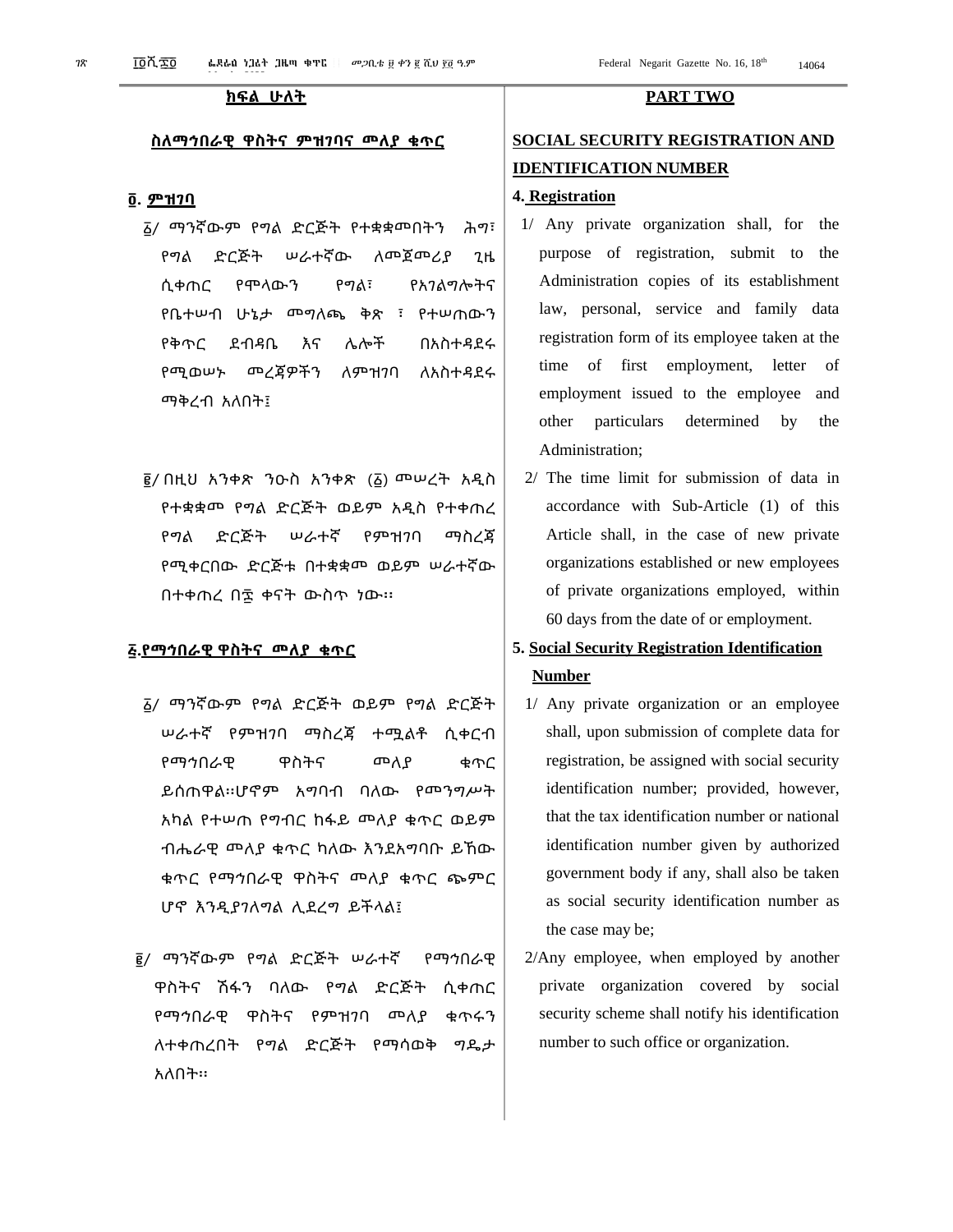## ክፍል ሁለት

## ስለማኅበራዊ ዋስትና ምዝገባና መለያ ቁጥር

### ፬. ምዝገባ

፩/ ማንኛውም የግል ድርጅት የተቋቋመበትን ሕግ፣ የግል ድርጅት ሠራተኛው ለመጀመሪያ ጊዜ ሲቀጠር የሞላውን የግል፣ የአገልግሎትና የቤተሠብ ሁኔታ መግለጫ ቅጽ ፣ የተሠጠውን የቅጥር ደብዳቤ እና ሌሎች በአስተዳደሩ የሚወሠኑ መረጃዎችን ለምዝገባ ለአስተዳደሩ ማቅረብ አለበት፤

፪/ በዚህ አንቀጽ ንዑስ አንቀጽ (፩) መሠረት አዲስ የተቋቋመ የግል ድርጅት ወይም አዲስ የተቀጠረ የግል ድርጅት ሠራተኛ የምዝገባ ማስረጃ የሚቀርበው ድርጅቱ በተቋቋመ ወይም ሠራተኛው በተቀጠረ በ፷ ቀናት ውስጥ ነው፡፡

### ፭.የማኅበራዊ ዋስትና መለያ ቁጥር

፩/ ማንኛውም የግል ድርጅት ወይም የግል ድርጅት ሠራተኛ የምዝገባ ማስረጃ ተሟልቶ ሲቀርብ የማኅበራዊ ዋስትና መለያ ቁጥር ይሰጠዋል፡፡ሆኖም አግባብ ባለው የመንግሥት አካል የተሠጠ የግብር ከፋይ መለያ ቁጥር ወይም ብሔራዊ መለያ ቁጥር ካለው እንደአግባቡ ይኸው ቁጥር የማኅበራዊ ዋስትና መለያ ቁጥር ጭምር ሆኖ እንዲያገለግል ሊደረግ ይችላል፤

፪/ ማንኛውም የግል ድርጅት ሠራተኛ የማኅበራዊ ዋስትና ሽፋን ባለው የግል ድርጅት ሲቀጠር የማኅበራዊ ዋስትና የምዝገባ መለያ ቁጥሩን ለተቀጠረበት የግል ድርጅት የማሳወቅ ግዴታ አለበት፡፡

## PART TWO

## SOCIAL SECURITY REGISTRATION AND IDENTIFICATION NUMBER

### 4. Registration

1/ Any private organization shall, for the purpose of registration, submit to the Administration copies of its establishment law, personal, service and family data registration form of its employee taken at the time of first employment, letter of employment issued to the employee and other particulars determined by the Administration;

2/ The time limit for submission of data in accordance with Sub-Article (1) of this Article shall, in the case of new private organizations established or new employees of private organizations employed, within 60 days from the date of or employment.

### 5. Social Security Registration Identification Number

1/ Any private organization or an employee shall, upon submission of complete data for registration, be assigned with social security identification number; provided, however, that the tax identification number or national identification number given by authorized government body if any, shall also be taken as social security identification number as the case may be;

2/Any employee, when employed by another private organization covered by social security scheme shall notify his identification number to such office or organization.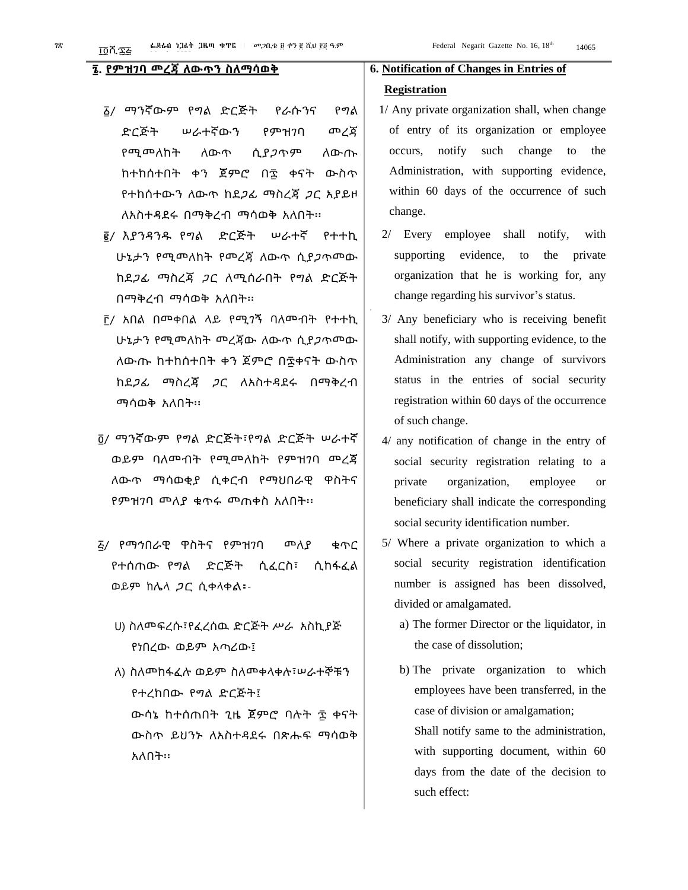## ፮. የምዝገባ መረጃ ለውጥን ስለማሳወቅ

፩/ ማንኛውም የግል ድርጅት የራሱንና የግል ድርጅት ሠራተኛውን የምዝገባ መረጃ የሚመለከት ለውጥ ሲያጋጥም ለውጡ ከተከሰተበት ቀን ጀምሮ በ፷ ቀናት ውስጥ የተከሰተውን ለውጥ ከደጋፊ ማስረጃ ጋር አያይዞ ለአስተዳደሩ በማቅረብ ማሳወቅ አለበት፡፡

፪/ እያንዳንዱ የግል ድርጅት ሠራተኛ የተተኪ ሁኔታን የሚመለከት የመረጃ ለውጥ ሲያጋጥመው ከደጋፊ ማስረጃ ጋር ለሚሰራበት የግል ድርጅት በማቅረብ ማሳወቅ አለበት፡፡

፫/ አበል በመቀበል ላይ የሚገኝ ባለመብት የተተኪ ሁኔታን የሚመለከት መረጃው ለውጥ ሲያጋጥመው ለውጡ ከተከሰተበት ቀን ጀምሮ በ፷ቀናት ውስጥ ከደጋፊ ማስረጃ ጋር ለአስተዳደሩ በማቅረብ ማሳወቅ አለበት፡፡

፬/ ማንኛውም የግል ድርጅት፣የግል ድርጅት ሠራተኛ ወይም ባለመብት የሚመለከት የምዝገባ መረጃ ለውጥ ማሳወቂያ ሲቀርብ የማህበራዊ ዋስትና የምዝገባ መለያ ቁጥሩ መጠቀስ አለበት፡፡

፭/ የማኅበራዊ ዋስትና የምዝገባ መለያ ቁጥር የተሰጠው የግል ድርጅት ሲፈርስ፣ ሲከፋፈል ወይም ከሌላ ጋር ሲቀላቀል፡-

ሀ) ስለመፍረሱ፣የፈረሰዉ ድርጅት ሥራ አስኪያጅ የነበረው ወይም አጣሪው፤

ለ) ስለመከፋፈሉ ወይም ስለመቀላቀሉ፣ሠራተኞቹን የተረከበው የግል ድርጅት፤

ውሳኔ ከተሰጠበት ጊዜ ጀምሮ ባሉት ፷ ቀናት ውስጥ ይህንኑ ለአስተዳደሩ በጽሑፍ ማሳወቅ አለበት፡፡

## 6. Notification of Changes in Entries of Registration

1/ Any private organization shall, when change of entry of its organization or employee occurs, notify such change to the Administration, with supporting evidence, within 60 days of the occurrence of such change.

2/ Every employee shall notify, with supporting evidence, to the private organization that he is working for, any change regarding his survivor's status.

3/ Any beneficiary who is receiving benefit shall notify, with supporting evidence, to the Administration any change of survivors status in the entries of social security registration within 60 days of the occurrence of such change.

4/ any notification of change in the entry of social security registration relating to a private organization, employee or beneficiary shall indicate the corresponding social security identification number.

5/ Where a private organization to which a social security registration identification number is assigned has been dissolved, divided or amalgamated.

a) The former Director or the liquidator, in the case of dissolution;

b) The private organization to which employees have been transferred, in the case of division or amalgamation;

Shall notify same to the administration, with supporting document, within 60 days from the date of the decision to such effect: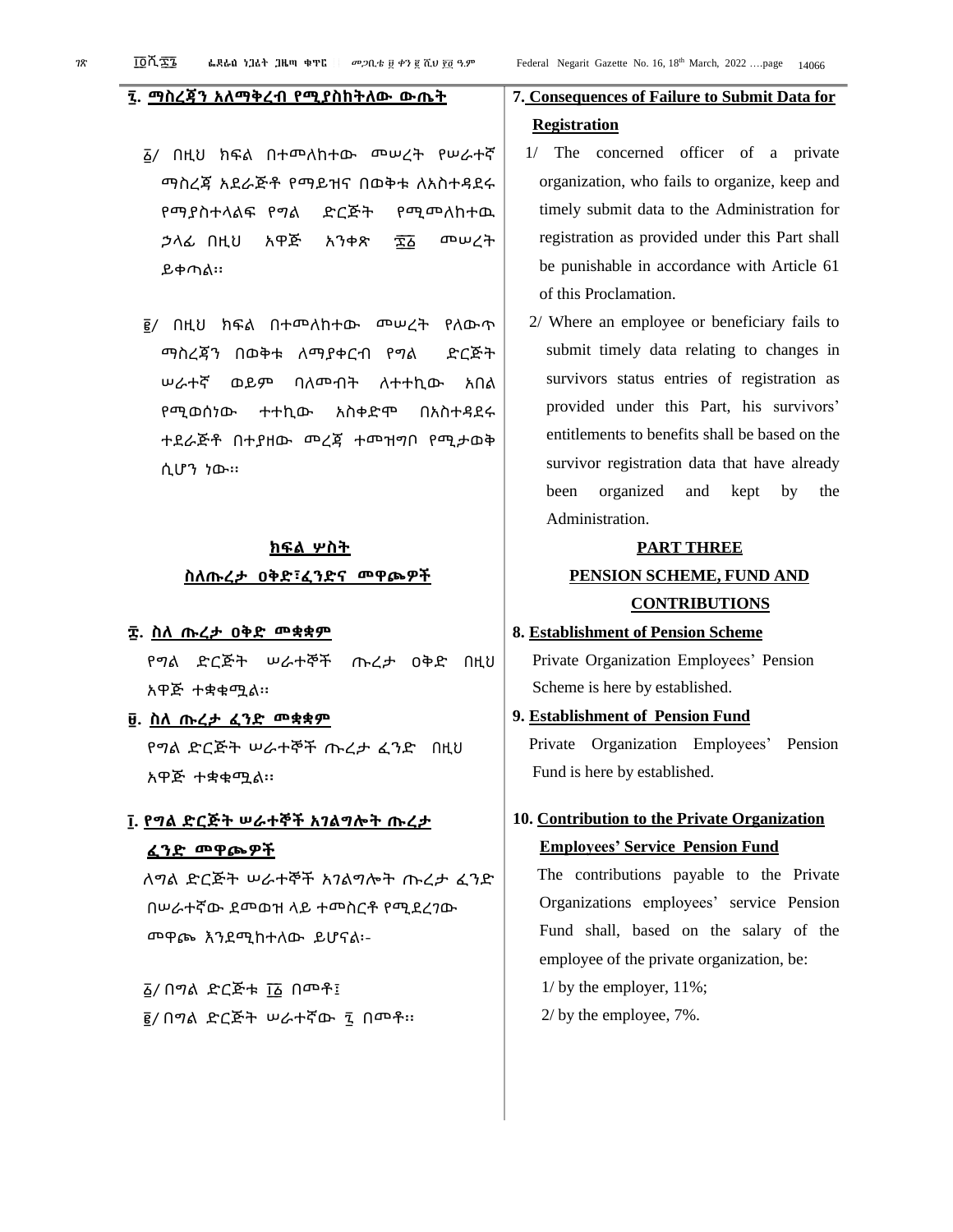## ፯. ማስረጃን አለማቅረብ የሚያስከትለው ውጤት

፩/ በዚህ ክፍል በተመለከተው መሠረት የሠራተኛ ማስረጃ አደራጅቶ የማይዝና በወቅቱ ለአስተዳደሩ የማያስተላልፍ የግል ድርጅት የሚመለከተዉ ኃላፊ በዚህ አዋጅ አንቀጽ ፷፩ መሠረት ይቀጣል፡፡

፪/ በዚህ ክፍል በተመለከተው መሠረት የለውጥ ማስረጃን በወቅቱ ለማያቀርብ የግል ድርጅት ሠራተኛ ወይም ባለመብት ለተተኪው አበል የሚወሰነው ተተኪው አስቀድሞ በአስተዳደሩ ተደራጅቶ በተያዘው መረጃ ተመዝግቦ የሚታወቅ ሲሆን ነው፡፡

## 7. Consequences of Failure to Submit Data for Registration

1/ The concerned officer of a private organization, who fails to organize, keep and timely submit data to the Administration for registration as provided under this Part shall be punishable in accordance with Article 61 of this Proclamation.

2/ Where an employee or beneficiary fails to submit timely data relating to changes in survivors status entries of registration as provided under this Part, his survivors' entitlements to benefits shall be based on the survivor registration data that have already been organized and kept by the Administration.

# ክፍል ሦስት
# ስለጡረታ ዐቅድ፣ፈንድና መዋጮዎች

## ፰. ስለ ጡረታ ዐቅድ መቋቋም

የግል ድርጅት ሠራተኞች ጡረታ ዐቅድ በዚህ አዋጅ ተቋቁሟል፡፡

## ፱. ስለ ጡረታ ፈንድ መቋቋም

የግል ድርጅት ሠራተኞች ጡረታ ፈንድ በዚህ አዋጅ ተቋቁሟል፡፡

## ፲. የግል ድርጅት ሠራተኞች አገልግሎት ጡረታ ፈንድ መዋጮዎች

ለግል ድርጅት ሠራተኞች አገልግሎት ጡረታ ፈንድ በሠራተኛው ደመወዝ ላይ ተመስርቶ የሚደረገው መዋጮ እንደሚከተለው ይሆናል፡-

፩/ በግል ድርጅቱ ፲፩ በመቶ፤

፪/ በግል ድርጅት ሠራተኛው ፯ በመቶ፡፡

# PART THREE
# PENSION SCHEME, FUND AND CONTRIBUTIONS

## 8. Establishment of Pension Scheme

Private Organization Employees' Pension Scheme is here by established.

## 9. Establishment of Pension Fund

Private Organization Employees' Pension Fund is here by established.

## 10. Contribution to the Private Organization Employees' Service Pension Fund

The contributions payable to the Private Organizations employees' service Pension Fund shall, based on the salary of the employee of the private organization, be:

1/ by the employer, 11%;

2/ by the employee, 7%.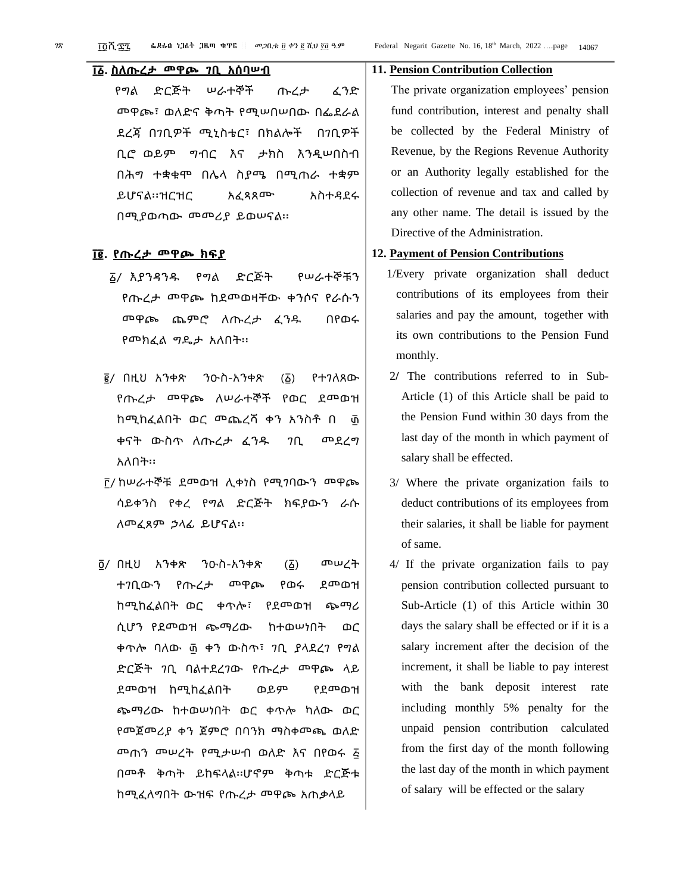## ፲፩. ስለጡረታ መዋጮ ገቢ አሰባሠብ

የግል ድርጅት ሠራተኞች ጡረታ ፈንድ መዋጮ፣ ወለድና ቅጣት የሚሠበሠበው በፌደራል ደረጃ በገቢዎች ሚኒስቴር፣ በክልሎች በገቢዎች ቢሮ ወይም ግብር እና ታክስ እንዲሠበስብ በሕግ ተቋቁሞ በሌላ ስያሜ በሚጠራ ተቋም ይሆናል፡፡ዝርዝር አፈጻጸሙ አስተዳደሩ በሚያወጣው መመሪያ ይወሠናል፡፡

## ፲፪. የጡረታ መዋጮ ክፍያ

፩/ እያንዳንዱ የግል ድርጅት የሠራተኞቹን የጡረታ መዋጮ ከደመወዛቸው ቀንሶና የራሱን መዋጮ ጨምሮ ለጡረታ ፈንዱ በየወሩ የመክፈል ግዴታ አለበት፡፡

፪/ በዚህ አንቀጽ ንዑስ-አንቀጽ (፩) የተገለጸው የጡረታ መዋጮ ለሠራተኞች የወር ደመወዝ ከሚከፈልበት ወር መጨረሻ ቀን አንስቶ በ ፴ ቀናት ውስጥ ለጡረታ ፈንዱ ገቢ መደረግ አለበት፡፡

፫/ ከሠራተኞቹ ደመወዝ ሊቀነስ የሚገባውን መዋጮ ሳይቀንስ የቀረ የግል ድርጅት ክፍያውን ራሱ ለመፈጸም ኃላፊ ይሆናል፡፡

፬/ በዚህ አንቀጽ ንዑስ-አንቀጽ (፩) መሠረት ተገቢውን የጡረታ መዋጮ የወሩ ደመወዝ ከሚከፈልበት ወር ቀጥሎ፣ የደመወዝ ጭማሪ ሲሆን የደመወዝ ጭማሪው ከተወሠነበት ወር ቀጥሎ ባለው ፴ ቀን ውስጥ፣ ገቢ ያላደረገ የግል ድርጅት ገቢ ባልተደረገው የጡረታ መዋጮ ላይ ደመወዝ ከሚከፈልበት ወይም የደመወዝ ጭማሪው ከተወሠነበት ወር ቀጥሎ ካለው ወር የመጀመሪያ ቀን ጀምሮ በባንክ ማስቀመጫ ወለድ መጠን መሠረት የሚታሠብ ወለድ እና በየወሩ ፭ በመቶ ቅጣት ይከፍላል፡፡ሆኖም ቅጣቱ ድርጅቱ ከሚፈለግበት ውዝፍ የጡረታ መዋጮ አጠቃላይ

## 11. Pension Contribution Collection

The private organization employees' pension fund contribution, interest and penalty shall be collected by the Federal Ministry of Revenue, by the Regions Revenue Authority or an Authority legally established for the collection of revenue and tax and called by any other name. The detail is issued by the Directive of the Administration.

## 12. Payment of Pension Contributions

1/ Every private organization shall deduct contributions of its employees from their salaries and pay the amount, together with its own contributions to the Pension Fund monthly.

2/ The contributions referred to in Sub-Article (1) of this Article shall be paid to the Pension Fund within 30 days from the last day of the month in which payment of salary shall be effected.

3/ Where the private organization fails to deduct contributions of its employees from their salaries, it shall be liable for payment of same.

4/ If the private organization fails to pay pension contribution collected pursuant to Sub-Article (1) of this Article within 30 days the salary shall be effected or if it is a salary increment after the decision of the increment, it shall be liable to pay interest with the bank deposit interest rate including monthly 5% penalty for the unpaid pension contribution calculated from the first day of the month following the last day of the month in which payment of salary will be effected or the salary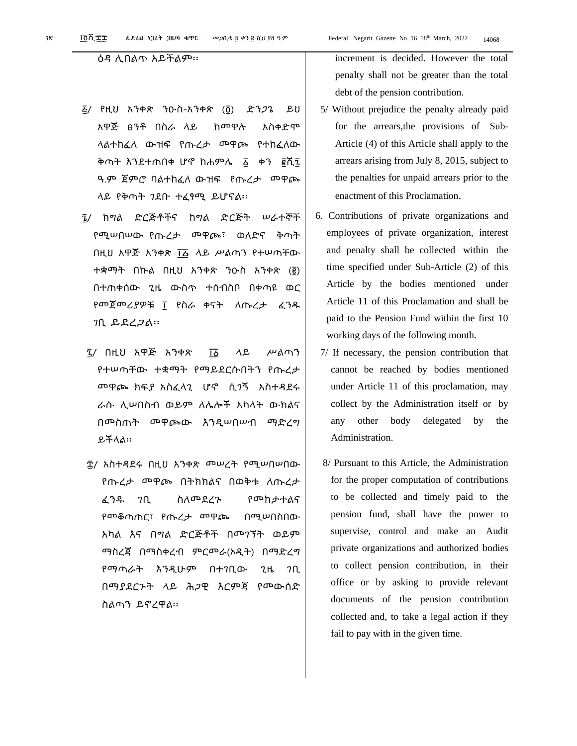ዕዳ ሊበልጥ አይችልም፡፡

increment is decided. However the total penalty shall not be greater than the total debt of the pension contribution.

፭/ የዚህ አንቀጽ ንዑስ-አንቀጽ (፬) ድንጋጌ ይህ አዋጅ ፀንቶ በስራ ላይ ከመዋሉ አስቀድሞ ላልተከፈለ ውዝፍ የጡረታ መዋጮ የተከፈለው ቅጣት እንደተጠበቀ ሆኖ ከሐምሌ ፩ ቀን ፪ሺ፯ ዓ.ም ጀምሮ ባልተከፈለ ውዝፍ የጡረታ መዋጮ ላይ የቅጣት ገደቡ ተፈፃሚ ይሆናል፡፡

5/ Without prejudice the penalty already paid for the arrears,the provisions of Sub-Article (4) of this Article shall apply to the arrears arising from July 8, 2015, subject to the penalties for unpaid arrears prior to the enactment of this Proclamation.

፮/ ከግል ድርጅቶችና ከግል ድርጅት ሠራተኞች የሚሠበሠው የጡረታ መዋጮ፣ ወለድና ቅጣት በዚህ አዋጅ አንቀጽ ፲፩ ላይ ሥልጣን የተሠጣቸው ተቋማት በኩል በዚህ አንቀጽ ንዑስ አንቀጽ (፪) በተጠቀሰው ጊዜ ውስጥ ተሰብስቦ በቀጣዩ ወር የመጀመሪያዎቹ ፲ የስራ ቀናት ለጡረታ ፈንዱ ገቢ ይደረጋል፡፡

6. Contributions of private organizations and employees of private organization, interest and penalty shall be collected within the time specified under Sub-Article (2) of this Article by the bodies mentioned under Article 11 of this Proclamation and shall be paid to the Pension Fund within the first 10 working days of the following month.

፯/ በዚህ አዋጅ አንቀጽ ፲፩ ላይ ሥልጣን የተሠጣቸው ተቋማት የማይደርሱበትን የጡረታ መዋጮ ክፍያ አስፈላጊ ሆኖ ሲገኝ አስተዳደሩ ራሱ ሊሠበስብ ወይም ለሌሎች አካላት ውክልና በመስጠት መዋጮው እንዲሠበሠብ ማድረግ ይችላል፡፡

7/ If necessary, the pension contribution that cannot be reached by bodies mentioned under Article 11 of this proclamation, may collect by the Administration itself or by any other body delegated by the Administration.

፰/ አስተዳደሩ በዚህ አንቀጽ መሠረት የሚሠበሠበው የጡረታ መዋጮ በትክክልና በወቅቱ ለጡረታ ፈንዱ ገቢ ስለመደረጉ የመከታተልና የመቆጣጠር፣ የጡረታ መዋጮ በሚሠበስበው አካል እና በግል ድርጅቶች በመገኘት ወይም ማስረጃ በማስቀረብ ምርመራ(ኦዲት) በማድረግ የማጣራት እንዲሁም በተገቢው ጊዜ ገቢ በማያደርጉት ላይ ሕጋዊ እርምጃ የመውሰድ ስልጣን ይኖረዋል፡፡

8/ Pursuant to this Article, the Administration for the proper computation of contributions to be collected and timely paid to the pension fund, shall have the power to supervise, control and make an Audit private organizations and authorized bodies to collect pension contribution, in their office or by asking to provide relevant documents of the pension contribution collected and, to take a legal action if they fail to pay with in the given time.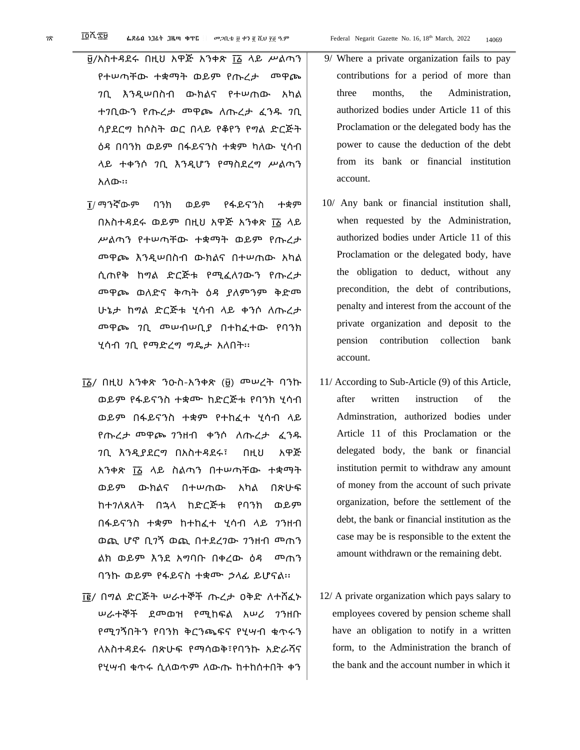፱/አስተዳደሩ በዚህ አዋጅ አንቀጽ ፲፩ ላይ ሥልጣን የተሠጣቸው ተቋማት ወይም የጡረታ መዋጮ ገቢ እንዲሠበስብ ውክልና የተሠጠው አካል ተገቢውን የጡረታ መዋጮ ለጡረታ ፈንዱ ገቢ ሳያደርግ ከሶስት ወር በላይ የቆየን የግል ድርጅት ዕዳ በባንክ ወይም በፋይናንስ ተቋም ካለው ሂሳብ ላይ ተቀንሶ ገቢ እንዲሆን የማስደረግ ሥልጣን አለው፡፡

፲/ ማንኛውም ባንክ ወይም የፋይናንስ ተቋም በአስተዳደሩ ወይም በዚህ አዋጅ አንቀጽ ፲፩ ላይ ሥልጣን የተሠጣቸው ተቋማት ወይም የጡረታ መዋጮ እንዲሠበስብ ውክልና በተሠጠው አካል ሲጠየቅ ከግል ድርጅቱ የሚፈለገውን የጡረታ መዋጮ ወለድና ቅጣት ዕዳ ያለምንም ቅድመ ሁኔታ ከግል ድርጅቱ ሂሳብ ላይ ቀንሶ ለጡረታ መዋጮ ገቢ መሠብሠቢያ በተከፈተው የባንክ ሂሳብ ገቢ የማድረግ ግዴታ አለበት፡፡

፲፩/ በዚህ አንቀጽ ንዑስ-አንቀጽ (፱) መሠረት ባንኩ ወይም የፋይናንስ ተቋሙ ከድርጅቱ የባንክ ሂሳብ ወይም በፋይናንስ ተቋም የተከፈተ ሂሳብ ላይ የጡረታ መዋጮ ገንዘብ ቀንሶ ለጡረታ ፈንዱ ገቢ እንዲያደርግ በአስተዳደሩ፣ በዚህ አዋጅ አንቀጽ ፲፩ ላይ ስልጣን በተሠጣቸው ተቋማት ወይም ውክልና በተሠጠው አካል በጽሁፍ ከተገለጸለት በኋላ ከድርጅቱ የባንክ ወይም በፋይናንስ ተቋም ከተከፈተ ሂሳብ ላይ ገንዘብ ወጪ ሆኖ ቢገኝ ወጪ በተደረገው ገንዘብ መጠን ልክ ወይም እንደ አግባቡ በቀረው ዕዳ መጠን ባንኩ ወይም የፋይናስ ተቋሙ ኃላፊ ይሆናል፡፡

፲፪/ በግል ድርጅት ሠራተኞች ጡረታ ዐቅድ ለተሸፈኑ ሠራተኞች ደመወዝ የሚከፍል አሠሪ ገንዘቡ የሚገኝበትን የባንክ ቅርንጫፍና የሂሣብ ቁጥሩን ለአስተዳደሩ በጽሁፍ የማሳወቅ፣የባንኩ አድራሻና የሂሣብ ቁጥሩ ሲለወጥም ለውጡ ከተከሰተበት ቀን

9/ Where a private organization fails to pay contributions for a period of more than three months, the Administration, authorized bodies under Article 11 of this Proclamation or the delegated body has the power to cause the deduction of the debt from its bank or financial institution account.

10/ Any bank or financial institution shall, when requested by the Administration, authorized bodies under Article 11 of this Proclamation or the delegated body, have the obligation to deduct, without any precondition, the debt of contributions, penalty and interest from the account of the private organization and deposit to the pension contribution collection bank account.

11/ According to Sub-Article (9) of this Article, after written instruction of the Adminstration, authorized bodies under Article 11 of this Proclamation or the delegated body, the bank or financial institution permit to withdraw any amount of money from the account of such private organization, before the settlement of the debt, the bank or financial institution as the case may be is responsible to the extent the amount withdrawn or the remaining debt.

12/ A private organization which pays salary to employees covered by pension scheme shall have an obligation to notify in a written form, to the Administration the branch of the bank and the account number in which it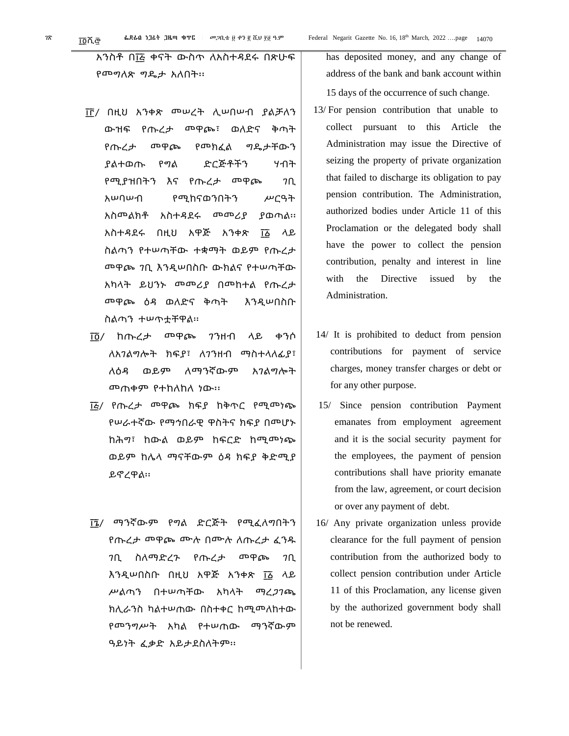አንስቶ በ፲፭ ቀናት ውስጥ ለአስተዳደሩ በጽሁፍ የመግለጽ ግዴታ አለበት፡፡

፲፫/ በዚህ አንቀጽ መሠረት ሊሠበሠብ ያልቻለን ውዝፍ የጡረታ መዋጮ፣ ወለድና ቅጣት የጡረታ መዋጮ የመክፈል ግዴታቸውን ያልተወጡ የግል ድርጅቶችን ሃብት የሚያዝበትን እና የጡረታ መዋጮ ገቢ አሠባሠብ የሚከናወንበትን ሥርዓት አስመልክቶ አስተዳደሩ መመሪያ ያወጣል፡፡ አስተዳደሩ በዚህ አዋጅ አንቀጽ ፲፩ ላይ ስልጣን የተሠጣቸው ተቋማት ወይም የጡረታ መዋጮ ገቢ እንዲሠበስቡ ውክልና የተሠጣቸው አካላት ይህንኑ መመሪያ በመከተል የጡረታ መዋጮ ዕዳ ወለድና ቅጣት እንዲሠበስቡ ስልጣን ተሠጥቷቸዋል፡፡

፲፬/ ከጡረታ መዋጮ ገንዘብ ላይ ቀንሶ ለአገልግሎት ክፍያ፣ ለገንዘብ ማስተላለፊያ፣ ለዕዳ ወይም ለማንኛውም አገልግሎት መጠቀም የተከለከለ ነው፡፡

፲፭/ የጡረታ መዋጮ ክፍያ ከቅጥር የሚመነጭ የሠራተኛው የማኅበራዊ ዋስትና ክፍያ በመሆኑ ከሕግ፣ ከውል ወይም ከፍርድ ከሚመነጭ ወይም ከሌላ ማናቸውም ዕዳ ክፍያ ቅድሚያ ይኖረዋል፡፡

፲፮/ ማንኛውም የግል ድርጅት የሚፈለግበትን የጡረታ መዋጮ ሙሉ በሙሉ ለጡረታ ፈንዱ ገቢ ስለማድረጉ የጡረታ መዋጮ ገቢ እንዲሠበስቡ በዚህ አዋጅ አንቀጽ ፲፩ ላይ ሥልጣን በተሠጣቸው አካላት ማረጋገጫ ክሊራንስ ካልተሠጠው በስተቀር ከሚመለከተው የመንግሥት አካል የተሠጠው ማንኛውም ዓይነት ፈቃድ አይታደስለትም፡፡

has deposited money, and any change of address of the bank and bank account within 15 days of the occurrence of such change.

13/ For pension contribution that unable to collect pursuant to this Article the Administration may issue the Directive of seizing the property of private organization that failed to discharge its obligation to pay pension contribution. The Administration, authorized bodies under Article 11 of this Proclamation or the delegated body shall have the power to collect the pension contribution, penalty and interest in line with the Directive issued by the Administration.

14/ It is prohibited to deduct from pension contributions for payment of service charges, money transfer charges or debt or for any other purpose.

15/ Since pension contribution Payment emanates from employment agreement and it is the social security payment for the employees, the payment of pension contributions shall have priority emanate from the law, agreement, or court decision or over any payment of debt.

16/ Any private organization unless provide clearance for the full payment of pension contribution from the authorized body to collect pension contribution under Article 11 of this Proclamation, any license given by the authorized government body shall not be renewed.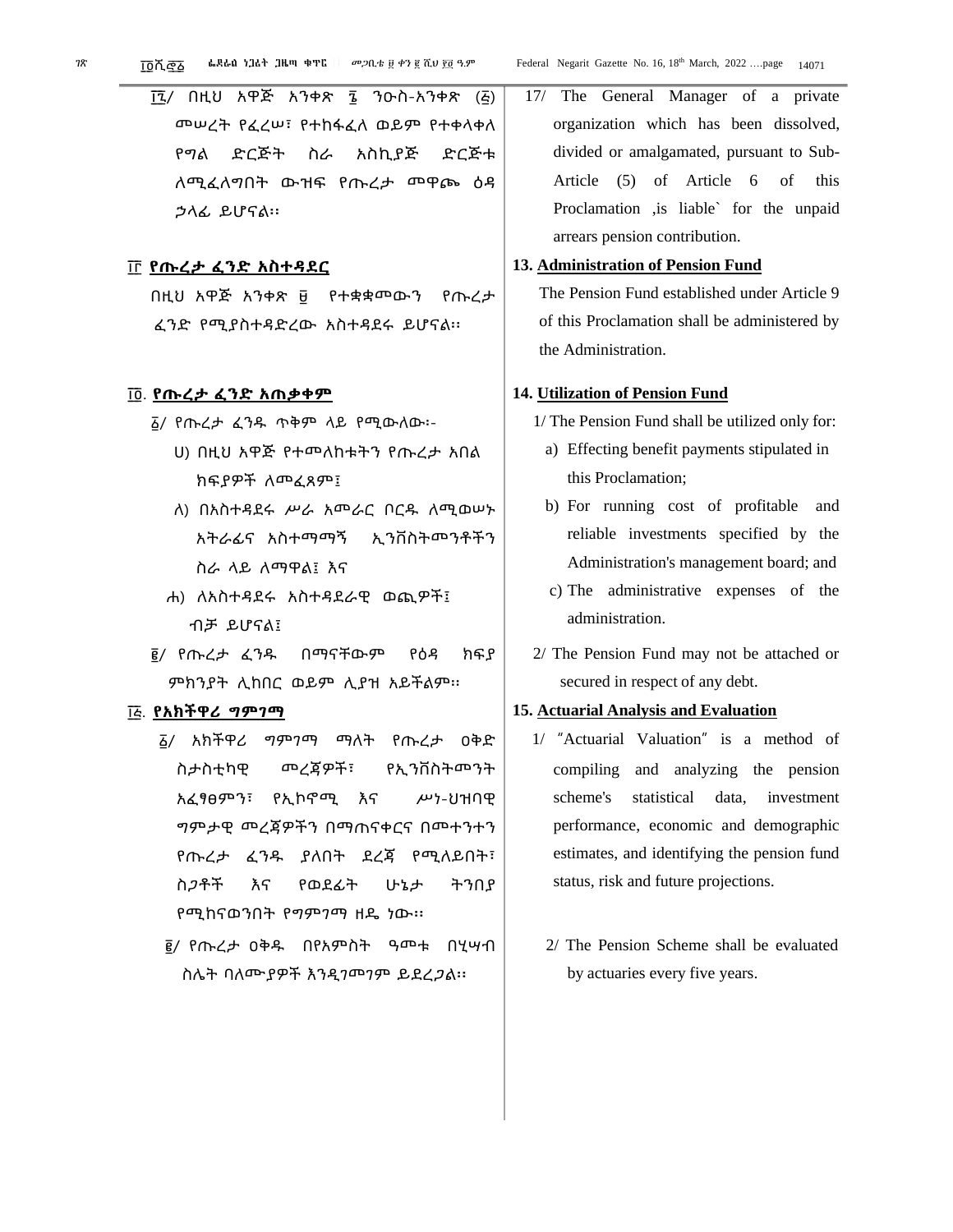፲፯/ በዚህ አዋጅ አንቀጽ ፮ ንዑስ-አንቀጽ (፭) መሠረት የፈረሠ፣ የተከፋፈለ ወይም የተቀላቀለ የግል ድርጅት ስራ አስኪያጅ ድርጅቱ ለሚፈለግበት ውዝፍ የጡረታ መዋጮ ዕዳ ኃላፊ ይሆናል፡፡

**፲፫ የጡረታ ፈንድ አስተዳደር**

በዚህ አዋጅ አንቀጽ ፱ የተቋቋመውን የጡረታ ፈንድ የሚያስተዳድረው አስተዳደሩ ይሆናል፡፡

**፲፬. የጡረታ ፈንድ አጠቃቀም**

፩/ የጡረታ ፈንዱ ጥቅም ላይ የሚውለው፡-

ሀ) በዚህ አዋጅ የተመለከቱትን የጡረታ አበል ክፍያዎች ለመፈጸም፤

ለ) በአስተዳደሩ ሥራ አመራር ቦርዱ ለሚወሠኑ አትራፊና አስተማማኝ ኢንቨስትመንቶችን ስራ ላይ ለማዋል፤ እና

ሐ) ለአስተዳደሩ አስተዳደራዊ ወጪዎች፤

ብቻ ይሆናል፤

፪/ የጡረታ ፈንዱ በማናቸውም የዕዳ ክፍያ ምክንያት ሊከበር ወይም ሊያዝ አይችልም፡፡

**፲፭. የአክችዋሪ ግምገማ**

፩/ አክችዋሪ ግምገማ ማለት የጡረታ ዐቅድ ስታስቲካዊ መረጃዎች፣ የኢንቨስትመንት አፈፃፀምን፣ የኢኮኖሚ እና ሥነ-ህዝባዊ ግምታዊ መረጃዎችን በማጠናቀርና በመተንተን የጡረታ ፈንዱ ያለበት ደረጃ የሚለይበት፣ ስጋቶች እና የወደፊት ሁኔታ ትንበያ የሚከናወንበት የግምገማ ዘዴ ነው፡፡

፪/ የጡረታ ዐቅዱ በየአምስት ዓመቱ በሂሣብ ስሌት ባለሙያዎች እንዲገመገም ይደረጋል፡፡

17/ The General Manager of a private organization which has been dissolved, divided or amalgamated, pursuant to Sub-Article (5) of Article 6 of this Proclamation ,is liable` for the unpaid arrears pension contribution.

**13. Administration of Pension Fund**

The Pension Fund established under Article 9 of this Proclamation shall be administered by the Administration.

**14. Utilization of Pension Fund**

1/ The Pension Fund shall be utilized only for:

a) Effecting benefit payments stipulated in this Proclamation;

b) For running cost of profitable and reliable investments specified by the Administration's management board; and

c) The administrative expenses of the administration.

2/ The Pension Fund may not be attached or secured in respect of any debt.

**15. Actuarial Analysis and Evaluation**

1/ "Actuarial Valuation" is a method of compiling and analyzing the pension scheme's statistical data, investment performance, economic and demographic estimates, and identifying the pension fund status, risk and future projections.

2/ The Pension Scheme shall be evaluated by actuaries every five years.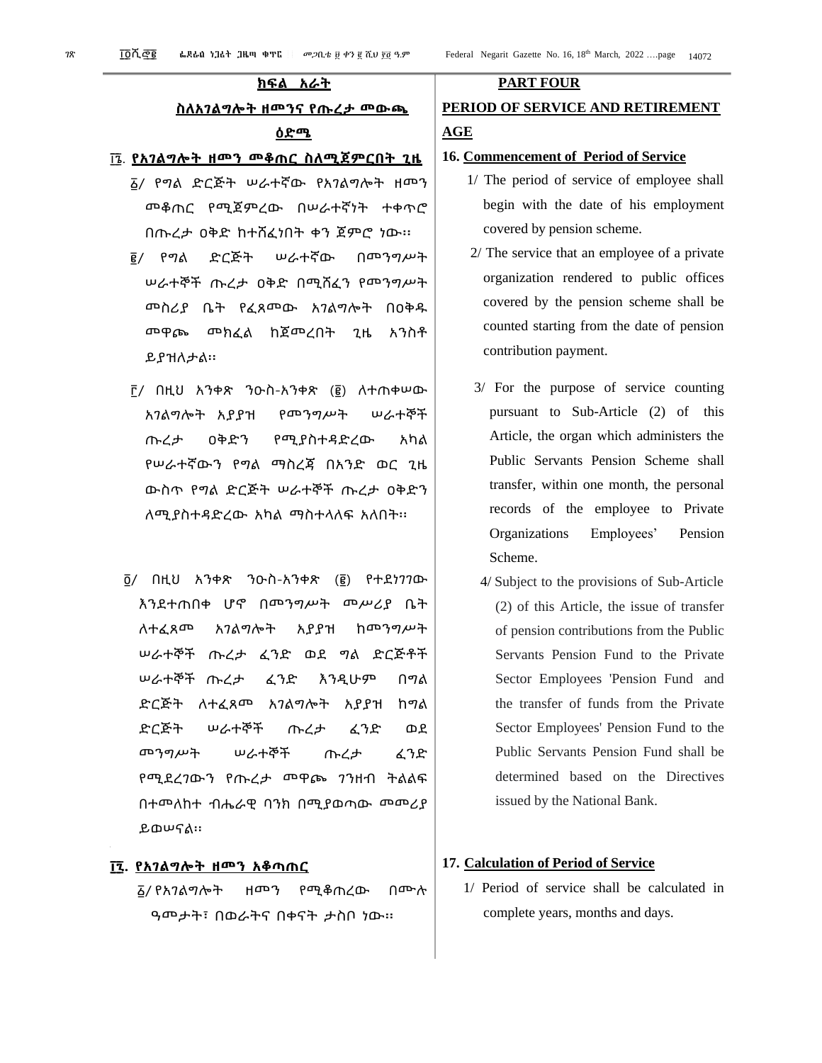## ክፍል አራት

## ስለአገልግሎት ዘመንና የጡረታ መውጫ ዕድሜ

**፲፮. የአገልግሎት ዘመን መቆጠር ስለሚጀምርበት ጊዜ**

፩/ የግል ድርጅት ሠራተኛው የአገልግሎት ዘመን መቆጠር የሚጀምረው በሠራተኛነት ተቀጥሮ በጡረታ ዐቅድ ከተሸፈነበት ቀን ጀምሮ ነው፡፡

፪/ የግል ድርጅት ሠራተኛው በመንግሥት ሠራተኞች ጡረታ ዐቅድ በሚሸፈን የመንግሥት መስሪያ ቤት የፈጸመው አገልግሎት በዐቅዱ መዋጮ መክፈል ከጀመረበት ጊዜ አንስቶ ይያዝለታል፡፡

፫/ በዚህ አንቀጽ ንዑስ-አንቀጽ (፪) ለተጠቀሠው አገልግሎት አያያዝ የመንግሥት ሠራተኞች ጡረታ ዐቅድን የሚያስተዳድረው አካል የሠራተኛውን የግል ማስረጃ በአንድ ወር ጊዜ ውስጥ የግል ድርጅት ሠራተኞች ጡረታ ዐቅድን ለሚያስተዳድረው አካል ማስተላለፍ አለበት፡፡

፬/ በዚህ አንቀጽ ንዑስ-አንቀጽ (፪) የተደነገገው እንደተጠበቀ ሆኖ በመንግሥት መሥሪያ ቤት ለተፈጸመ አገልግሎት አያያዝ ከመንግሥት ሠራተኞች ጡረታ ፈንድ ወደ ግል ድርጅቶች ሠራተኞች ጡረታ ፈንድ እንዲሁም በግል ድርጅት ለተፈጸመ አገልግሎት አያያዝ ከግል ድርጅት ሠራተኞች ጡረታ ፈንድ ወደ መንግሥት ሠራተኞች ጡረታ ፈንድ የሚደረገውን የጡረታ መዋጮ ገንዘብ ትልልፍ በተመለከተ ብሔራዊ ባንክ በሚያወጣው መመሪያ ይወሠናል፡፡

**፲፯. የአገልግሎት ዘመን አቆጣጠር**

፩/ የአገልግሎት ዘመን የሚቆጠረው በሙሉ ዓመታት፣ በወራትና በቀናት ታስቦ ነው፡፡

## PART FOUR

## PERIOD OF SERVICE AND RETIREMENT AGE

**16. Commencement of Period of Service**

1/ The period of service of employee shall begin with the date of his employment covered by pension scheme.

2/ The service that an employee of a private organization rendered to public offices covered by the pension scheme shall be counted starting from the date of pension contribution payment.

3/ For the purpose of service counting pursuant to Sub-Article (2) of this Article, the organ which administers the Public Servants Pension Scheme shall transfer, within one month, the personal records of the employee to Private Organizations Employees' Pension Scheme.

4/ Subject to the provisions of Sub-Article (2) of this Article, the issue of transfer of pension contributions from the Public Servants Pension Fund to the Private Sector Employees 'Pension Fund and the transfer of funds from the Private Sector Employees' Pension Fund to the Public Servants Pension Fund shall be determined based on the Directives issued by the National Bank.

**17. Calculation of Period of Service**

1/ Period of service shall be calculated in complete years, months and days.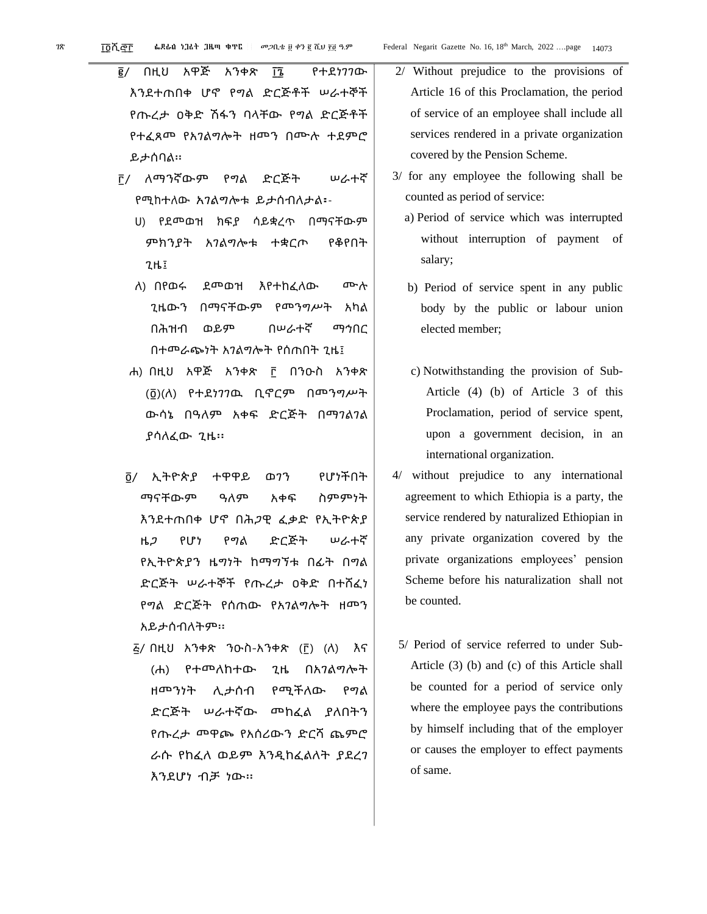፪/ በዚህ አዋጅ አንቀጽ ፲፮ የተደነገገው እንደተጠበቀ ሆኖ የግል ድርጅቶች ሠራተኞች የጡረታ ዐቅድ ሽፋን ባላቸው የግል ድርጅቶች የተፈጸመ የአገልግሎት ዘመን በሙሉ ተደምሮ ይታሰባል፡፡

፫/ ለማንኛውም የግል ድርጅት ሠራተኛ የሚከተለው አገልግሎቱ ይታሰብለታል፡-

ሀ) የደመወዝ ክፍያ ሳይቋረጥ በማናቸውም ምክንያት አገልግሎቱ ተቋርጦ የቆየበት ጊዜ፤

ለ) በየወሩ ደመወዝ እየተከፈለው ሙሉ ጊዜውን በማናቸውም የመንግሥት አካል በሕዝብ ወይም በሠራተኛ ማኅበር በተመራጭነት አገልግሎት የሰጠበት ጊዜ፤

ሐ) በዚህ አዋጅ አንቀጽ ፫ በንዑስ አንቀጽ (፬)(ለ) የተደነገገዉ ቢኖርም በመንግሥት ውሳኔ በዓለም አቀፍ ድርጅት በማገልገል ያሳለፈው ጊዜ፡፡

፬/ ኢትዮጵያ ተዋዋይ ወገን የሆነችበት ማናቸውም ዓለም አቀፍ ስምምነት እንደተጠበቀ ሆኖ በሕጋዊ ፈቃድ የኢትዮጵያ ዜጋ የሆነ የግል ድርጅት ሠራተኛ የኢትዮጵያን ዜግነት ከማግኘቱ በፊት በግል ድርጅት ሠራተኞች የጡረታ ዐቅድ በተሸፈነ የግል ድርጅት የሰጠው የአገልግሎት ዘመን አይታሰብለትም፡፡

፭/ በዚህ አንቀጽ ንዑስ-አንቀጽ (፫) (ለ) እና (ሐ) የተመለከተው ጊዜ በአገልግሎት ዘመንነት ሊታሰብ የሚችለው የግል ድርጅት ሠራተኛው መክፈል ያለበትን የጡረታ መዋጮ የአሰሪውን ድርሻ ጨምሮ ራሱ የከፈለ ወይም እንዲከፈልለት ያደረገ እንደሆነ ብቻ ነው፡፡

2/ Without prejudice to the provisions of Article 16 of this Proclamation, the period of service of an employee shall include all services rendered in a private organization covered by the Pension Scheme.

3/ for any employee the following shall be counted as period of service:

a) Period of service which was interrupted without interruption of payment of salary;

b) Period of service spent in any public body by the public or labour union elected member;

c) Notwithstanding the provision of Sub-Article (4) (b) of Article 3 of this Proclamation, period of service spent, upon a government decision, in an international organization.

4/ without prejudice to any international agreement to which Ethiopia is a party, the service rendered by naturalized Ethiopian in any private organization covered by the private organizations employees' pension Scheme before his naturalization shall not be counted.

5/ Period of service referred to under Sub-Article (3) (b) and (c) of this Article shall be counted for a period of service only where the employee pays the contributions by himself including that of the employer or causes the employer to effect payments of same.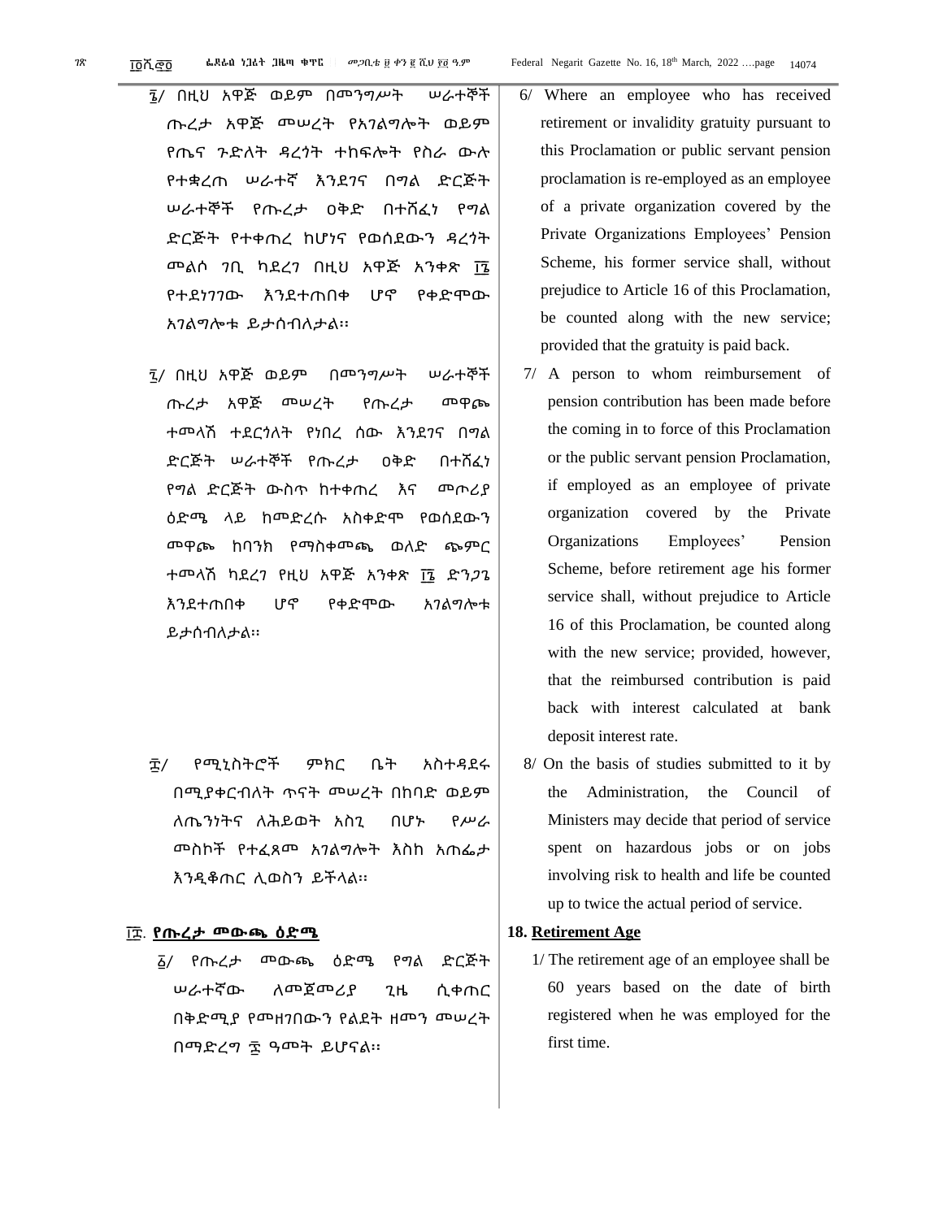፮/ በዚህ አዋጅ ወይም በመንግሥት ሠራተኞች ጡረታ አዋጅ መሠረት የአገልግሎት ወይም የጤና ጉድለት ዳረጎት ተከፍሎት የስራ ውሉ የተቋረጠ ሠራተኛ እንደገና በግል ድርጅት ሠራተኞች የጡረታ ዐቅድ በተሸፈነ የግል ድርጅት የተቀጠረ ከሆነና የወሰደውን ዳረጎት መልሶ ገቢ ካደረገ በዚህ አዋጅ አንቀጽ ፲፮ የተደነገገው እንደተጠበቀ ሆኖ የቀድሞው አገልግሎቱ ይታሰብለታል፡፡

፯/ በዚህ አዋጅ ወይም በመንግሥት ሠራተኞች ጡረታ አዋጅ መሠረት የጡረታ መዋጮ ተመላሽ ተደርጎለት የነበረ ሰው እንደገና በግል ድርጅት ሠራተኞች የጡረታ ዐቅድ በተሸፈነ የግል ድርጅት ውስጥ ከተቀጠረ እና መጦሪያ ዕድሜ ላይ ከመድረሱ አስቀድሞ የወሰደውን መዋጮ ከባንክ የማስቀመጫ ወለድ ጭምር ተመላሽ ካደረገ የዚህ አዋጅ አንቀጽ ፲፮ ድንጋጌ እንደተጠበቀ ሆኖ የቀድሞው አገልግሎቱ ይታሰብለታል፡፡

፰/ የሚኒስትሮች ምክር ቤት አስተዳደሩ በሚያቀርብለት ጥናት መሠረት በከባድ ወይም ለጤንነትና ለሕይወት አስጊ በሆኑ የሥራ መስኮች የተፈጸመ አገልግሎት እስከ አጠፌታ እንዲቆጠር ሊወስን ይችላል፡፡

## ፲፰. የጡረታ መውጫ ዕድሜ

፩/ የጡረታ መውጫ ዕድሜ የግል ድርጅት ሠራተኛው ለመጀመሪያ ጊዜ ሲቀጠር በቅድሚያ የመዘገበውን የልደት ዘመን መሠረት በማድረግ ፷ ዓመት ይሆናል፡፡

6/ Where an employee who has received retirement or invalidity gratuity pursuant to this Proclamation or public servant pension proclamation is re-employed as an employee of a private organization covered by the Private Organizations Employees' Pension Scheme, his former service shall, without prejudice to Article 16 of this Proclamation, be counted along with the new service; provided that the gratuity is paid back.

7/ A person to whom reimbursement of pension contribution has been made before the coming in to force of this Proclamation or the public servant pension Proclamation, if employed as an employee of private organization covered by the Private Organizations Employees' Pension Scheme, before retirement age his former service shall, without prejudice to Article 16 of this Proclamation, be counted along with the new service; provided, however, that the reimbursed contribution is paid back with interest calculated at bank deposit interest rate.

8/ On the basis of studies submitted to it by the Administration, the Council of Ministers may decide that period of service spent on hazardous jobs or on jobs involving risk to health and life be counted up to twice the actual period of service.

## 18. Retirement Age

1/ The retirement age of an employee shall be 60 years based on the date of birth registered when he was employed for the first time.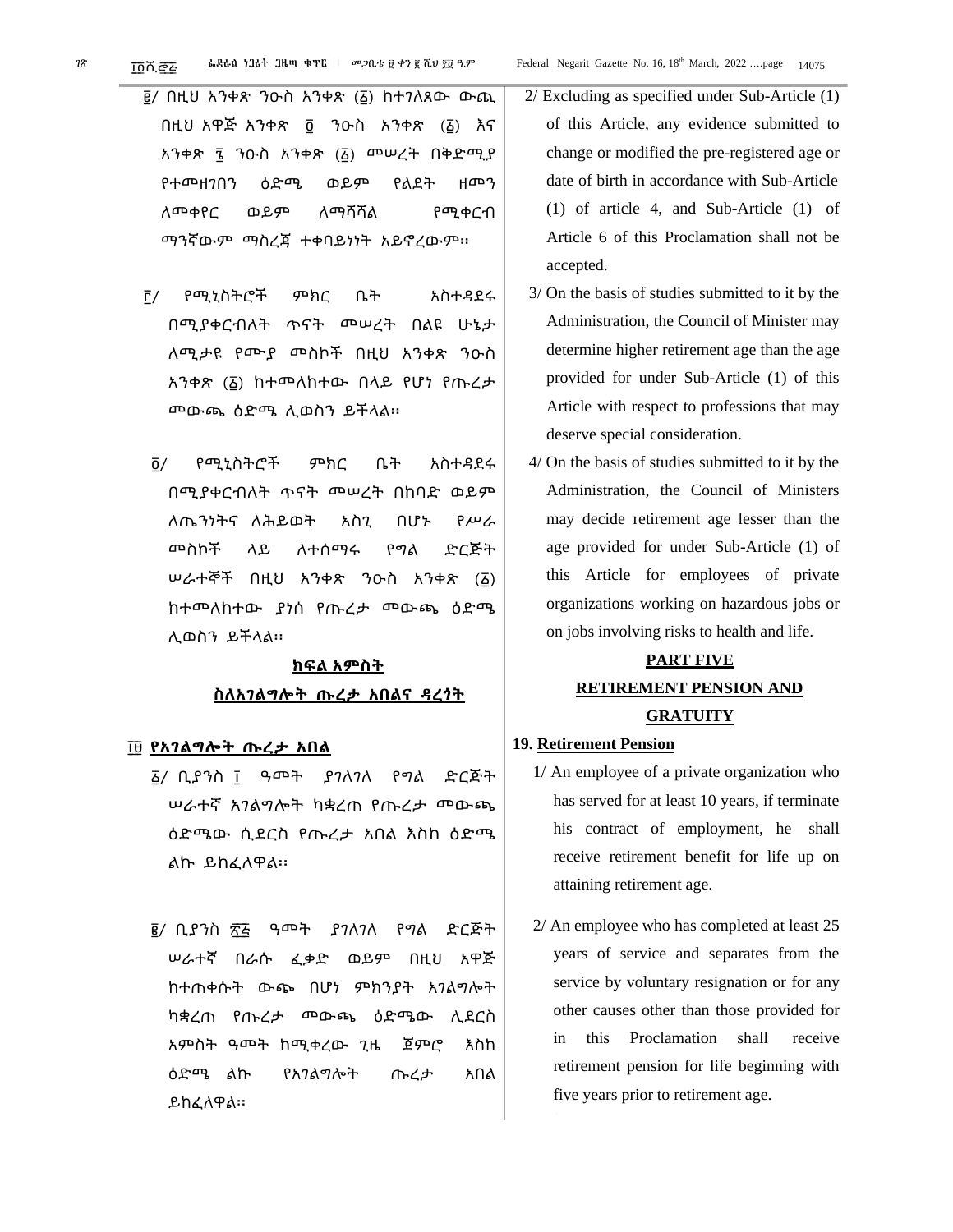፪/ በዚህ አንቀጽ ንዑስ አንቀጽ (፩) ከተገለጸው ውጪ በዚህ አዋጅ አንቀጽ ፬ ንዑስ አንቀጽ (፩) እና አንቀጽ ፮ ንዑስ አንቀጽ (፩) መሠረት በቅድሚያ የተመዘገበን ዕድሜ ወይም የልደት ዘመን ለመቀየር ወይም ለማሻሻል የሚቀርብ ማንኛውም ማስረጃ ተቀባይነት አይኖረውም፡፡

፫/ የሚኒስትሮች ምክር ቤት አስተዳደሩ በሚያቀርብለት ጥናት መሠረት በልዩ ሁኔታ ለሚታዩ የሙያ መስኮች በዚህ አንቀጽ ንዑስ አንቀጽ (፩) ከተመለከተው በላይ የሆነ የጡረታ መውጫ ዕድሜ ሊወስን ይችላል፡፡

፬/ የሚኒስትሮች ምክር ቤት አስተዳደሩ በሚያቀርብለት ጥናት መሠረት በከባድ ወይም ለጤንነትና ለሕይወት አስጊ በሆኑ የሥራ መስኮች ላይ ለተሰማሩ የግል ድርጅት ሠራተኞች በዚህ አንቀጽ ንዑስ አንቀጽ (፩) ከተመለከተው ያነሰ የጡረታ መውጫ ዕድሜ ሊወስን ይችላል፡፡

## ክፍል አምስት
## ስለአገልግሎት ጡረታ አበልና ዳረጎት

### ፲፱ የአገልግሎት ጡረታ አበል

፩/ ቢያንስ ፲ ዓመት ያገለገለ የግል ድርጅት ሠራተኛ አገልግሎት ካቋረጠ የጡረታ መውጫ ዕድሜው ሲደርስ የጡረታ አበል እስከ ዕድሜ ልኩ ይከፈለዋል፡፡

፪/ ቢያንስ ፳፭ ዓመት ያገለገለ የግል ድርጅት ሠራተኛ በራሱ ፈቃድ ወይም በዚህ አዋጅ ከተጠቀሱት ውጭ በሆነ ምክንያት አገልግሎት ካቋረጠ የጡረታ መውጫ ዕድሜው ሊደርስ አምስት ዓመት ከሚቀረው ጊዜ ጀምሮ እስከ ዕድሜ ልኩ የአገልግሎት ጡረታ አበል ይከፈለዋል፡፡

2/ Excluding as specified under Sub-Article (1) of this Article, any evidence submitted to change or modified the pre-registered age or date of birth in accordance with Sub-Article (1) of article 4, and Sub-Article (1) of Article 6 of this Proclamation shall not be accepted.

3/ On the basis of studies submitted to it by the Administration, the Council of Minister may determine higher retirement age than the age provided for under Sub-Article (1) of this Article with respect to professions that may deserve special consideration.

4/ On the basis of studies submitted to it by the Administration, the Council of Ministers may decide retirement age lesser than the age provided for under Sub-Article (1) of this Article for employees of private organizations working on hazardous jobs or on jobs involving risks to health and life.

## PART FIVE
## RETIREMENT PENSION AND GRATUITY

### 19. Retirement Pension

1/ An employee of a private organization who has served for at least 10 years, if terminate his contract of employment, he shall receive retirement benefit for life up on attaining retirement age.

2/ An employee who has completed at least 25 years of service and separates from the service by voluntary resignation or for any other causes other than those provided for in this Proclamation shall receive retirement pension for life beginning with five years prior to retirement age.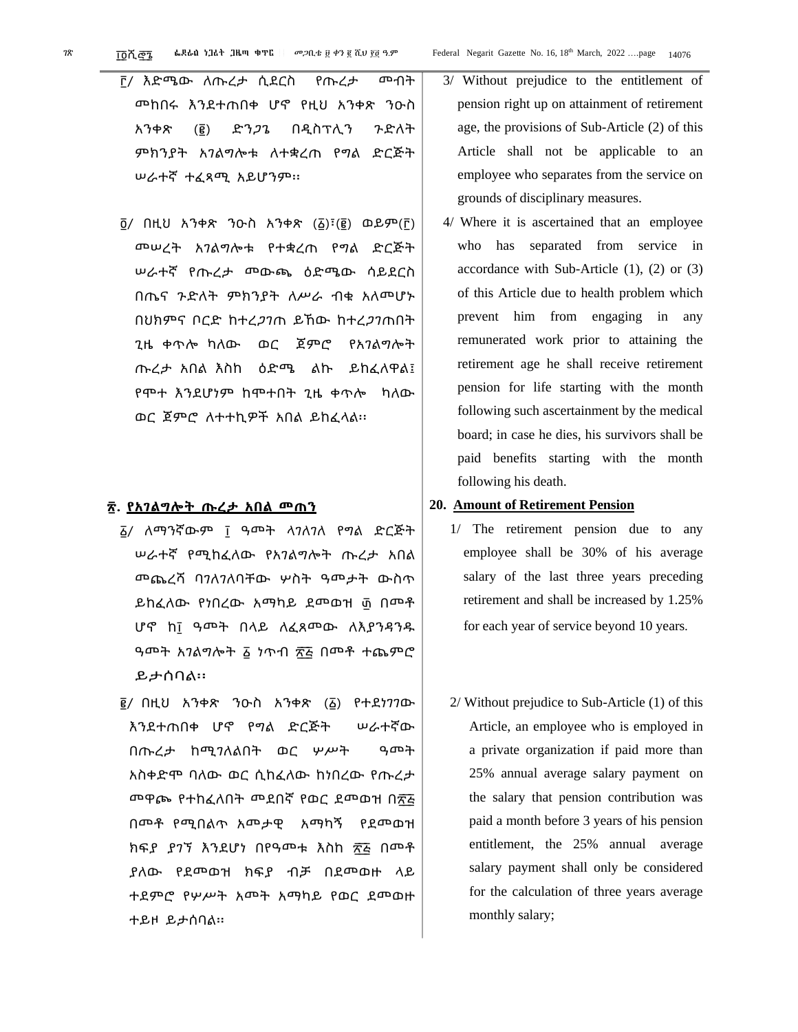፫/ እድሜው ለጡረታ ሲደርስ የጡረታ መብት መከበሩ እንደተጠበቀ ሆኖ የዚህ አንቀጽ ንዑስ አንቀጽ (፪) ድንጋጌ በዲስፕሊን ጉድለት ምክንያት አገልግሎቱ ለተቋረጠ የግል ድርጅት ሠራተኛ ተፈጻሚ አይሆንም፡፡

፬/ በዚህ አንቀጽ ንዑስ አንቀጽ (፩)፣(፪) ወይም(፫) መሠረት አገልግሎቱ የተቋረጠ የግል ድርጅት ሠራተኛ የጡረታ መውጫ ዕድሜው ሳይደርስ በጤና ጉድለት ምክንያት ለሥራ ብቁ አለመሆኑ በህክምና ቦርድ ከተረጋገጠ ይኸው ከተረጋገጠበት ጊዜ ቀጥሎ ካለው ወር ጀምሮ የአገልግሎት ጡረታ አበል እስከ ዕድሜ ልኩ ይከፈለዋል፤ የሞተ እንደሆነም ከሞተበት ጊዜ ቀጥሎ ካለው ወር ጀምሮ ለተተኪዎች አበል ይከፈላል፡፡

## ፳. የአገልግሎት ጡረታ አበል መጠን

፩/ ለማንኛውም ፲ ዓመት ላገለገለ የግል ድርጅት ሠራተኛ የሚከፈለው የአገልግሎት ጡረታ አበል መጨረሻ ባገለገለባቸው ሦስት ዓመታት ውስጥ ይከፈለው የነበረው አማካይ ደመወዝ ፴ በመቶ ሆኖ ከ፲ ዓመት በላይ ለፈጸመው ለእያንዳንዱ ዓመት አገልግሎት ፩ ነጥብ ፳፭ በመቶ ተጨምሮ ይታሰባል፡፡

፪/ በዚህ አንቀጽ ንዑስ አንቀጽ (፩) የተደነገገው እንደተጠበቀ ሆኖ የግል ድርጅት ሠራተኛው በጡረታ ከሚገለልበት ወር ሦሥት ዓመት አስቀድሞ ባለው ወር ሲከፈለው ከነበረው የጡረታ መዋጮ የተከፈለበት መደበኛ የወር ደመወዝ በ፳፭ በመቶ የሚበልጥ አመታዊ አማካኝ የደመወዝ ክፍያ ያገኘ እንደሆነ በየዓመቱ እስከ ፳፭ በመቶ ያለው የደመወዝ ክፍያ ብቻ በደመወዙ ላይ ተደምሮ የሦሥት አመት አማካይ የወር ደመወዙ ተይዞ ይታሰባል፡፡

3/ Without prejudice to the entitlement of pension right up on attainment of retirement age, the provisions of Sub-Article (2) of this Article shall not be applicable to an employee who separates from the service on grounds of disciplinary measures.

4/ Where it is ascertained that an employee who has separated from service in accordance with Sub-Article (1), (2) or (3) of this Article due to health problem which prevent him from engaging in any remunerated work prior to attaining the retirement age he shall receive retirement pension for life starting with the month following such ascertainment by the medical board; in case he dies, his survivors shall be paid benefits starting with the month following his death.

## 20. Amount of Retirement Pension

1/ The retirement pension due to any employee shall be 30% of his average salary of the last three years preceding retirement and shall be increased by 1.25% for each year of service beyond 10 years.

2/ Without prejudice to Sub-Article (1) of this Article, an employee who is employed in a private organization if paid more than 25% annual average salary payment on the salary that pension contribution was paid a month before 3 years of his pension entitlement, the 25% annual average salary payment shall only be considered for the calculation of three years average monthly salary;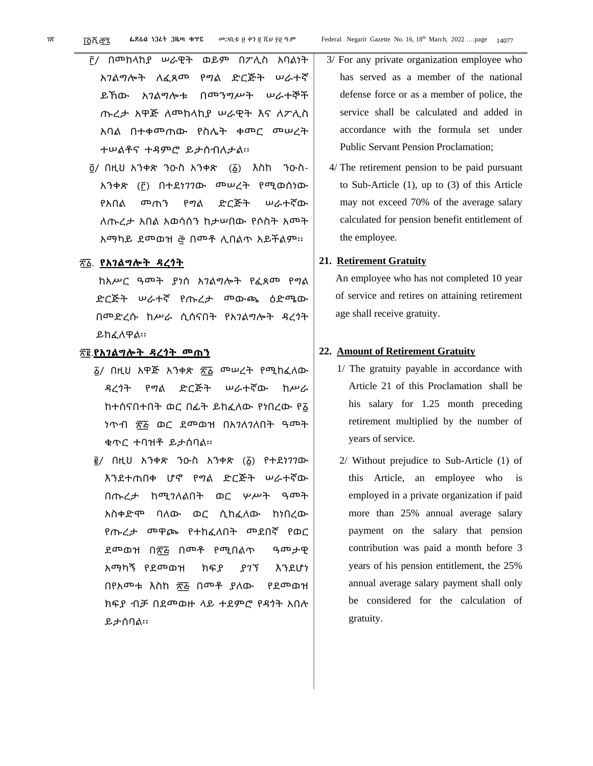፫/ በመከላከያ ሠራዊት ወይም በፖሊስ አባልነት አገልግሎት ለፈጸመ የግል ድርጅት ሠራተኛ ይኸው አገልግሎቱ በመንግሥት ሠራተኞች ጡረታ አዋጅ ለመከላከያ ሠራዊት እና ለፖሊስ አባል በተቀመጠው የስሌት ቀመር መሠረት ተሠልቶና ተዳምሮ ይታሰብለታል፡፡

፬/ በዚህ አንቀጽ ንዑስ አንቀጽ (፩) እስከ ንዑስ-አንቀጽ (፫) በተደነገገው መሠረት የሚወሰነው የአበል መጠን የግል ድርጅት ሠራተኛው ለጡረታ አበል አወሳሰን ከታሠበው የሶስት አመት አማካይ ደመወዝ ፸ በመቶ ሊበልጥ አይችልም፡፡

## ፳፩. የአገልግሎት ዳረጎት

ከአሥር ዓመት ያነሰ አገልግሎት የፈጸመ የግል ድርጅት ሠራተኛ የጡረታ መውጫ ዕድሜው በመድረሱ ከሥራ ሲሰናበት የአገልግሎት ዳረጎት ይከፈለዋል፡፡

## ፳፪.የአገልግሎት ዳረጎት መጠን

፩/ በዚህ አዋጅ አንቀጽ ፳፩ መሠረት የሚከፈለው ዳረጎት የግል ድርጅት ሠራተኛው ከሥራ ከተሰናበተበት ወር በፊት ይከፈለው የነበረው የ፩ ነጥብ ፳፭ ወር ደመወዝ በአገለገለበት ዓመት ቁጥር ተባዝቶ ይታሰባል፡፡

፪/ በዚህ አንቀጽ ንዑስ አንቀጽ (፩) የተደነገገው እንደተጠበቀ ሆኖ የግል ድርጅት ሠራተኛው በጡረታ ከሚገለልበት ወር ሦሥት ዓመት አስቀድሞ ባለው ወር ሲከፈለው ከነበረው የጡረታ መዋጮ የተከፈለበት መደበኛ የወር ደመወዝ በ፳፭ በመቶ የሚበልጥ ዓመታዊ አማካኝ የደመወዝ ክፍያ ያገኘ እንደሆነ በየአመቱ እስከ ፳፭ በመቶ ያለው የደመወዝ ክፍያ ብቻ በደመወዙ ላይ ተደምሮ የዳጎት አበሉ ይታሰባል፡፡

3/ For any private organization employee who has served as a member of the national defense force or as a member of police, the service shall be calculated and added in accordance with the formula set under Public Servant Pension Proclamation;

4/ The retirement pension to be paid pursuant to Sub-Article (1), up to (3) of this Article may not exceed 70% of the average salary calculated for pension benefit entitlement of the employee.

## 21. Retirement Gratuity

An employee who has not completed 10 year of service and retires on attaining retirement age shall receive gratuity.

## 22. Amount of Retirement Gratuity

1/ The gratuity payable in accordance with Article 21 of this Proclamation shall be his salary for 1.25 month preceding retirement multiplied by the number of years of service.

2/ Without prejudice to Sub-Article (1) of this Article, an employee who is employed in a private organization if paid more than 25% annual average salary payment on the salary that pension contribution was paid a month before 3 years of his pension entitlement, the 25% annual average salary payment shall only be considered for the calculation of gratuity.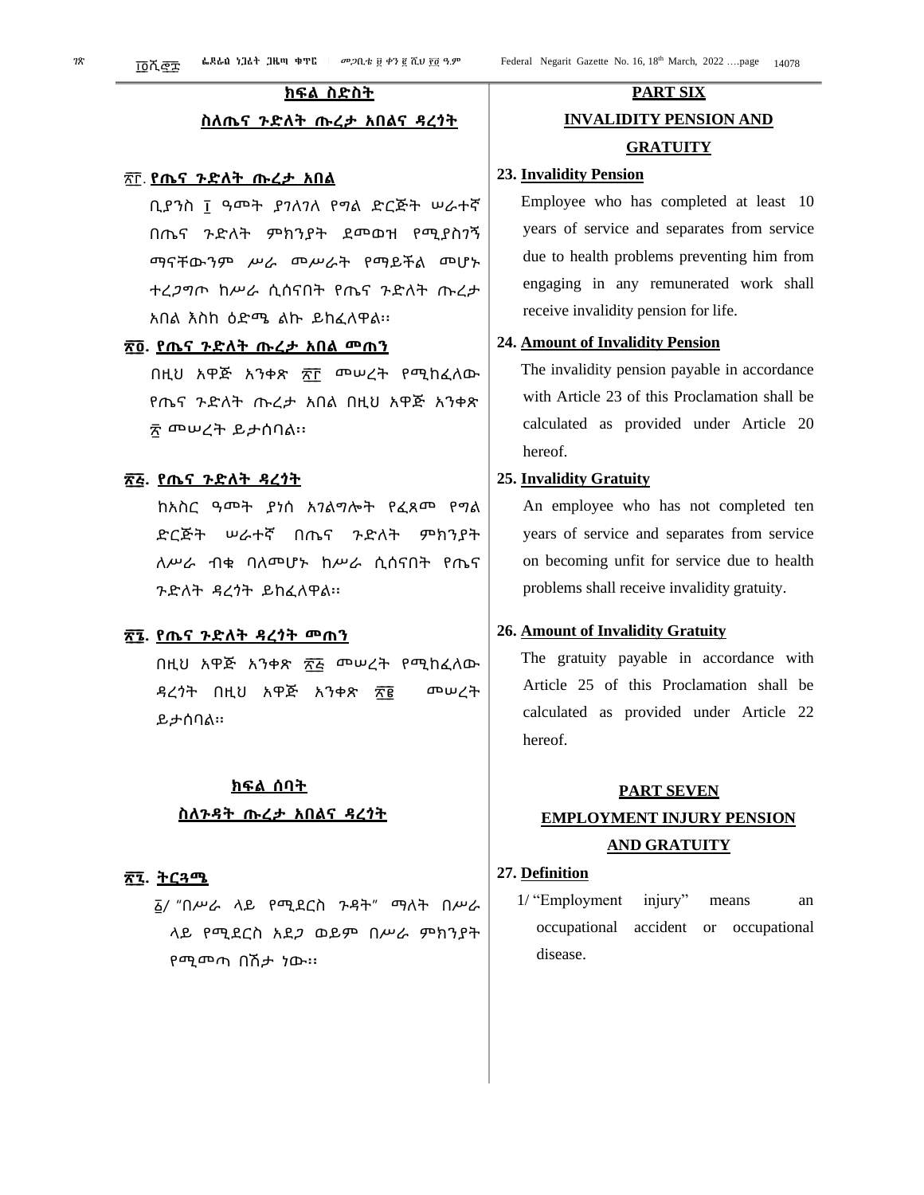## ክፍል ስድስት

## ስለጤና ጉድለት ጡረታ አበልና ዳረጎት

**፳፫. የጤና ጉድለት ጡረታ አበል**

ቢያንስ ፲ ዓመት ያገለገለ የግል ድርጅት ሠራተኛ በጤና ጉድለት ምክንያት ደመወዝ የሚያስገኝ ማናቸውንም ሥራ መሥራት የማይችል መሆኑ ተረጋግጦ ከሥራ ሲሰናበት የጤና ጉድለት ጡረታ አበል እስከ ዕድሜ ልኩ ይከፈለዋል፡፡

**፳፬. የጤና ጉድለት ጡረታ አበል መጠን**

በዚህ አዋጅ አንቀጽ ፳፫ መሠረት የሚከፈለው የጤና ጉድለት ጡረታ አበል በዚህ አዋጅ አንቀጽ ፳ መሠረት ይታሰባል፡፡

**፳፭. የጤና ጉድለት ዳረጎት**

ከአስር ዓመት ያነሰ አገልግሎት የፈጸመ የግል ድርጅት ሠራተኛ በጤና ጉድለት ምክንያት ለሥራ ብቁ ባለመሆኑ ከሥራ ሲሰናበት የጤና ጉድለት ዳረጎት ይከፈለዋል፡፡

**፳፮. የጤና ጉድለት ዳረጎት መጠን**

በዚህ አዋጅ አንቀጽ ፳፭ መሠረት የሚከፈለው ዳረጎት በዚህ አዋጅ አንቀጽ ፳፪ መሠረት ይታሰባል፡፡

## ክፍል ሰባት

## ስለጉዳት ጡረታ አበልና ዳረጎት

**፳፯. ትርጓሜ**

፩/ "በሥራ ላይ የሚደርስ ጉዳት" ማለት በሥራ ላይ የሚደርስ አደጋ ወይም በሥራ ምክንያት የሚመጣ በሽታ ነው፡፡

## PART SIX

## INVALIDITY PENSION AND GRATUITY

**23. Invalidity Pension**

Employee who has completed at least 10 years of service and separates from service due to health problems preventing him from engaging in any remunerated work shall receive invalidity pension for life.

**24. Amount of Invalidity Pension**

The invalidity pension payable in accordance with Article 23 of this Proclamation shall be calculated as provided under Article 20 hereof.

**25. Invalidity Gratuity**

An employee who has not completed ten years of service and separates from service on becoming unfit for service due to health problems shall receive invalidity gratuity.

**26. Amount of Invalidity Gratuity**

The gratuity payable in accordance with Article 25 of this Proclamation shall be calculated as provided under Article 22 hereof.

## PART SEVEN

## EMPLOYMENT INJURY PENSION AND GRATUITY

**27. Definition**

1/ "Employment injury" means an occupational accident or occupational disease.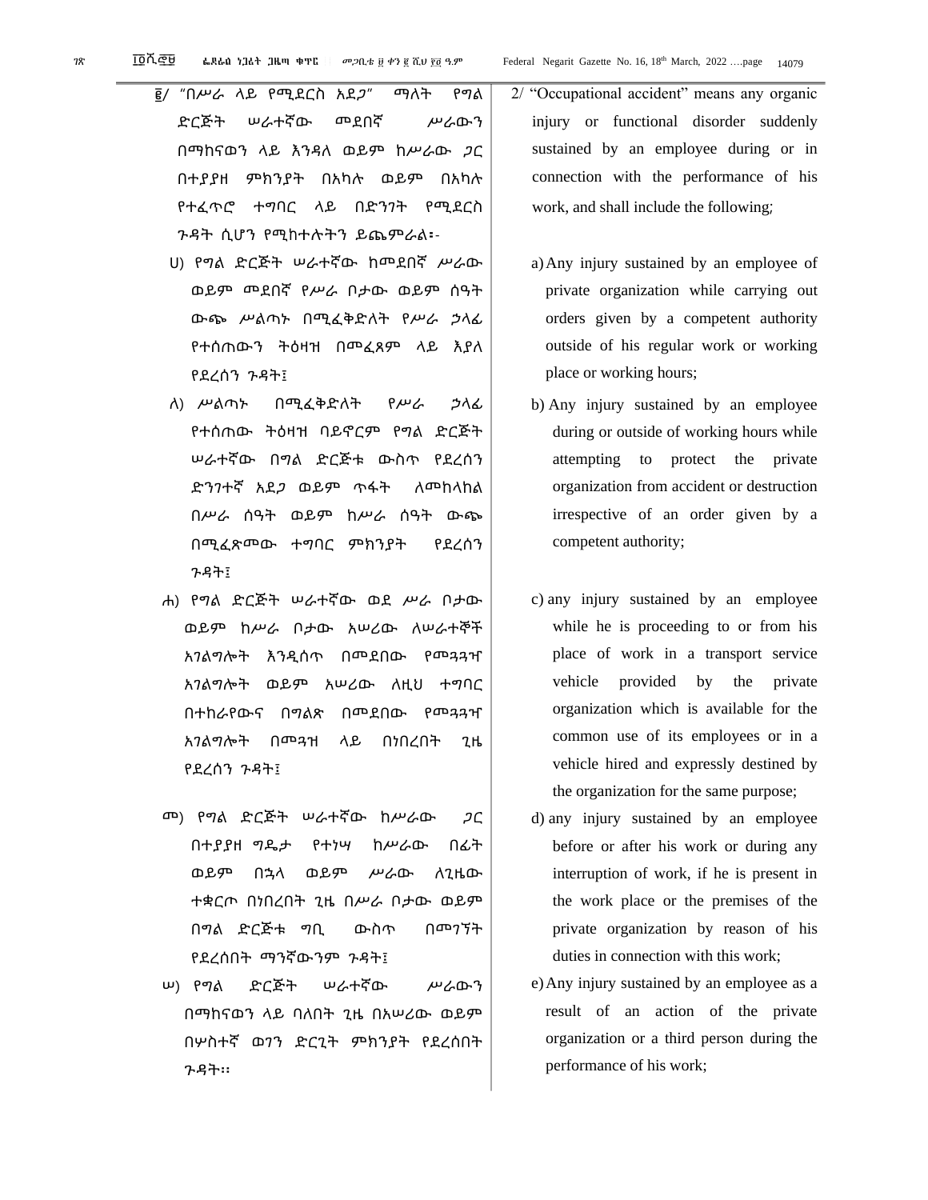፪/ "በሥራ ላይ የሚደርስ አደጋ" ማለት የግል ድርጅት ሠራተኛው መደበኛ ሥራውን በማከናወን ላይ እንዳለ ወይም ከሥራው ጋር በተያያዘ ምክንያት በአካሉ ወይም በአካሉ የተፈጥሮ ተግባር ላይ በድንገት የሚደርስ ጉዳት ሲሆን የሚከተሉትን ይጨምራል፡-

ሀ) የግል ድርጅት ሠራተኛው ከመደበኛ ሥራው ወይም መደበኛ የሥራ ቦታው ወይም ሰዓት ውጭ ሥልጣኑ በሚፈቅድለት የሥራ ኃላፊ የተሰጠውን ትዕዛዝ በመፈጸም ላይ እያለ የደረሰን ጉዳት፤

ለ) ሥልጣኑ በሚፈቅድለት የሥራ ኃላፊ የተሰጠው ትዕዛዝ ባይኖርም የግል ድርጅት ሠራተኛው በግል ድርጅቱ ውስጥ የደረሰን ድንገተኛ አደጋ ወይም ጥፋት ለመከላከል በሥራ ሰዓት ወይም ከሥራ ሰዓት ውጭ በሚፈጽመው ተግባር ምክንያት የደረሰን ጉዳት፤

ሐ) የግል ድርጅት ሠራተኛው ወደ ሥራ ቦታው ወይም ከሥራ ቦታው አሠሪው ለሠራተኞች አገልግሎት እንዲሰጥ በመደበው የመጓጓዣ አገልግሎት ወይም አሠሪው ለዚህ ተግባር በተከራየውና በግልጽ በመደበው የመጓጓዣ አገልግሎት በመጓዝ ላይ በነበረበት ጊዜ የደረሰን ጉዳት፤

መ) የግል ድርጅት ሠራተኛው ከሥራው ጋር በተያያዘ ግዴታ የተነሣ ከሥራው በፊት ወይም በኋላ ወይም ሥራው ለጊዜው ተቋርጦ በነበረበት ጊዜ በሥራ ቦታው ወይም በግል ድርጅቱ ግቢ ውስጥ በመገኘት የደረሰበት ማንኛውንም ጉዳት፤

ሠ) የግል ድርጅት ሠራተኛው ሥራውን በማከናወን ላይ ባለበት ጊዜ በአሠሪው ወይም በሦስተኛ ወገን ድርጊት ምክንያት የደረሰበት ጉዳት፡፡

2/ "Occupational accident" means any organic injury or functional disorder suddenly sustained by an employee during or in connection with the performance of his work, and shall include the following;

a) Any injury sustained by an employee of private organization while carrying out orders given by a competent authority outside of his regular work or working place or working hours;

b) Any injury sustained by an employee during or outside of working hours while attempting to protect the private organization from accident or destruction irrespective of an order given by a competent authority;

c) any injury sustained by an employee while he is proceeding to or from his place of work in a transport service vehicle provided by the private organization which is available for the common use of its employees or in a vehicle hired and expressly destined by the organization for the same purpose;

d) any injury sustained by an employee before or after his work or during any interruption of work, if he is present in the work place or the premises of the private organization by reason of his duties in connection with this work;

e) Any injury sustained by an employee as a result of an action of the private organization or a third person during the performance of his work;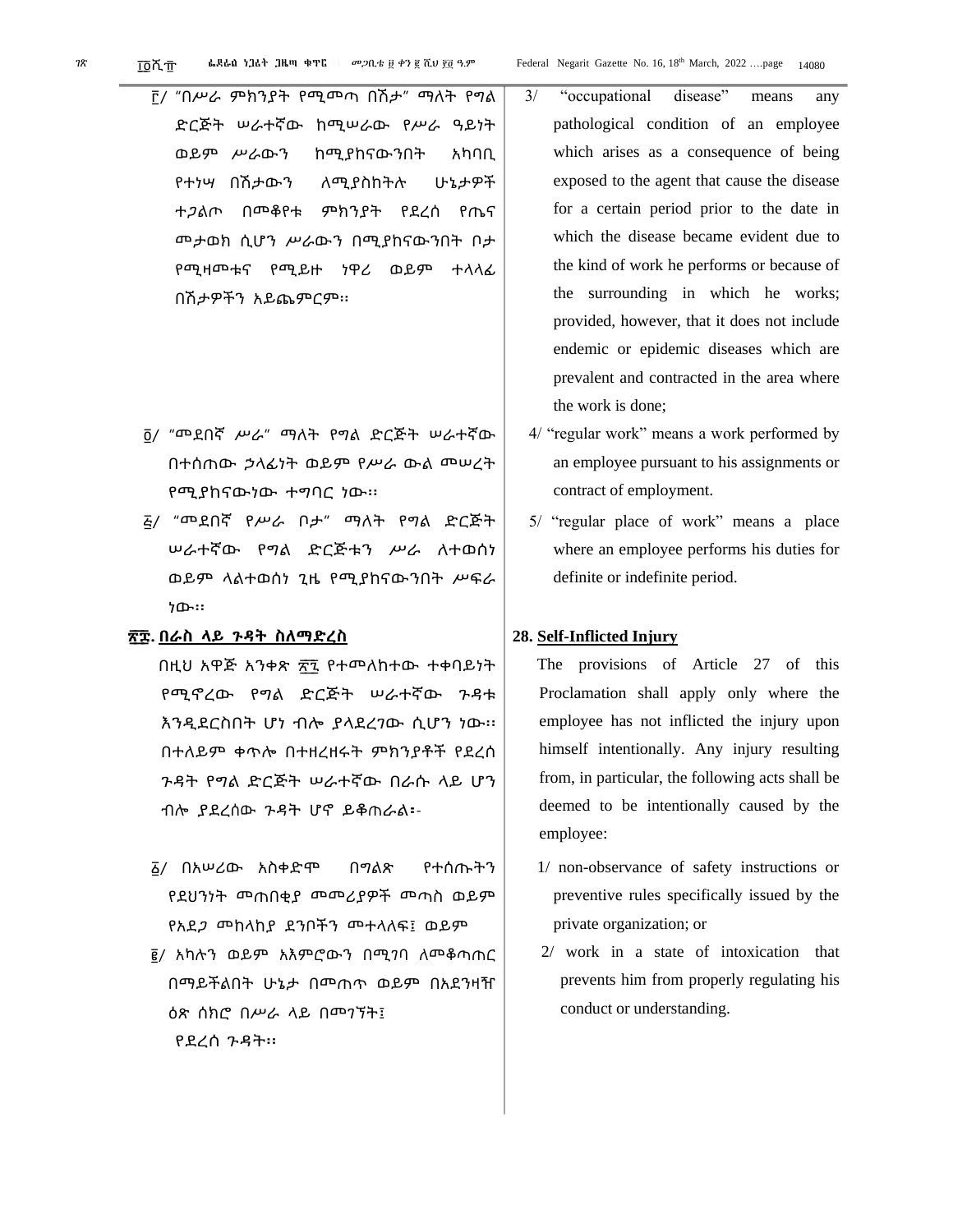፫/ "በሥራ ምክንያት የሚመጣ በሽታ" ማለት የግል ድርጅት ሠራተኛው ከሚሠራው የሥራ ዓይነት ወይም ሥራውን ከሚያከናውንበት አካባቢ የተነሣ በሽታውን ለሚያስከትሉ ሁኔታዎች ተጋልጦ በመቆየቱ ምክንያት የደረሰ የጤና መታወክ ሲሆን ሥራውን በሚያከናውንበት ቦታ የሚዘመቱና የሚይዙ ነዋሪ ወይም ተላላፊ በሽታዎችን አይጨምርም፡፡

፬/ "መደበኛ ሥራ" ማለት የግል ድርጅት ሠራተኛው በተሰጠው ኃላፊነት ወይም የሥራ ውል መሠረት የሚያከናውነው ተግባር ነው፡፡

፭/ "መደበኛ የሥራ ቦታ" ማለት የግል ድርጅት ሠራተኛው የግል ድርጅቱን ሥራ ለተወሰነ ወይም ላልተወሰነ ጊዜ የሚያከናውንበት ሥፍራ ነው፡፡

3/ "occupational disease" means any pathological condition of an employee which arises as a consequence of being exposed to the agent that cause the disease for a certain period prior to the date in which the disease became evident due to the kind of work he performs or because of the surrounding in which he works; provided, however, that it does not include endemic or epidemic diseases which are prevalent and contracted in the area where the work is done;

4/ "regular work" means a work performed by an employee pursuant to his assignments or contract of employment.

5/ "regular place of work" means a place where an employee performs his duties for definite or indefinite period.

## ፳፰. <u>በራስ ላይ ጉዳት ስለማድረስ</u>

በዚህ አዋጅ አንቀጽ ፳፯ የተመለከተው ተቀባይነት የሚኖረው የግል ድርጅት ሠራተኛው ጉዳቱ እንዲደርስበት ሆነ ብሎ ያላደረገው ሲሆን ነው፡፡ በተለይም ቀጥሎ በተዘረዘሩት ምክንያቶች የደረሰ ጉዳት የግል ድርጅት ሠራተኛው በራሱ ላይ ሆን ብሎ ያደረሰው ጉዳት ሆኖ ይቆጠራል፡-

፩/ በአሠሪው አስቀድሞ በግልጽ የተሰጡትን የደህንነት መጠበቂያ መመሪያዎች መጣስ ወይም የአደጋ መከላከያ ደንቦችን መተላለፍ፤ ወይም

፪/ አካሉን ወይም አእምሮውን በሚገባ ለመቆጣጠር በማይችልበት ሁኔታ በመጠጥ ወይም በአደንዛዥ ዕጽ ሰክሮ በሥራ ላይ በመገኘት፤

የደረሰ ጉዳት፡፡

## 28. <u>Self-Inflicted Injury</u>

The provisions of Article 27 of this Proclamation shall apply only where the employee has not inflicted the injury upon himself intentionally. Any injury resulting from, in particular, the following acts shall be deemed to be intentionally caused by the employee:

1/ non-observance of safety instructions or preventive rules specifically issued by the private organization; or

2/ work in a state of intoxication that prevents him from properly regulating his conduct or understanding.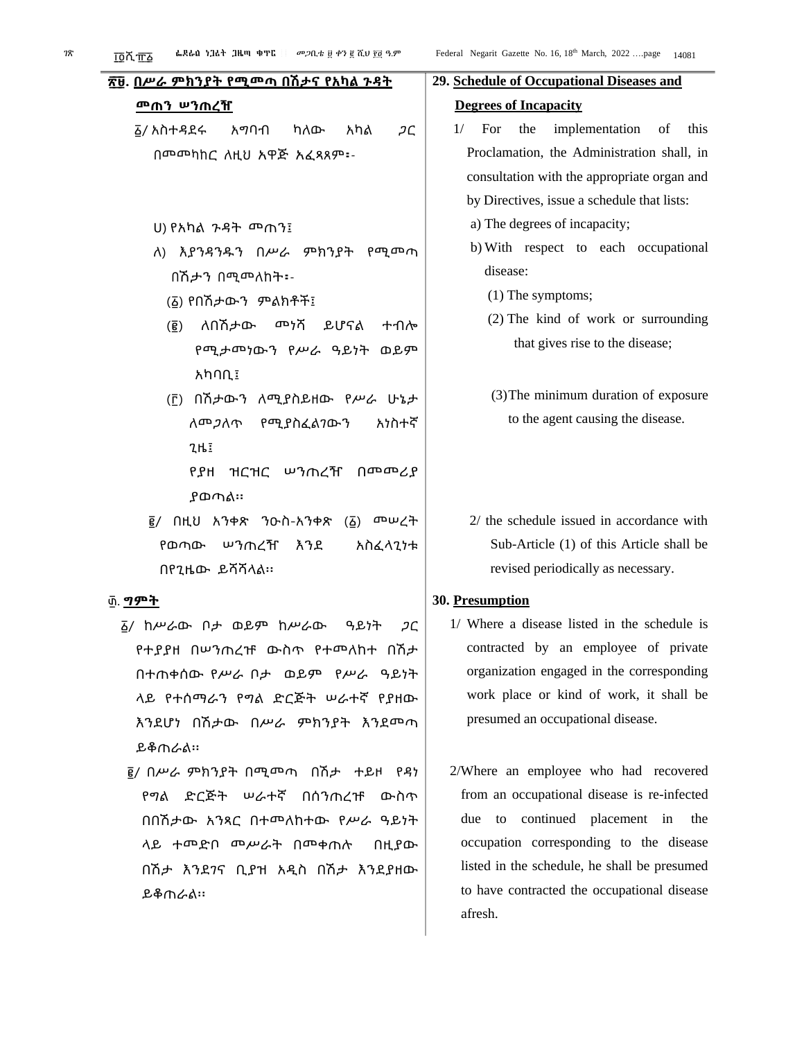**፳፱. በሥራ ምክንያት የሚመጣ በሽታና የአካል ጉዳት መጠን ሠንጠረዥ**

፩/ አስተዳደሩ አግባብ ካለው አካል ጋር በመመካከር ለዚህ አዋጅ አፈጻጸም፡-

ሀ) የአካል ጉዳት መጠን፤

ለ) እያንዳንዱን በሥራ ምክንያት የሚመጣ በሽታን በሚመለከት፡-

(፩) የበሽታውን ምልክቶች፤

(፪) ለበሽታው መነሻ ይሆናል ተብሎ የሚታመነውን የሥራ ዓይነት ወይም አካባቢ፤

(፫) በሽታውን ለሚያስይዘው የሥራ ሁኔታ ለመጋለጥ የሚያስፈልገውን አነስተኛ ጊዜ፤

የያዘ ዝርዝር ሠንጠረዥ በመመሪያ ያወጣል።

፪/ በዚህ አንቀጽ ንዑስ-አንቀጽ (፩) መሠረት የወጣው ሠንጠረዥ እንደ አስፈላጊነቱ በየጊዜው ይሻሻላል።

**፴. ግምት**

፩/ ከሥራው ቦታ ወይም ከሥራው ዓይነት ጋር የተያያዘ በሠንጠረዡ ውስጥ የተመለከተ በሽታ በተጠቀሰው የሥራ ቦታ ወይም የሥራ ዓይነት ላይ የተሰማራን የግል ድርጅት ሠራተኛ የያዘው እንደሆነ በሽታው በሥራ ምክንያት እንደመጣ ይቆጠራል።

፪/ በሥራ ምክንያት በሚመጣ በሽታ ተይዞ የዳነ የግል ድርጅት ሠራተኛ በሰንጠረዡ ውስጥ በበሽታው አንጻር በተመለከተው የሥራ ዓይነት ላይ ተመድቦ መሥራት በመቀጠሉ በዚያው በሽታ እንደገና ቢያዝ አዲስ በሽታ እንደያዘው ይቆጠራል።

**29. Schedule of Occupational Diseases and Degrees of Incapacity**

1/ For the implementation of this Proclamation, the Administration shall, in consultation with the appropriate organ and by Directives, issue a schedule that lists:

a) The degrees of incapacity;

b) With respect to each occupational disease:

(1) The symptoms;

(2) The kind of work or surrounding that gives rise to the disease;

(3) The minimum duration of exposure to the agent causing the disease.

2/ the schedule issued in accordance with Sub-Article (1) of this Article shall be revised periodically as necessary.

**30. Presumption**

1/ Where a disease listed in the schedule is contracted by an employee of private organization engaged in the corresponding work place or kind of work, it shall be presumed an occupational disease.

2/ Where an employee who had recovered from an occupational disease is re-infected due to continued placement in the occupation corresponding to the disease listed in the schedule, he shall be presumed to have contracted the occupational disease afresh.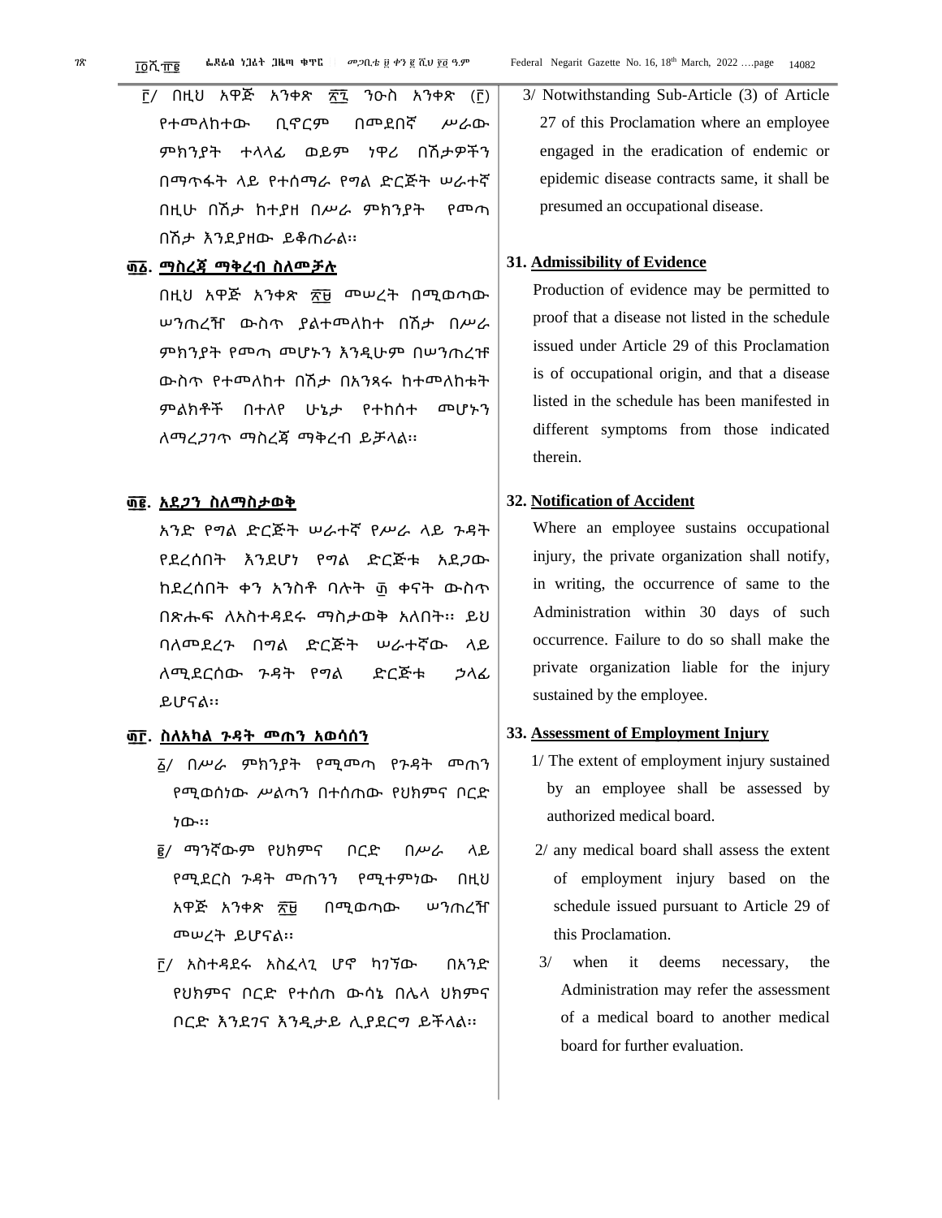፫/ በዚህ አዋጅ አንቀጽ ፳፯ ንዑስ አንቀጽ (፫) የተመለከተው ቢኖርም በመደበኛ ሥራው ምክንያት ተላላፊ ወይም ነዋሪ በሽታዎችን በማጥፋት ላይ የተሰማራ የግል ድርጅት ሠራተኛ በዚሁ በሽታ ከተያዘ በሥራ ምክንያት የመጣ በሽታ እንደያዘው ይቆጠራል፡፡

**፴፩. ማስረጃ ማቅረብ ስለመቻሉ**

በዚህ አዋጅ አንቀጽ ፳፱ መሠረት በሚወጣው ሠንጠረዥ ውስጥ ያልተመለከተ በሽታ በሥራ ምክንያት የመጣ መሆኑን እንዲሁም በሠንጠረዡ ውስጥ የተመለከተ በሽታ በአንጻሩ ከተመለከቱት ምልክቶች በተለየ ሁኔታ የተከሰተ መሆኑን ለማረጋገጥ ማስረጃ ማቅረብ ይቻላል፡፡

**፴፪. አደጋን ስለማስታወቅ**

አንድ የግል ድርጅት ሠራተኛ የሥራ ላይ ጉዳት የደረሰበት እንደሆነ የግል ድርጅቱ አደጋው ከደረሰበት ቀን አንስቶ ባሉት ፴ ቀናት ውስጥ በጽሑፍ ለአስተዳደሩ ማስታወቅ አለበት፡፡ ይህ ባለመደረጉ በግል ድርጅት ሠራተኛው ላይ ለሚደርሰው ጉዳት የግል ድርጅቱ ኃላፊ ይሆናል፡፡

**፴፫. ስለአካል ጉዳት መጠን አወሳሰን**

፩/ በሥራ ምክንያት የሚመጣ የጉዳት መጠን የሚወሰነው ሥልጣን በተሰጠው የህክምና ቦርድ ነው፡፡

፪/ ማንኛውም የህክምና ቦርድ በሥራ ላይ የሚደርስ ጉዳት መጠንን የሚተምነው በዚህ አዋጅ አንቀጽ ፳፱ በሚወጣው ሠንጠረዥ መሠረት ይሆናል፡፡

፫/ አስተዳደሩ አስፈላጊ ሆኖ ካገኘው በአንድ የህክምና ቦርድ የተሰጠ ውሳኔ በሌላ ህክምና ቦርድ እንደገና እንዲታይ ሊያደርግ ይችላል፡፡

3/ Notwithstanding Sub-Article (3) of Article 27 of this Proclamation where an employee engaged in the eradication of endemic or epidemic disease contracts same, it shall be presumed an occupational disease.

**31. Admissibility of Evidence**

Production of evidence may be permitted to proof that a disease not listed in the schedule issued under Article 29 of this Proclamation is of occupational origin, and that a disease listed in the schedule has been manifested in different symptoms from those indicated therein.

**32. Notification of Accident**

Where an employee sustains occupational injury, the private organization shall notify, in writing, the occurrence of same to the Administration within 30 days of such occurrence. Failure to do so shall make the private organization liable for the injury sustained by the employee.

**33. Assessment of Employment Injury**

1/ The extent of employment injury sustained by an employee shall be assessed by authorized medical board.

2/ any medical board shall assess the extent of employment injury based on the schedule issued pursuant to Article 29 of this Proclamation.

3/ when it deems necessary, the Administration may refer the assessment of a medical board to another medical board for further evaluation.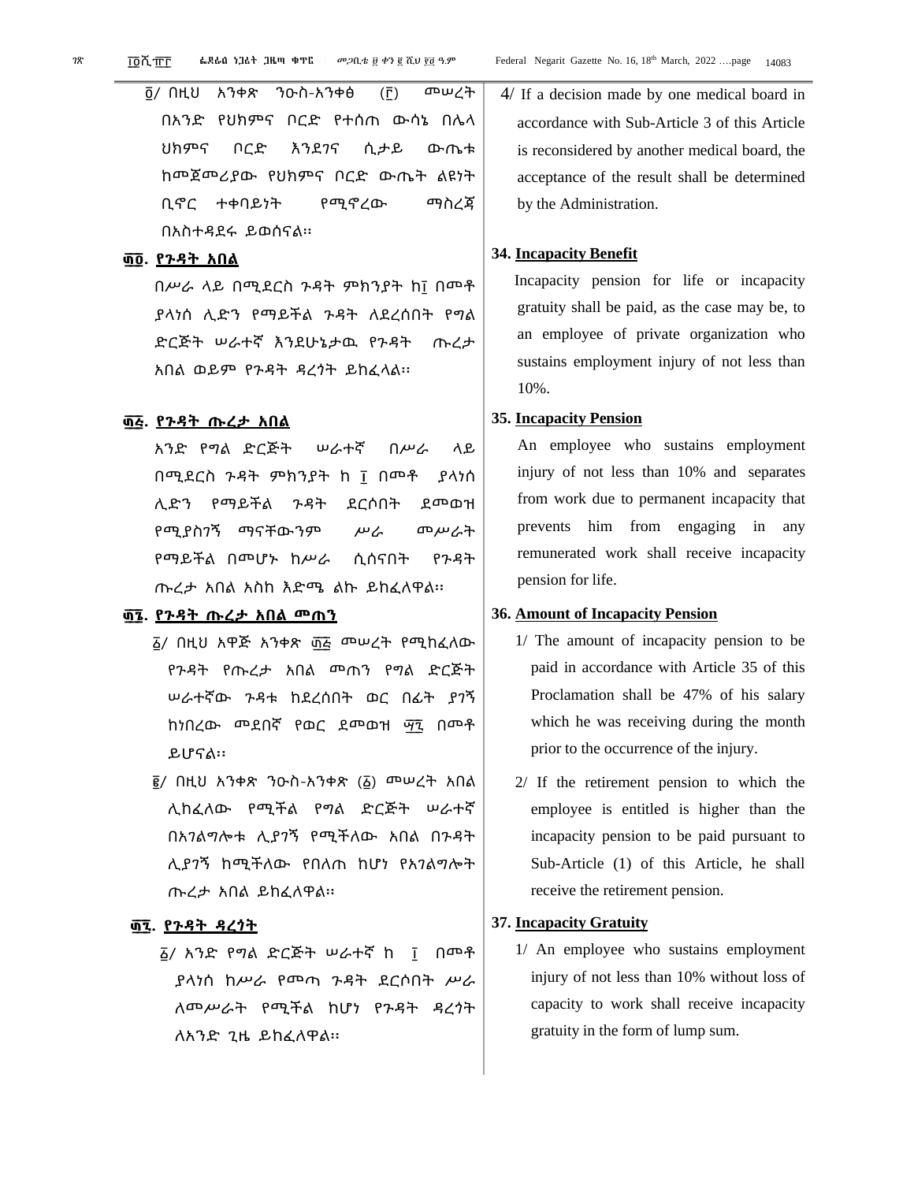፬/ በዚህ አንቀጽ ንዑስ-አንቀፅ (፫) መሠረት በአንድ የህክምና ቦርድ የተሰጠ ውሳኔ በሌላ ህክምና ቦርድ እንደገና ሲታይ ውጤቱ ከመጀመሪያው የህክምና ቦርድ ውጤት ልዩነት ቢኖር ተቀባይነት የሚኖረው ማስረጃ በአስተዳደሩ ይወሰናል።

**፴፬. የጉዳት አበል**

በሥራ ላይ በሚደርስ ጉዳት ምክንያት ከ፲ በመቶ ያላነሰ ሊድን የማይችል ጉዳት ለደረሰበት የግል ድርጅት ሠራተኛ እንደሁኔታዉ የጉዳት ጡረታ አበል ወይም የጉዳት ዳረጎት ይከፈላል።

**፴፭. የጉዳት ጡረታ አበል**

አንድ የግል ድርጅት ሠራተኛ በሥራ ላይ በሚደርስ ጉዳት ምክንያት ከ ፲ በመቶ ያላነሰ ሊድን የማይችል ጉዳት ደርሶበት ደመወዝ የሚያስገኝ ማናቸውንም ሥራ መሥራት የማይችል በመሆኑ ከሥራ ሲሰናበት የጉዳት ጡረታ አበል እስከ እድሜ ልኩ ይከፈለዋል።

**፴፮. የጉዳት ጡረታ አበል መጠን**

፩/ በዚህ አዋጅ አንቀጽ ፴፭ መሠረት የሚከፈለው የጉዳት የጡረታ አበል መጠን የግል ድርጅት ሠራተኛው ጉዳቱ ከደረሰበት ወር በፊት ያገኝ ከነበረው መደበኛ የወር ደመወዝ ፵፯ በመቶ ይሆናል።

፪/ በዚህ አንቀጽ ንዑስ-አንቀጽ (፩) መሠረት አበል ሊከፈለው የሚችል የግል ድርጅት ሠራተኛ በአገልግሎቱ ሊያገኝ የሚችለው አበል በጉዳት ሊያገኝ ከሚችለው የበለጠ ከሆነ የአገልግሎት ጡረታ አበል ይከፈለዋል።

**፴፯. የጉዳት ዳረጎት**

፩/ አንድ የግል ድርጅት ሠራተኛ ከ ፲ በመቶ ያላነሰ ከሥራ የመጣ ጉዳት ደርሶበት ሥራ ለመሥራት የሚችል ከሆነ የጉዳት ዳረጎት ለአንድ ጊዜ ይከፈለዋል።

4/ If a decision made by one medical board in accordance with Sub-Article 3 of this Article is reconsidered by another medical board, the acceptance of the result shall be determined by the Administration.

**34. Incapacity Benefit**

Incapacity pension for life or incapacity gratuity shall be paid, as the case may be, to an employee of private organization who sustains employment injury of not less than 10%.

**35. Incapacity Pension**

An employee who sustains employment injury of not less than 10% and separates from work due to permanent incapacity that prevents him from engaging in any remunerated work shall receive incapacity pension for life.

**36. Amount of Incapacity Pension**

1/ The amount of incapacity pension to be paid in accordance with Article 35 of this Proclamation shall be 47% of his salary which he was receiving during the month prior to the occurrence of the injury.

2/ If the retirement pension to which the employee is entitled is higher than the incapacity pension to be paid pursuant to Sub-Article (1) of this Article, he shall receive the retirement pension.

**37. Incapacity Gratuity**

1/ An employee who sustains employment injury of not less than 10% without loss of capacity to work shall receive incapacity gratuity in the form of lump sum.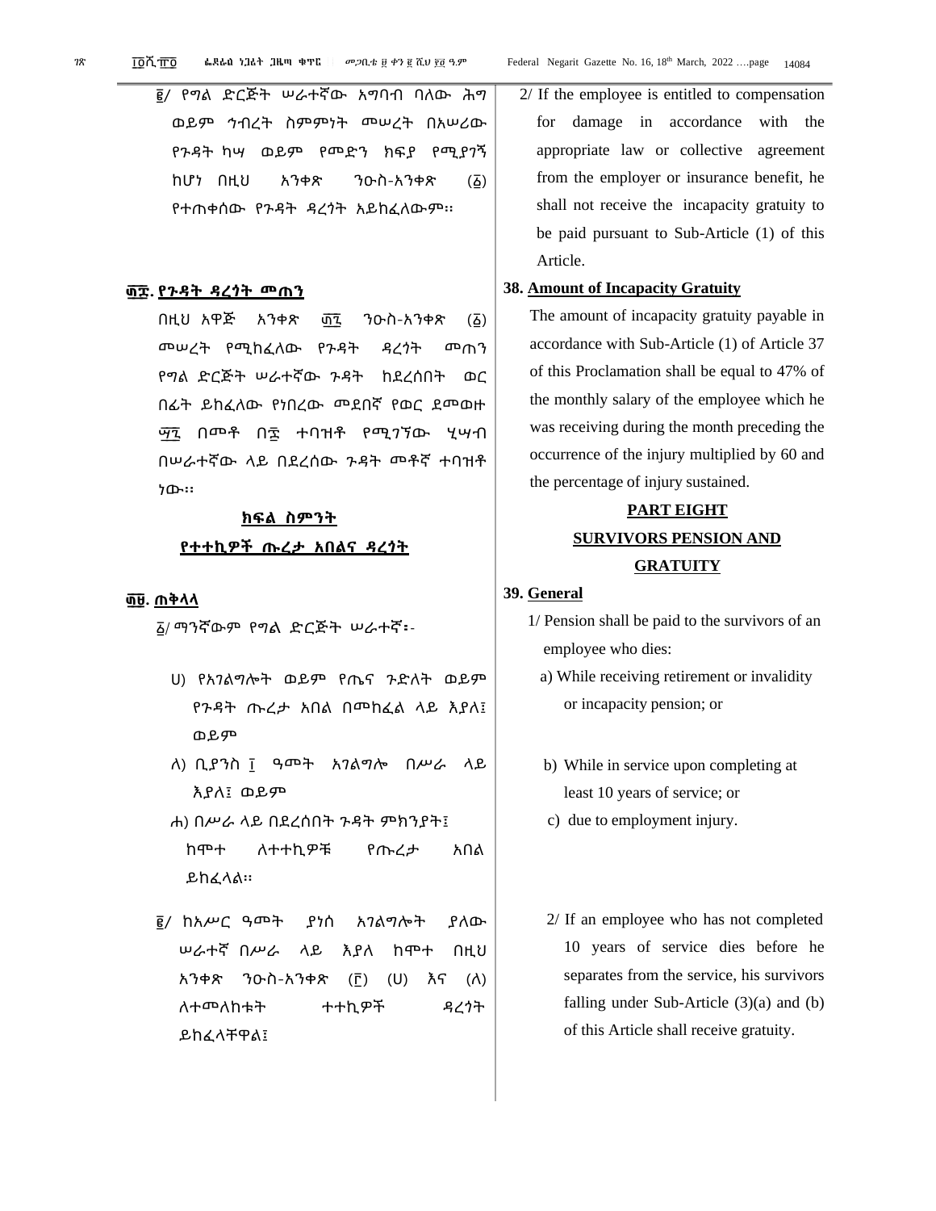፪/ የግል ድርጅት ሠራተኛው አግባብ ባለው ሕግ ወይም ኅብረት ስምምነት መሠረት በአሠሪው የጉዳት ካሣ ወይም የመድን ክፍያ የሚያገኝ ከሆነ በዚህ አንቀጽ ንዑስ-አንቀጽ (፩) የተጠቀሰው የጉዳት ዳረጎት አይከፈለውም፡፡

**፴፰. የጉዳት ዳረጎት መጠን**

በዚህ አዋጅ አንቀጽ ፴፯ ንዑስ-አንቀጽ (፩) መሠረት የሚከፈለው የጉዳት ዳረጎት መጠን የግል ድርጅት ሠራተኛው ጉዳት ከደረሰበት ወር በፊት ይከፈለው የነበረው መደበኛ የወር ደመወዙ ፵፯ በመቶ በ፷ ተባዝቶ የሚገኘው ሂሣብ በሠራተኛው ላይ በደረሰው ጉዳት መቶኛ ተባዝቶ ነው፡፡

## ክፍል ስምንት
## የተተኪዎች ጡረታ አበልና ዳረጎት

**፴፱. ጠቅላላ**

፩/ ማንኛውም የግል ድርጅት ሠራተኛ፡-

ሀ) የአገልግሎት ወይም የጤና ጉድለት ወይም የጉዳት ጡረታ አበል በመከፈል ላይ እያለ፤ ወይም

ለ) ቢያንስ ፲ ዓመት አገልግሎ በሥራ ላይ እያለ፤ ወይም

ሐ) በሥራ ላይ በደረሰበት ጉዳት ምክንያት፤

ከሞተ ለተተኪዎቹ የጡረታ አበል ይከፈላል፡፡

፪/ ከአሥር ዓመት ያነሰ አገልግሎት ያለው ሠራተኛ በሥራ ላይ እያለ ከሞተ በዚህ አንቀጽ ንዑስ-አንቀጽ (፫) (ሀ) እና (ለ) ለተመለከቱት ተተኪዎች ዳረጎት ይከፈላቸዋል፤

2/ If the employee is entitled to compensation for damage in accordance with the appropriate law or collective agreement from the employer or insurance benefit, he shall not receive the incapacity gratuity to be paid pursuant to Sub-Article (1) of this Article.

**38. Amount of Incapacity Gratuity**

The amount of incapacity gratuity payable in accordance with Sub-Article (1) of Article 37 of this Proclamation shall be equal to 47% of the monthly salary of the employee which he was receiving during the month preceding the occurrence of the injury multiplied by 60 and the percentage of injury sustained.

## PART EIGHT
## SURVIVORS PENSION AND GRATUITY

**39. General**

1/ Pension shall be paid to the survivors of an employee who dies:

a) While receiving retirement or invalidity or incapacity pension; or

b) While in service upon completing at least 10 years of service; or

c) due to employment injury.

2/ If an employee who has not completed 10 years of service dies before he separates from the service, his survivors falling under Sub-Article (3)(a) and (b) of this Article shall receive gratuity.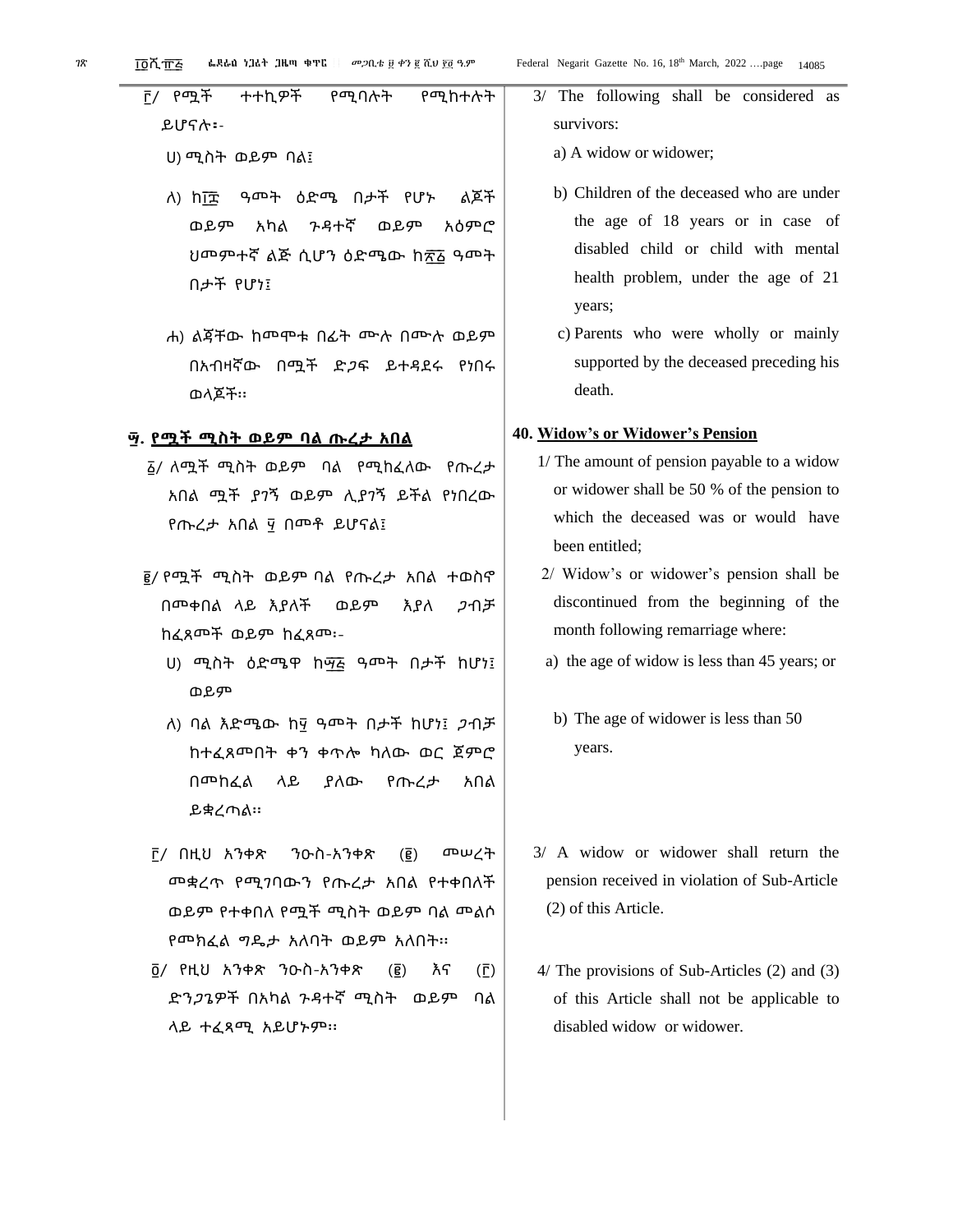፫/ የሚች ተተኪዎች የሚባሉት የሚከተሉት ይሆናሉ፡-

ሀ) ሚስት ወይም ባል፤

ለ) ከ፲፰ ዓመት ዕድሜ በታች የሆኑ ልጆች ወይም አካል ጉዳተኛ ወይም አዕምሮ ህመምተኛ ልጅ ሲሆን ዕድሜው ከ፳፩ ዓመት በታች የሆነ፤

ሐ) ልጃቸው ከመሞቱ በፊት ሙሉ በሙሉ ወይም በአብዛኛው በሚች ድጋፍ ይተዳደሩ የነበሩ ወላጆች፡፡

**፵. የሟች ሚስት ወይም ባል ጡረታ አበል**

፩/ ለሟች ሚስት ወይም ባል የሚከፈለው የጡረታ አበል ሟች ያገኝ ወይም ሊያገኝ ይችል የነበረው የጡረታ አበል ፶ በመቶ ይሆናል፤

፪/ የሟች ሚስት ወይም ባል የጡረታ አበል ተወስኖ በመቀበል ላይ እያለች ወይም እያለ ጋብቻ ከፈጸመች ወይም ከፈጸመ፡-

ሀ) ሚስት ዕድሜዋ ከ፵፭ ዓመት በታች ከሆነ፤ ወይም

ለ) ባል እድሜው ከ፶ ዓመት በታች ከሆነ፤ ጋብቻ ከተፈጸመበት ቀን ቀጥሎ ካለው ወር ጀምሮ በመከፈል ላይ ያለው የጡረታ አበል ይቋረጣል፡፡

፫/ በዚህ አንቀጽ ንዑስ-አንቀጽ (፪) መሠረት መቋረጥ የሚገባውን የጡረታ አበል የተቀበለች ወይም የተቀበለ የሟች ሚስት ወይም ባል መልሶ የመክፈል ግዴታ አለባት ወይም አለበት፡፡

፬/ የዚህ አንቀጽ ንዑስ-አንቀጽ (፪) እና (፫) ድንጋጌዎች በአካል ጉዳተኛ ሚስት ወይም ባል ላይ ተፈጻሚ አይሆኑም፡፡

3/ The following shall be considered as survivors:

a) A widow or widower;

b) Children of the deceased who are under the age of 18 years or in case of disabled child or child with mental health problem, under the age of 21 years;

c) Parents who were wholly or mainly supported by the deceased preceding his death.

**40. Widow's or Widower's Pension**

1/ The amount of pension payable to a widow or widower shall be 50 % of the pension to which the deceased was or would have been entitled;

2/ Widow's or widower's pension shall be discontinued from the beginning of the month following remarriage where:

a) the age of widow is less than 45 years; or

b) The age of widower is less than 50 years.

3/ A widow or widower shall return the pension received in violation of Sub-Article (2) of this Article.

4/ The provisions of Sub-Articles (2) and (3) of this Article shall not be applicable to disabled widow or widower.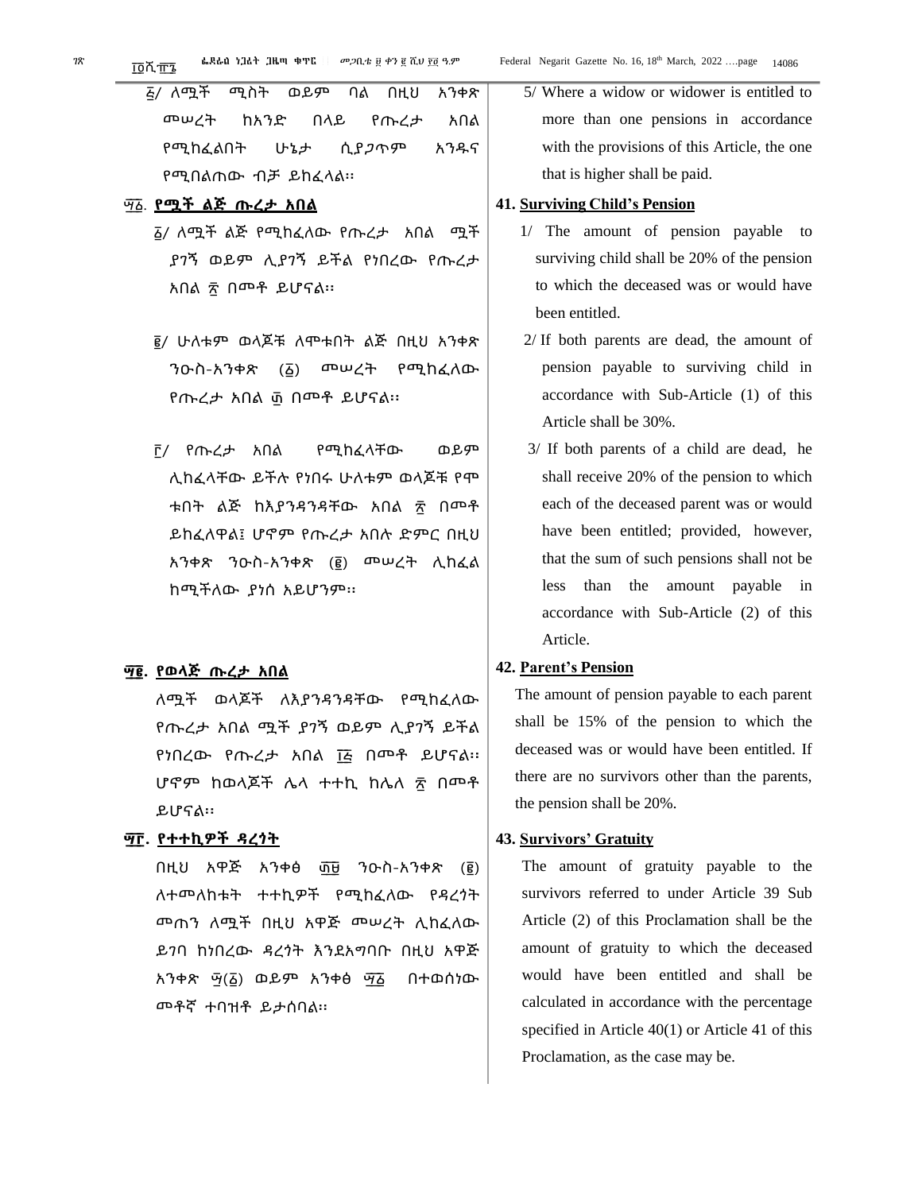፭/ ለሟች ሚስት ወይም ባል በዚህ አንቀጽ መሠረት ከአንድ በላይ የጡረታ አበል የሚከፈልበት ሁኔታ ሲያጋጥም አንዱና የሚበልጠው ብቻ ይከፈላል፡፡

**፵፩. የሟች ልጅ ጡረታ አበል**

፩/ ለሟች ልጅ የሚከፈለው የጡረታ አበል ሟች ያገኝ ወይም ሊያገኝ ይችል የነበረው የጡረታ አበል ፳ በመቶ ይሆናል፡፡

፪/ ሁለቱም ወላጆቹ ለሞቱበት ልጅ በዚህ አንቀጽ ንዑስ-አንቀጽ (፩) መሠረት የሚከፈለው የጡረታ አበል ፴ በመቶ ይሆናል፡፡

፫/ የጡረታ አበል የሚከፈላቸው ወይም ሊከፈላቸው ይችሉ የነበሩ ሁለቱም ወላጆቹ የሞቱበት ልጅ ከእያንዳንዳቸው አበል ፳ በመቶ ይከፈለዋል፤ ሆኖም የጡረታ አበሉ ድምር በዚህ አንቀጽ ንዑስ-አንቀጽ (፪) መሠረት ሊከፈል ከሚችለው ያነሰ አይሆንም፡፡

**፵፪. የወላጅ ጡረታ አበል**

ለሟች ወላጆች ለእያንዳንዳቸው የሚከፈለው የጡረታ አበል ሟች ያገኝ ወይም ሊያገኝ ይችል የነበረው የጡረታ አበል ፲፭ በመቶ ይሆናል፡፡ ሆኖም ከወላጆች ሌላ ተተኪ ከሌለ ፳ በመቶ ይሆናል፡፡

**፵፫. የተተኪዎች ዳረጎት**

በዚህ አዋጅ አንቀፅ ፴፱ ንዑስ-አንቀጽ (፪) ለተመለከቱት ተተኪዎች የሚከፈለው የዳረጎት መጠን ለሟች በዚህ አዋጅ መሠረት ሊከፈለው ይገባ ከነበረው ዳረጎት እንደአግባቡ በዚህ አዋጅ አንቀጽ ፵(፩) ወይም አንቀፅ ፵፩ በተወሰነው መቶኛ ተባዝቶ ይታሰባል፡፡

5/ Where a widow or widower is entitled to more than one pensions in accordance with the provisions of this Article, the one that is higher shall be paid.

**41. Surviving Child's Pension**

1/ The amount of pension payable to surviving child shall be 20% of the pension to which the deceased was or would have been entitled.

2/ If both parents are dead, the amount of pension payable to surviving child in accordance with Sub-Article (1) of this Article shall be 30%.

3/ If both parents of a child are dead, he shall receive 20% of the pension to which each of the deceased parent was or would have been entitled; provided, however, that the sum of such pensions shall not be less than the amount payable in accordance with Sub-Article (2) of this Article.

**42. Parent's Pension**

The amount of pension payable to each parent shall be 15% of the pension to which the deceased was or would have been entitled. If there are no survivors other than the parents, the pension shall be 20%.

**43. Survivors' Gratuity**

The amount of gratuity payable to the survivors referred to under Article 39 Sub Article (2) of this Proclamation shall be the amount of gratuity to which the deceased would have been entitled and shall be calculated in accordance with the percentage specified in Article 40(1) or Article 41 of this Proclamation, as the case may be.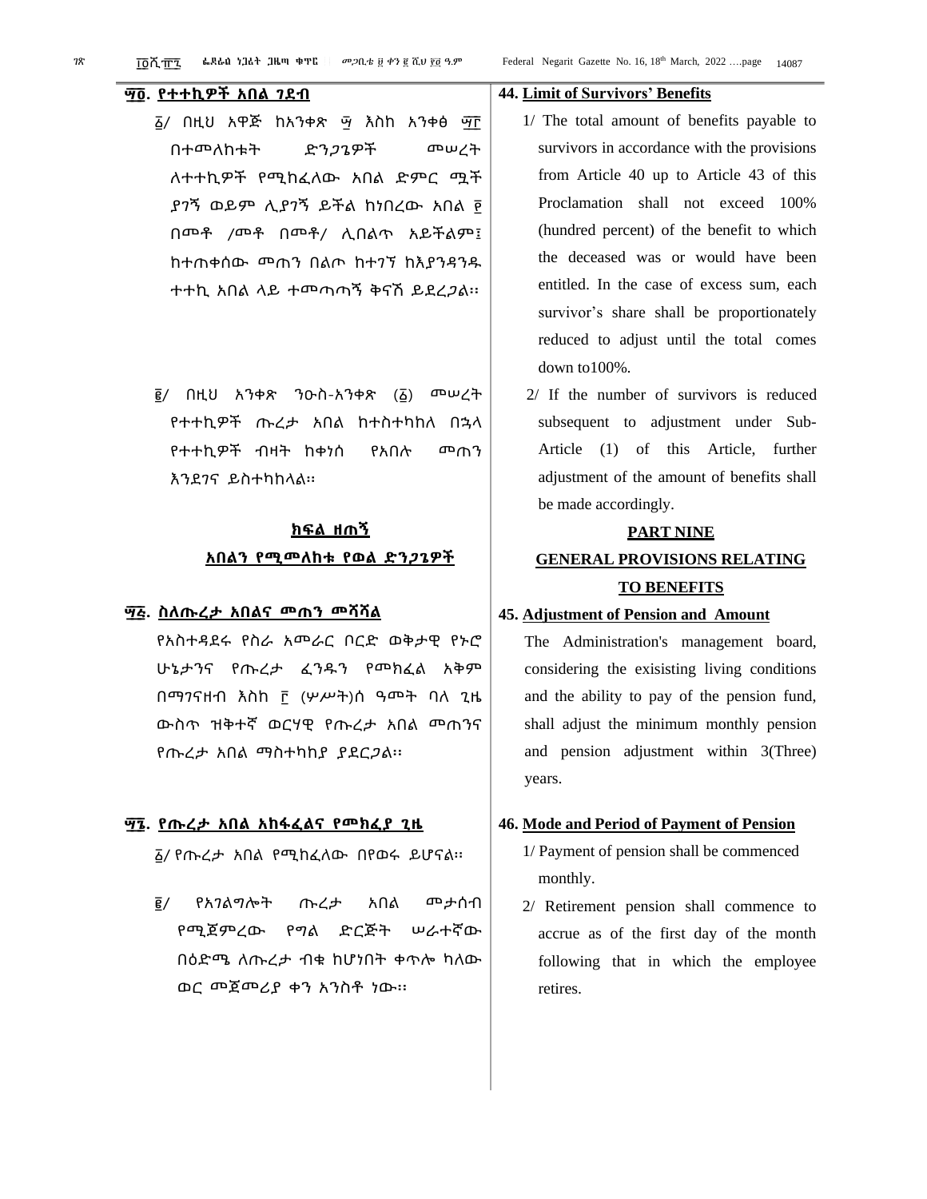**፵፬. የተተኪዎች አበል ገደብ**

፩/ በዚህ አዋጅ ከአንቀጽ ፵ እስከ አንቀፅ ፵፫ በተመለከቱት ድንጋጌዎች መሠረት ለተተኪዎች የሚከፈለው አበል ድምር ሟች ያገኝ ወይም ሊያገኝ ይችል ከነበረው አበል ፻ በመቶ /መቶ በመቶ/ ሊበልጥ አይችልም፤ ከተጠቀሰው መጠን በልጦ ከተገኘ ከእያንዳንዱ ተተኪ አበል ላይ ተመጣጣኝ ቅናሽ ይደረጋል።

፪/ በዚህ አንቀጽ ንዑስ-አንቀጽ (፩) መሠረት የተተኪዎች ጡረታ አበል ከተስተካከለ በኋላ የተተኪዎች ብዛት ከቀነሰ የአበሉ መጠን እንደገና ይስተካከላል።

**ክፍል ዘጠኝ**

**አበልን የሚመለከቱ የወል ድንጋጌዎች**

**፵፭. ስለጡረታ አበልና መጠን መሻሻል**

የአስተዳደሩ የስራ አመራር ቦርድ ወቅታዊ የኑሮ ሁኔታንና የጡረታ ፈንዱን የመክፈል አቅም በማገናዘብ እስከ ፫ (ሦሥት)ሰ ዓመት ባለ ጊዜ ውስጥ ዝቅተኛ ወርሃዊ የጡረታ አበል መጠንና የጡረታ አበል ማስተካከያ ያደርጋል።

**፵፮. የጡረታ አበል አከፋፈልና የመክፈያ ጊዜ**

፩/ የጡረታ አበል የሚከፈለው በየወሩ ይሆናል።

፪/ የአገልግሎት ጡረታ አበል መታሰብ የሚጀምረው የግል ድርጅት ሠራተኛው በዕድሜ ለጡረታ ብቁ ከሆነበት ቀጥሎ ካለው ወር መጀመሪያ ቀን አንስቶ ነው።

**44. Limit of Survivors' Benefits**

1/ The total amount of benefits payable to survivors in accordance with the provisions from Article 40 up to Article 43 of this Proclamation shall not exceed 100% (hundred percent) of the benefit to which the deceased was or would have been entitled. In the case of excess sum, each survivor's share shall be proportionately reduced to adjust until the total comes down to100%.

2/ If the number of survivors is reduced subsequent to adjustment under Sub-Article (1) of this Article, further adjustment of the amount of benefits shall be made accordingly.

**PART NINE**

**GENERAL PROVISIONS RELATING TO BENEFITS**

**45. Adjustment of Pension and Amount**

The Administration's management board, considering the exisisting living conditions and the ability to pay of the pension fund, shall adjust the minimum monthly pension and pension adjustment within 3(Three) years.

**46. Mode and Period of Payment of Pension**

1/ Payment of pension shall be commenced monthly.

2/ Retirement pension shall commence to accrue as of the first day of the month following that in which the employee retires.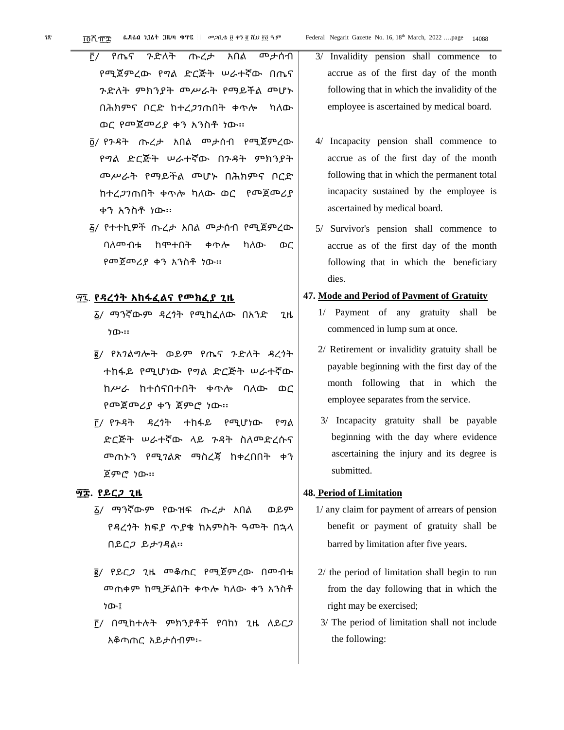፫/ የጤና ጉድለት ጡረታ አበል መታሰብ የሚጀምረው የግል ድርጅት ሠራተኛው በጤና ጉድለት ምክንያት መሥራት የማይችል መሆኑ በሕክምና ቦርድ ከተረጋገጠበት ቀጥሎ ካለው ወር የመጀመሪያ ቀን አንስቶ ነው፡፡

፬/ የጉዳት ጡረታ አበል መታሰብ የሚጀምረው የግል ድርጅት ሠራተኛው በጉዳት ምክንያት መሥራት የማይችል መሆኑ በሕክምና ቦርድ ከተረጋገጠበት ቀጥሎ ካለው ወር የመጀመሪያ ቀን አንስቶ ነው፡፡

፭/ የተተኪዎች ጡረታ አበል መታሰብ የሚጀምረው ባለመብቱ ከሞተበት ቀጥሎ ካለው ወር የመጀመሪያ ቀን አንስቶ ነው፡፡

## ፵፯. የዳረጎት አከፋፈልና የመክፈያ ጊዜ

፩/ ማንኛውም ዳረጎት የሚከፈለው በአንድ ጊዜ ነው፡፡

፪/ የአገልግሎት ወይም የጤና ጉድለት ዳረጎት ተከፋይ የሚሆነው የግል ድርጅት ሠራተኛው ከሥራ ከተሰናበተበት ቀጥሎ ባለው ወር የመጀመሪያ ቀን ጀምሮ ነው፡፡

፫/ የጉዳት ዳረጎት ተከፋይ የሚሆነው የግል ድርጅት ሠራተኛው ላይ ጉዳት ስለመድረሱና መጠኑን የሚገልጽ ማስረጃ ከቀረበበት ቀን ጀምሮ ነው፡፡

## ፵፰. የይርጋ ጊዜ

፩/ ማንኛውም የውዝፍ ጡረታ አበል ወይም የዳረጎት ክፍያ ጥያቄ ከአምስት ዓመት በኋላ በይርጋ ይታገዳል፡፡

፪/ የይርጋ ጊዜ መቆጠር የሚጀምረው በመብቱ መጠቀም ከሚቻልበት ቀጥሎ ካለው ቀን አንስቶ ነው፤

፫/ በሚከተሉት ምክንያቶች የባከነ ጊዜ ለይርጋ አቆጣጠር አይታሰብም፡-

3/ Invalidity pension shall commence to accrue as of the first day of the month following that in which the invalidity of the employee is ascertained by medical board.

4/ Incapacity pension shall commence to accrue as of the first day of the month following that in which the permanent total incapacity sustained by the employee is ascertained by medical board.

5/ Survivor's pension shall commence to accrue as of the first day of the month following that in which the beneficiary dies.

## 47. Mode and Period of Payment of Gratuity

1/ Payment of any gratuity shall be commenced in lump sum at once.

2/ Retirement or invalidity gratuity shall be payable beginning with the first day of the month following that in which the employee separates from the service.

3/ Incapacity gratuity shall be payable beginning with the day where evidence ascertaining the injury and its degree is submitted.

## 48. Period of Limitation

1/ any claim for payment of arrears of pension benefit or payment of gratuity shall be barred by limitation after five years.

2/ the period of limitation shall begin to run from the day following that in which the right may be exercised;

3/ The period of limitation shall not include the following: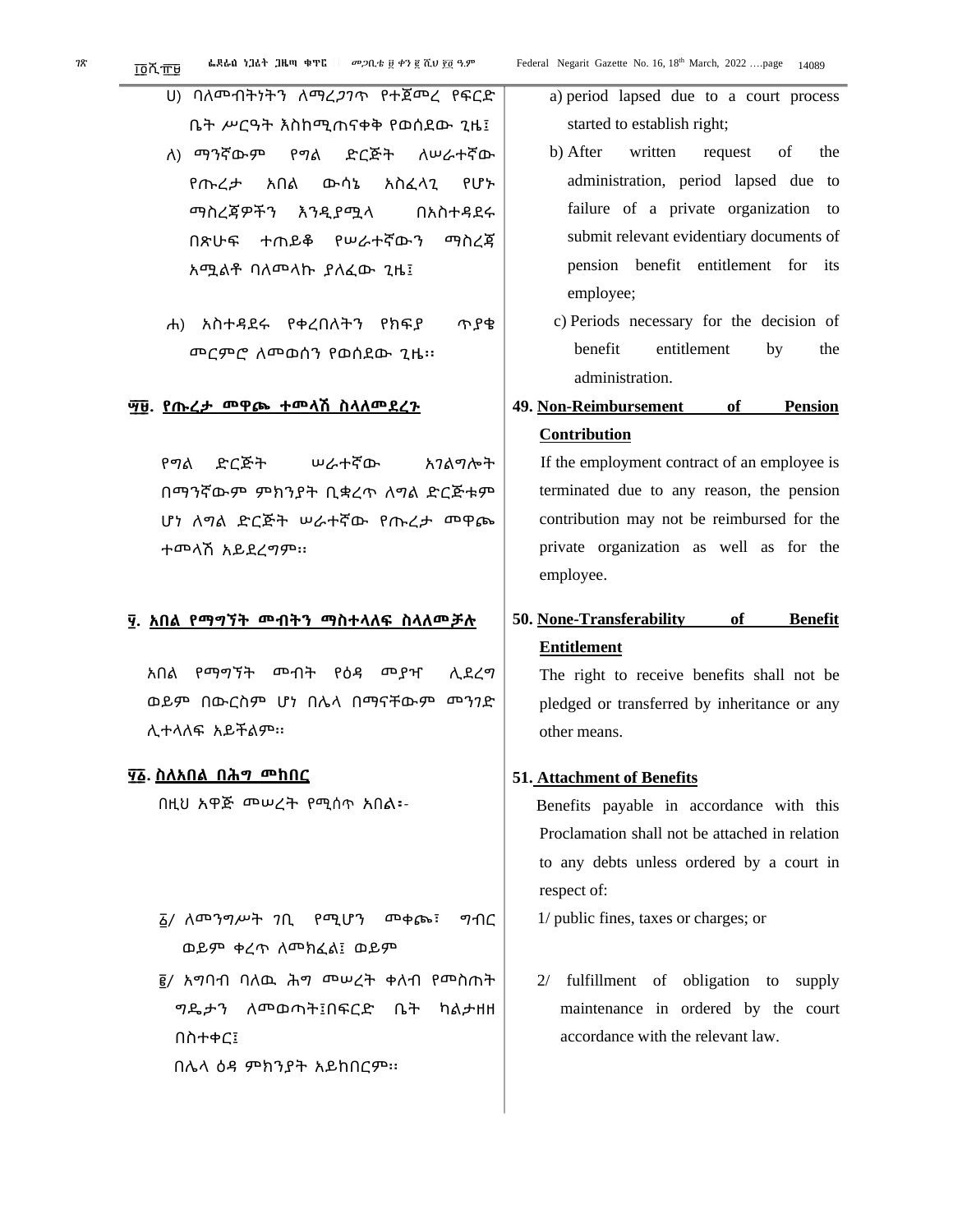ሀ) ባለመብትነትን ለማረጋገጥ የተጀመረ የፍርድ ቤት ሥርዓት እስከሚጠናቀቅ የወሰደው ጊዜ፤

ለ) ማንኛውም የግል ድርጅት ለሠራተኛው የጡረታ አበል ውሳኔ አስፈላጊ የሆኑ ማስረጃዎችን እንዲያሟላ በአስተዳደሩ በጽሁፍ ተጠይቆ የሠራተኛውን ማስረጃ አሟልቶ ባለመላኩ ያለፈው ጊዜ፤

ሐ) አስተዳደሩ የቀረበለትን የክፍያ ጥያቄ መርምሮ ለመወሰን የወሰደው ጊዜ፡፡

## ፵፱. የጡረታ መዋጮ ተመላሽ ስላለመደረጉ

የግል ድርጅት ሠራተኛው አገልግሎት በማንኛውም ምክንያት ቢቋረጥ ለግል ድርጅቱም ሆነ ለግል ድርጅት ሠራተኛው የጡረታ መዋጮ ተመላሽ አይደረግም፡፡

## ፶. አበል የማግኘት መብትን ማስተላለፍ ስላለመቻሉ

አበል የማግኘት መብት የዕዳ መያዣ ሊደረግ ወይም በውርስም ሆነ በሌላ በማናቸውም መንገድ ሊተላለፍ አይችልም፡፡

## ፶፩. ስለአበል በሕግ መከበር

በዚህ አዋጅ መሠረት የሚሰጥ አበል፡-

፩/ ለመንግሥት ገቢ የሚሆን መቀጮ፣ ግብር ወይም ቀረጥ ለመክፈል፤ ወይም

፪/ አግባብ ባለዉ ሕግ መሠረት ቀለብ የመስጠት ግዴታን ለመወጣት፤በፍርድ ቤት ካልታዘዘ በስተቀር፤

በሌላ ዕዳ ምክንያት አይከበርም፡፡

a) period lapsed due to a court process started to establish right;

b) After written request of the administration, period lapsed due to failure of a private organization to submit relevant evidentiary documents of pension benefit entitlement for its employee;

c) Periods necessary for the decision of benefit entitlement by the administration.

## 49. Non-Reimbursement of Pension Contribution

If the employment contract of an employee is terminated due to any reason, the pension contribution may not be reimbursed for the private organization as well as for the employee.

## 50. None-Transferability of Benefit Entitlement

The right to receive benefits shall not be pledged or transferred by inheritance or any other means.

## 51. Attachment of Benefits

Benefits payable in accordance with this Proclamation shall not be attached in relation to any debts unless ordered by a court in respect of:

1/ public fines, taxes or charges; or

2/ fulfillment of obligation to supply maintenance in ordered by the court accordance with the relevant law.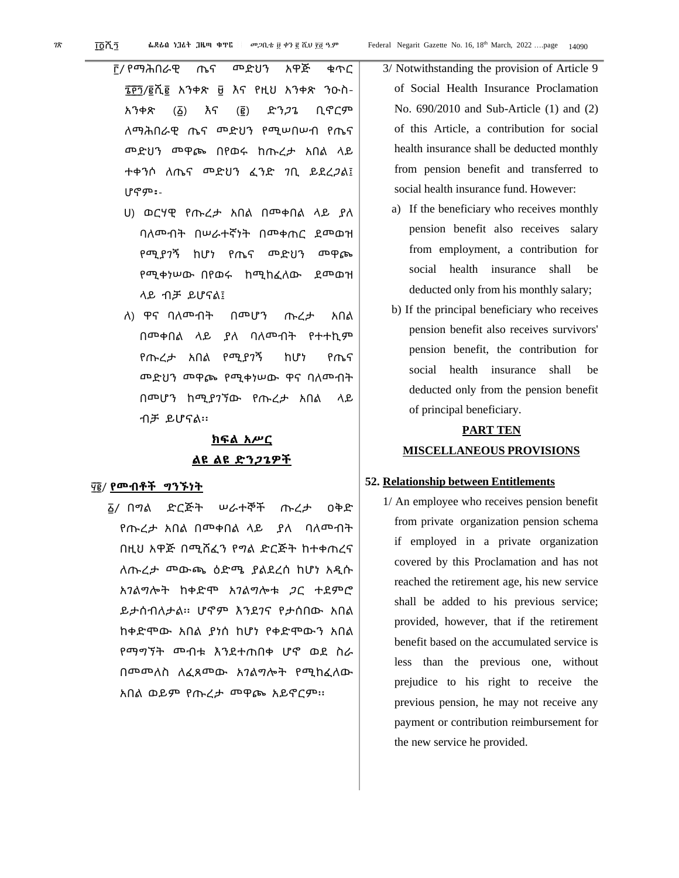፫/ የማሕበራዊ ጤና መድህን አዋጅ ቁጥር ፮፻፺/፪ሺ፪ አንቀጽ ፱ እና የዚህ አንቀጽ ንዑስ-አንቀጽ (፩) እና (፪) ድንጋጌ ቢኖርም ለማሕበራዊ ጤና መድህን የሚሠበሠብ የጤና መድህን መዋጮ በየወሩ ከጡረታ አበል ላይ ተቀንሶ ለጤና መድህን ፈንድ ገቢ ይደረጋል፤ ሆኖም፡-

ሀ) ወርሃዊ የጡረታ አበል በመቀበል ላይ ያለ ባለመብት በሠራተኛነት በመቀጠር ደመወዝ የሚያገኝ ከሆነ የጤና መድህን መዋጮ የሚቀነሠው በየወሩ ከሚከፈለው ደመወዝ ላይ ብቻ ይሆናል፤

ለ) ዋና ባለመብት በመሆን ጡረታ አበል በመቀበል ላይ ያለ ባለመብት የተተኪም የጡረታ አበል የሚያገኝ ከሆነ የጤና መድህን መዋጮ የሚቀነሠው ዋና ባለመብት በመሆን ከሚያገኘው የጡረታ አበል ላይ ብቻ ይሆናል፡፡

## ክፍል አሥር
## ልዩ ልዩ ድንጋጌዎች

### ፶፪/ የመብቶች ግንኙነት

፩/ በግል ድርጅት ሠራተኞች ጡረታ ዐቅድ የጡረታ አበል በመቀበል ላይ ያለ ባለመብት በዚህ አዋጅ በሚሸፈን የግል ድርጅት ከተቀጠረና ለጡረታ መውጫ ዕድሜ ያልደረሰ ከሆነ አዲሱ አገልግሎት ከቀድሞ አገልግሎቱ ጋር ተደምሮ ይታሰብለታል፡፡ ሆኖም እንደገና የታሰበው አበል ከቀድሞው አበል ያነሰ ከሆነ የቀድሞውን አበል የማግኘት መብቱ እንደተጠበቀ ሆኖ ወደ ስራ በመመለስ ለፈጸመው አገልግሎት የሚከፈለው አበል ወይም የጡረታ መዋጮ አይኖርም፡፡

3/ Notwithstanding the provision of Article 9 of Social Health Insurance Proclamation No. 690/2010 and Sub-Article (1) and (2) of this Article, a contribution for social health insurance shall be deducted monthly from pension benefit and transferred to social health insurance fund. However:

a) If the beneficiary who receives monthly pension benefit also receives salary from employment, a contribution for social health insurance shall be deducted only from his monthly salary;

b) If the principal beneficiary who receives pension benefit also receives survivors' pension benefit, the contribution for social health insurance shall be deducted only from the pension benefit of principal beneficiary.

## PART TEN
## MISCELLANEOUS PROVISIONS

### 52. Relationship between Entitlements

1/ An employee who receives pension benefit from private organization pension schema if employed in a private organization covered by this Proclamation and has not reached the retirement age, his new service shall be added to his previous service; provided, however, that if the retirement benefit based on the accumulated service is less than the previous one, without prejudice to his right to receive the previous pension, he may not receive any payment or contribution reimbursement for the new service he provided.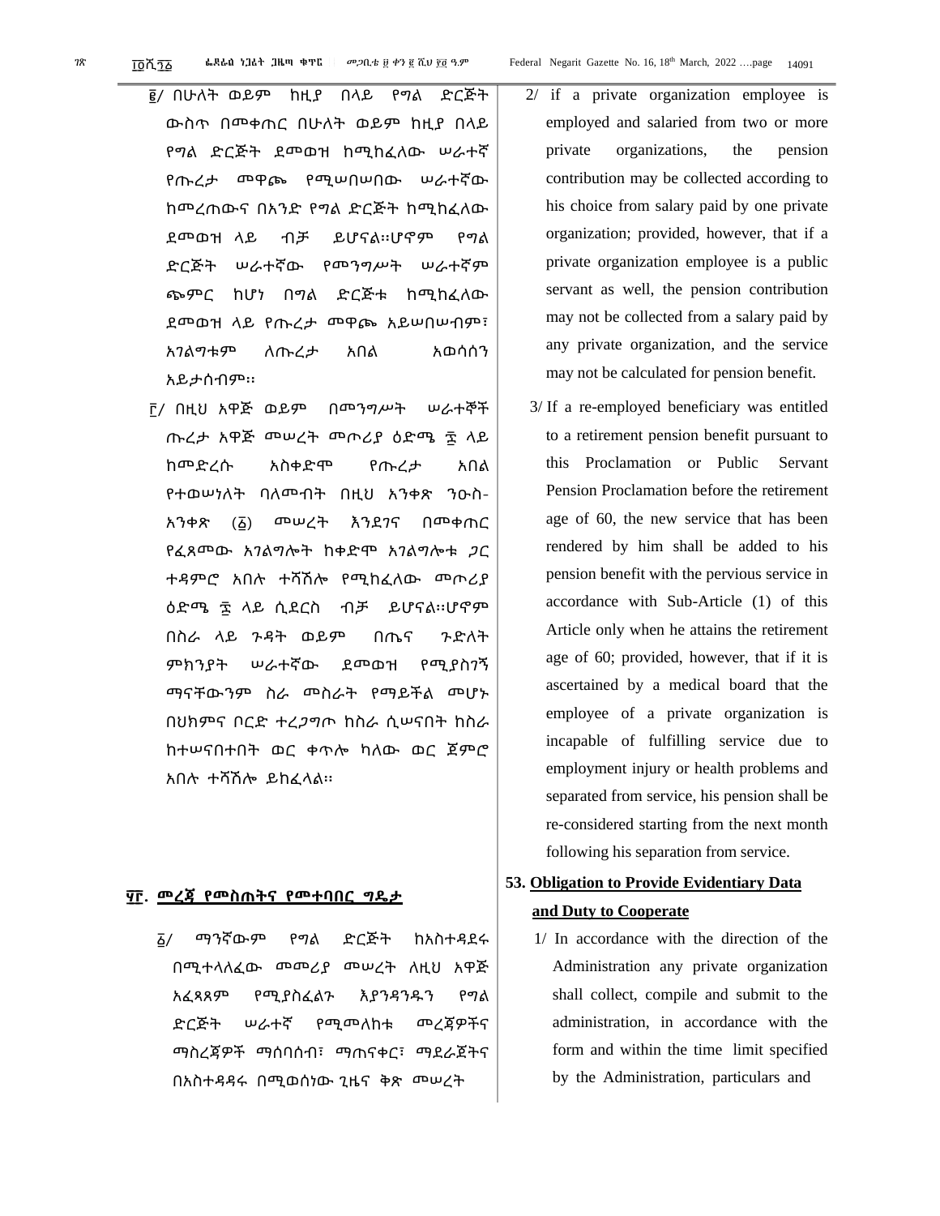፪/ በሁለት ወይም ከዚያ በላይ የግል ድርጅት ውስጥ በመቀጠር በሁለት ወይም ከዚያ በላይ የግል ድርጅት ደመወዝ ከሚከፈለው ሠራተኛ የጡረታ መዋጮ የሚሠበሠበው ሠራተኛው ከመረጠውና በአንድ የግል ድርጅት ከሚከፈለው ደመወዝ ላይ ብቻ ይሆናል፡፡ሆኖም የግል ድርጅት ሠራተኛው የመንግሥት ሠራተኛም ጭምር ከሆነ በግል ድርጅቱ ከሚከፈለው ደመወዝ ላይ የጡረታ መዋጮ አይሠበሠብም፣ አገልግቱም ለጡረታ አበል አወሳሰን አይታሰብም፡፡

፫/ በዚህ አዋጅ ወይም በመንግሥት ሠራተኞች ጡረታ አዋጅ መሠረት መጦሪያ ዕድሜ ፷ ላይ ከመድረሱ አስቀድሞ የጡረታ አበል የተወሠነለት ባለመብት በዚህ አንቀጽ ንዑስ-አንቀጽ (፩) መሠረት እንደገና በመቀጠር የፈጸመው አገልግሎት ከቀድሞ አገልግሎቱ ጋር ተዳምሮ አበሉ ተሻሽሎ የሚከፈለው መጦሪያ ዕድሜ ፷ ላይ ሲደርስ ብቻ ይሆናል፡፡ሆኖም በስራ ላይ ጉዳት ወይም በጤና ጉድለት ምክንያት ሠራተኛው ደመወዝ የሚያስገኝ ማናቸውንም ስራ መስራት የማይችል መሆኑ በህክምና ቦርድ ተረጋግጦ ከስራ ሲሠናበት ከስራ ከተሠናበተበት ወር ቀጥሎ ካለው ወር ጀምሮ አበሉ ተሻሽሎ ይከፈላል፡፡

## ፶፫. መረጃ የመስጠትና የመተባበር ግዴታ

፩/ ማንኛውም የግል ድርጅት ከአስተዳደሩ በሚተላለፈው መመሪያ መሠረት ለዚህ አዋጅ አፈጻጸም የሚያስፈልጉ እያንዳንዱን የግል ድርጅት ሠራተኛ የሚመለከቱ መረጃዎችና ማስረጃዎች ማሰባሰብ፣ ማጠናቀር፣ ማደራጀትና በአስተዳዳሩ በሚወሰነው ጊዜና ቅጽ መሠረት

2/ if a private organization employee is employed and salaried from two or more private organizations, the pension contribution may be collected according to his choice from salary paid by one private organization; provided, however, that if a private organization employee is a public servant as well, the pension contribution may not be collected from a salary paid by any private organization, and the service may not be calculated for pension benefit.

3/ If a re-employed beneficiary was entitled to a retirement pension benefit pursuant to this Proclamation or Public Servant Pension Proclamation before the retirement age of 60, the new service that has been rendered by him shall be added to his pension benefit with the pervious service in accordance with Sub-Article (1) of this Article only when he attains the retirement age of 60; provided, however, that if it is ascertained by a medical board that the employee of a private organization is incapable of fulfilling service due to employment injury or health problems and separated from service, his pension shall be re-considered starting from the next month following his separation from service.

## 53. Obligation to Provide Evidentiary Data and Duty to Cooperate

1/ In accordance with the direction of the Administration any private organization shall collect, compile and submit to the administration, in accordance with the form and within the time limit specified by the Administration, particulars and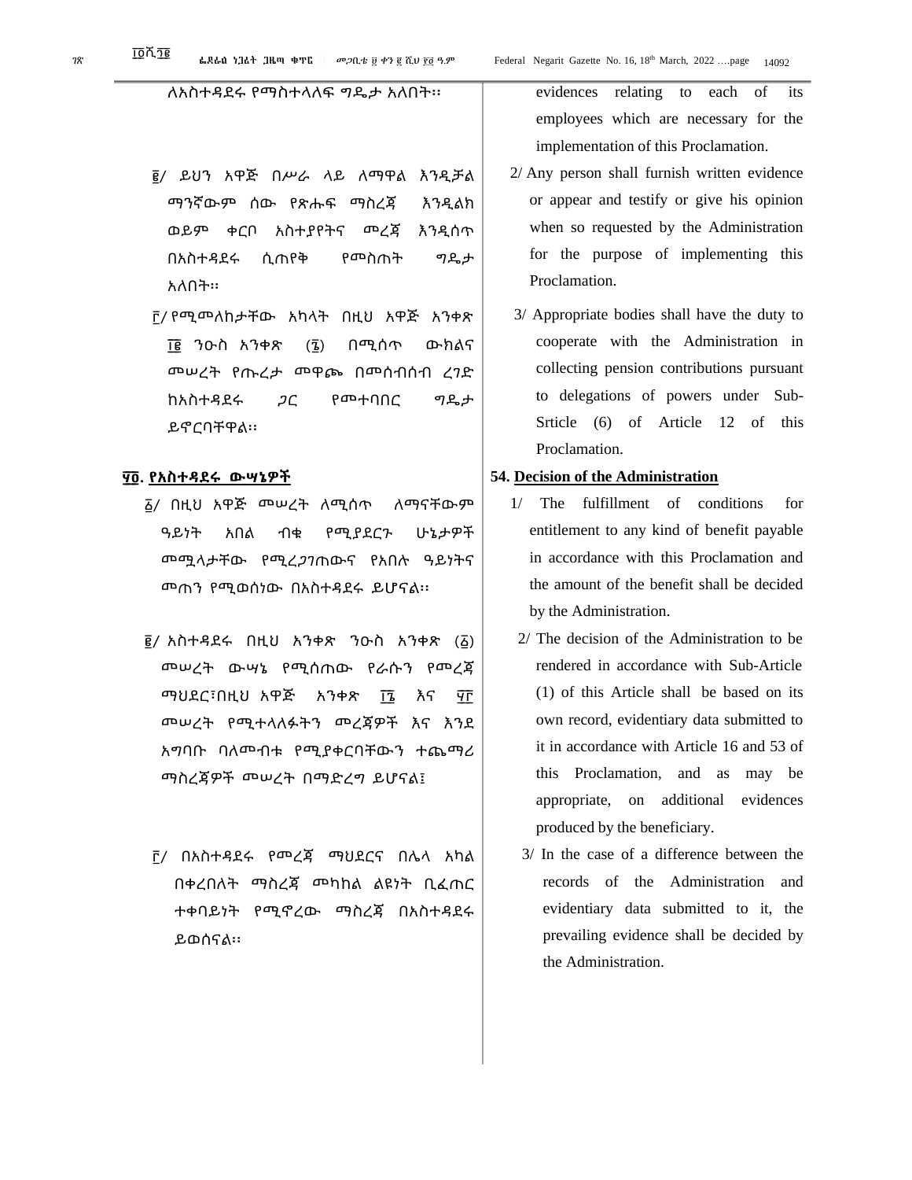ለአስተዳደሩ የማስተላለፍ ግዴታ አለበት፡፡

evidences relating to each of its employees which are necessary for the implementation of this Proclamation.

፪/ ይህን አዋጅ በሥራ ላይ ለማዋል እንዲቻል ማንኛውም ሰው የጽሑፍ ማስረጃ እንዲልክ ወይም ቀርቦ አስተያየትና መረጃ እንዲሰጥ በአስተዳደሩ ሲጠየቅ የመስጠት ግዴታ አለበት፡፡

2/ Any person shall furnish written evidence or appear and testify or give his opinion when so requested by the Administration for the purpose of implementing this Proclamation.

፫/ የሚመለከታቸው አካላት በዚህ አዋጅ አንቀጽ ፲፪ ንዑስ አንቀጽ (፮) በሚሰጥ ውክልና መሠረት የጡረታ መዋጮ በመሰብሰብ ረገድ ከአስተዳደሩ ጋር የመተባበር ግዴታ ይኖርባቸዋል፡፡

3/ Appropriate bodies shall have the duty to cooperate with the Administration in collecting pension contributions pursuant to delegations of powers under Sub-Srticle (6) of Article 12 of this Proclamation.

## ፶፬. የአስተዳደሩ ውሣኔዎች

፩/ በዚህ አዋጅ መሠረት ለሚሰጥ ለማናቸውም ዓይነት አበል ብቁ የሚያደርጉ ሁኔታዎች መሟላታቸው የሚረጋገጠውና የአበሉ ዓይነትና መጠን የሚወሰነው በአስተዳደሩ ይሆናል፡፡

፪/ አስተዳደሩ በዚህ አንቀጽ ንዑስ አንቀጽ (፩) መሠረት ውሣኔ የሚሰጠው የራሱን የመረጃ ማህደር፣በዚህ አዋጅ አንቀጽ ፲፮ እና ፶፫ መሠረት የሚተላለፉትን መረጃዎች እና እንደ አግባቡ ባለመብቱ የሚያቀርባቸውን ተጨማሪ ማስረጃዎች መሠረት በማድረግ ይሆናል፤

፫/ በአስተዳደሩ የመረጃ ማህደርና በሌላ አካል በቀረበለት ማስረጃ መካከል ልዩነት ቢፈጠር ተቀባይነት የሚኖረው ማስረጃ በአስተዳደሩ ይወሰናል፡፡

## 54. Decision of the Administration

1/ The fulfillment of conditions for entitlement to any kind of benefit payable in accordance with this Proclamation and the amount of the benefit shall be decided by the Administration.

2/ The decision of the Administration to be rendered in accordance with Sub-Article (1) of this Article shall be based on its own record, evidentiary data submitted to it in accordance with Article 16 and 53 of this Proclamation, and as may be appropriate, on additional evidences produced by the beneficiary.

3/ In the case of a difference between the records of the Administration and evidentiary data submitted to it, the prevailing evidence shall be decided by the Administration.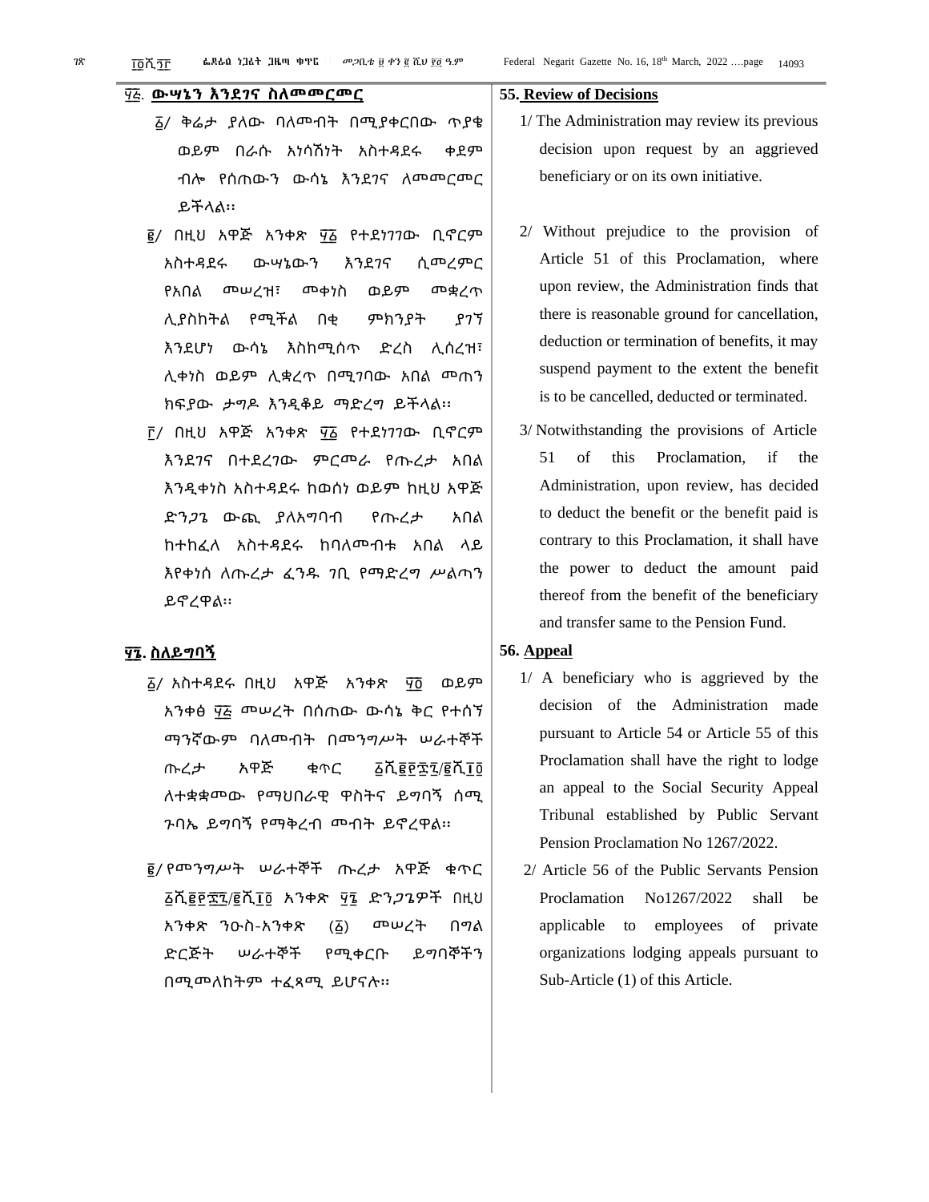## ፶፭. ውሣኔን እንደገና ስለመመርመር

፩/ ቅሬታ ያለው ባለመብት በሚያቀርበው ጥያቄ ወይም በራሱ አነሳሽነት አስተዳደሩ ቀደም ብሎ የሰጠውን ውሳኔ እንደገና ለመመርመር ይችላል፡፡

፪/ በዚህ አዋጅ አንቀጽ ፶፩ የተደነገገው ቢኖርም አስተዳደሩ ውሣኔውን እንደገና ሲመረምር የአበል መሠረዝ፣ መቀነስ ወይም መቋረጥ ሊያስከትል የሚችል በቂ ምክንያት ያገኘ እንደሆነ ውሳኔ እስከሚሰጥ ድረስ ሊሰረዝ፣ ሊቀነስ ወይም ሊቋረጥ በሚገባው አበል መጠን ክፍያው ታግዶ እንዲቆይ ማድረግ ይችላል፡፡

፫/ በዚህ አዋጅ አንቀጽ ፶፩ የተደነገገው ቢኖርም እንደገና በተደረገው ምርመራ የጡረታ አበል እንዲቀነስ አስተዳደሩ ከወሰነ ወይም ከዚህ አዋጅ ድንጋጌ ውጪ ያለአግባብ የጡረታ አበል ከተከፈለ አስተዳደሩ ከባለመብቱ አበል ላይ እየቀነሰ ለጡረታ ፈንዱ ገቢ የማድረግ ሥልጣን ይኖረዋል፡፡

## ፶፮. ስለይግባኝ

፩/ አስተዳደሩ በዚህ አዋጅ አንቀጽ ፶፬ ወይም አንቀፅ ፶፭ መሠረት በሰጠው ውሳኔ ቅር የተሰኘ ማንኛውም ባለመብት በመንግሥት ሠራተኞች ጡረታ አዋጅ ቁጥር ፩ሺ፪፻፷፯/፪ሺ፲፬ ለተቋቋመው የማህበራዊ ዋስትና ይግባኝ ሰሚ ጉባኤ ይግባኝ የማቅረብ መብት ይኖረዋል፡፡

፪/ የመንግሥት ሠራተኞች ጡረታ አዋጅ ቁጥር ፩ሺ፪፻፷፯/፪ሺ፲፬ አንቀጽ ፶፮ ድንጋጌዎች በዚህ አንቀጽ ንዑስ-አንቀጽ (፩) መሠረት በግል ድርጅት ሠራተኞች የሚቀርቡ ይግባኞችን በሚመለከትም ተፈጻሚ ይሆናሉ፡፡

## 55. Review of Decisions

1/ The Administration may review its previous decision upon request by an aggrieved beneficiary or on its own initiative.

2/ Without prejudice to the provision of Article 51 of this Proclamation, where upon review, the Administration finds that there is reasonable ground for cancellation, deduction or termination of benefits, it may suspend payment to the extent the benefit is to be cancelled, deducted or terminated.

3/ Notwithstanding the provisions of Article 51 of this Proclamation, if the Administration, upon review, has decided to deduct the benefit or the benefit paid is contrary to this Proclamation, it shall have the power to deduct the amount paid thereof from the benefit of the beneficiary and transfer same to the Pension Fund.

## 56. Appeal

1/ A beneficiary who is aggrieved by the decision of the Administration made pursuant to Article 54 or Article 55 of this Proclamation shall have the right to lodge an appeal to the Social Security Appeal Tribunal established by Public Servant Pension Proclamation No 1267/2022.

2/ Article 56 of the Public Servants Pension Proclamation No1267/2022 shall be applicable to employees of private organizations lodging appeals pursuant to Sub-Article (1) of this Article.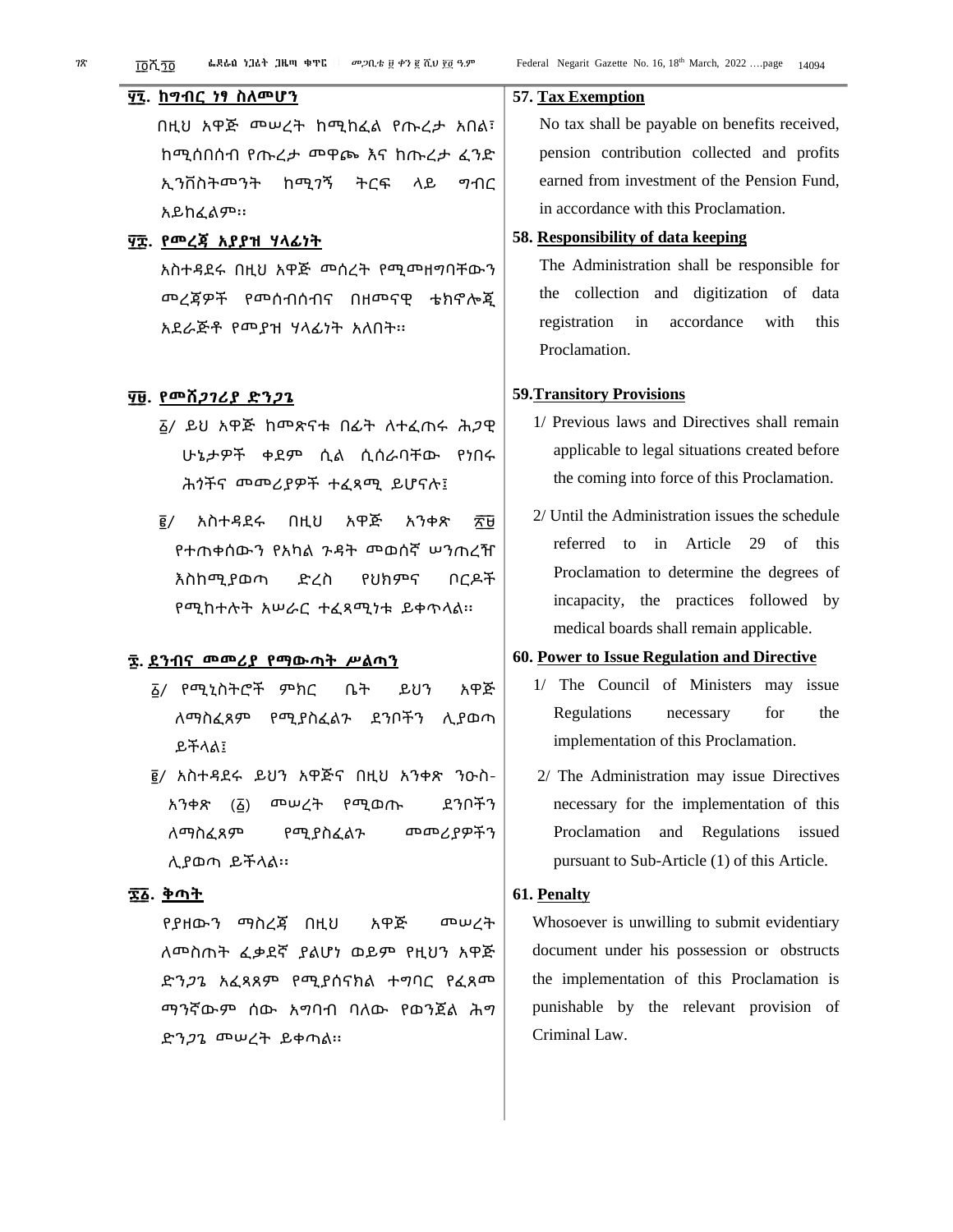**፶፯. ከግብር ነፃ ስለመሆን**

በዚህ አዋጅ መሠረት ከሚከፈል የጡረታ አበል፣ ከሚሰበሰብ የጡረታ መዋጮ እና ከጡረታ ፈንድ ኢንቨስትመንት ከሚገኝ ትርፍ ላይ ግብር አይከፈልም፡፡

**፶፰. የመረጃ አያያዝ ሃላፊነት**

አስተዳደሩ በዚህ አዋጅ መሰረት የሚመዘግባቸውን መረጃዎች የመሰብሰብና በዘመናዊ ቴክኖሎጂ አደራጅቶ የመያዝ ሃላፊነት አለበት፡፡

**፶፱. የመሸጋገሪያ ድንጋጌ**

፩/ ይህ አዋጅ ከመጽናቱ በፊት ለተፈጠሩ ሕጋዊ ሁኔታዎች ቀደም ሲል ሲሰራባቸው የነበሩ ሕጎችና መመሪያዎች ተፈጻሚ ይሆናሉ፤

፪/ አስተዳደሩ በዚህ አዋጅ አንቀጽ ፳፱ የተጠቀሰውን የአካል ጉዳት መወሰኛ ሠንጠረዥ እስከሚያወጣ ድረስ የህክምና ቦርዶች የሚከተሉት አሠራር ተፈጻሚነቱ ይቀጥላል፡፡

**፷. ደንብና መመሪያ የማውጣት ሥልጣን**

፩/ የሚኒስትሮች ምክር ቤት ይህን አዋጅ ለማስፈጸም የሚያስፈልጉ ደንቦችን ሊያወጣ ይችላል፤

፪/ አስተዳደሩ ይህን አዋጅና በዚህ አንቀጽ ንዑስ-አንቀጽ (፩) መሠረት የሚወጡ ደንቦችን ለማስፈጸም የሚያስፈልጉ መመሪያዎችን ሊያወጣ ይችላል፡፡

**፷፩. ቅጣት**

የያዘውን ማስረጃ በዚህ አዋጅ መሠረት ለመስጠት ፈቃደኛ ያልሆነ ወይም የዚህን አዋጅ ድንጋጌ አፈጻጸም የሚያሰናክል ተግባር የፈጸመ ማንኛውም ሰው አግባብ ባለው የወንጀል ሕግ ድንጋጌ መሠረት ይቀጣል፡፡

**57. Tax Exemption**

No tax shall be payable on benefits received, pension contribution collected and profits earned from investment of the Pension Fund, in accordance with this Proclamation.

**58. Responsibility of data keeping**

The Administration shall be responsible for the collection and digitization of data registration in accordance with this Proclamation.

**59. Transitory Provisions**

1/ Previous laws and Directives shall remain applicable to legal situations created before the coming into force of this Proclamation.

2/ Until the Administration issues the schedule referred to in Article 29 of this Proclamation to determine the degrees of incapacity, the practices followed by medical boards shall remain applicable.

**60. Power to Issue Regulation and Directive**

1/ The Council of Ministers may issue Regulations necessary for the implementation of this Proclamation.

2/ The Administration may issue Directives necessary for the implementation of this Proclamation and Regulations issued pursuant to Sub-Article (1) of this Article.

**61. Penalty**

Whosoever is unwilling to submit evidentiary document under his possession or obstructs the implementation of this Proclamation is punishable by the relevant provision of Criminal Law.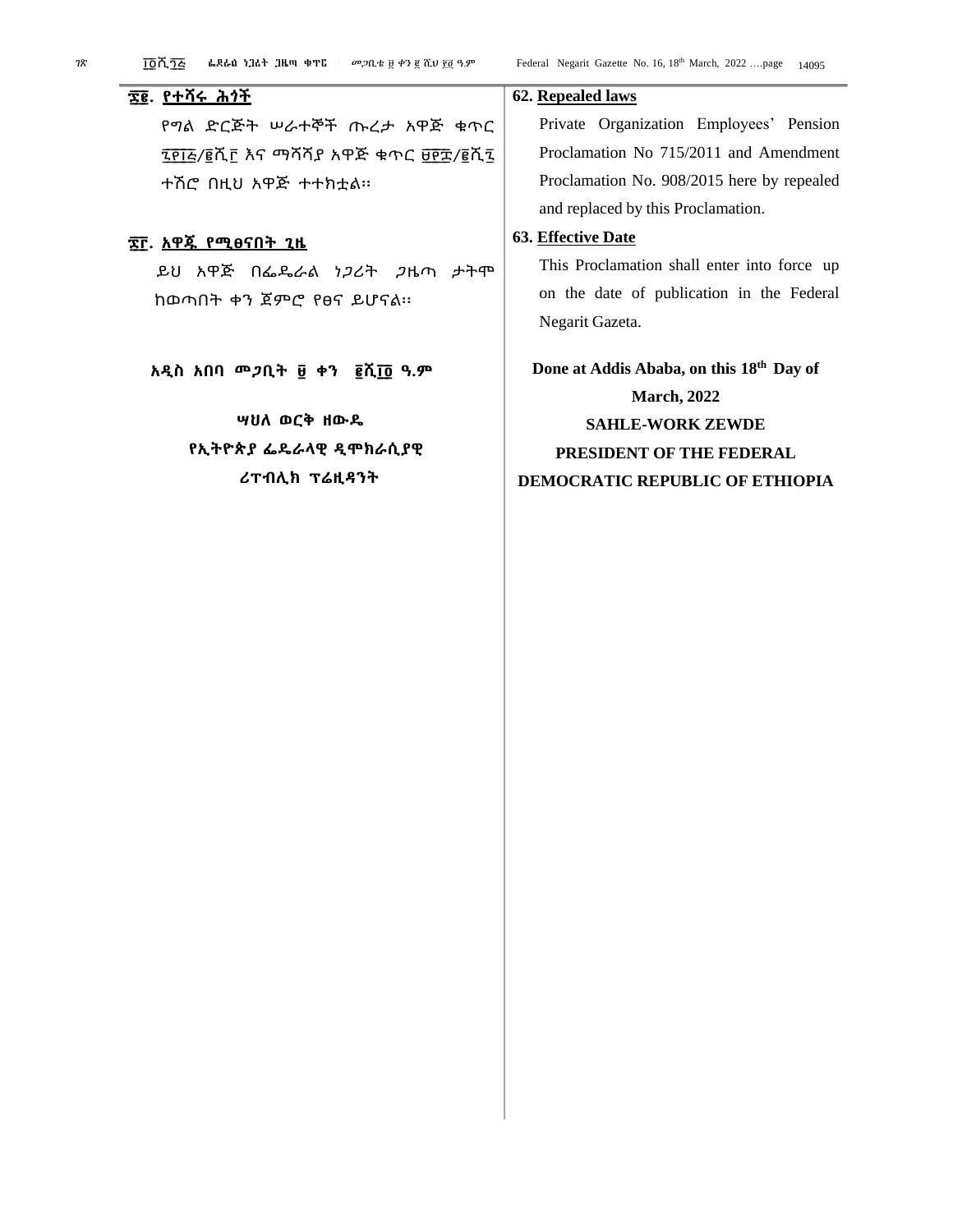## ፷፪. የተሻሩ ሕጎች

የግል ድርጅት ሠራተኞች ጡረታ አዋጅ ቁጥር ፯፻፲፭/፪ሺ፫ እና ማሻሻያ አዋጅ ቁጥር ፱፻፰/፪ሺ፯ ተሽሮ በዚህ አዋጅ ተተክቷል።

## ፷፫. አዋጁ የሚፀናበት ጊዜ

ይህ አዋጅ በፌዴራል ነጋሪት ጋዜጣ ታትሞ ከወጣበት ቀን ጀምሮ የፀና ይሆናል።

**አዲስ አበባ መጋቢት ፱ ቀን ፪ሺ፲፬ ዓ.ም**

**ሣህለ ወርቅ ዘውዴ**

**የኢትዮጵያ ፌዴራላዊ ዲሞክራሲያዊ ሪፐብሊክ ፕሬዚዳንት**

## 62. Repealed laws

Private Organization Employees' Pension Proclamation No 715/2011 and Amendment Proclamation No. 908/2015 here by repealed and replaced by this Proclamation.

## 63. Effective Date

This Proclamation shall enter into force up on the date of publication in the Federal Negarit Gazeta.

**Done at Addis Ababa, on this 18th Day of March, 2022**

**SAHLE-WORK ZEWDE**

**PRESIDENT OF THE FEDERAL DEMOCRATIC REPUBLIC OF ETHIOPIA**